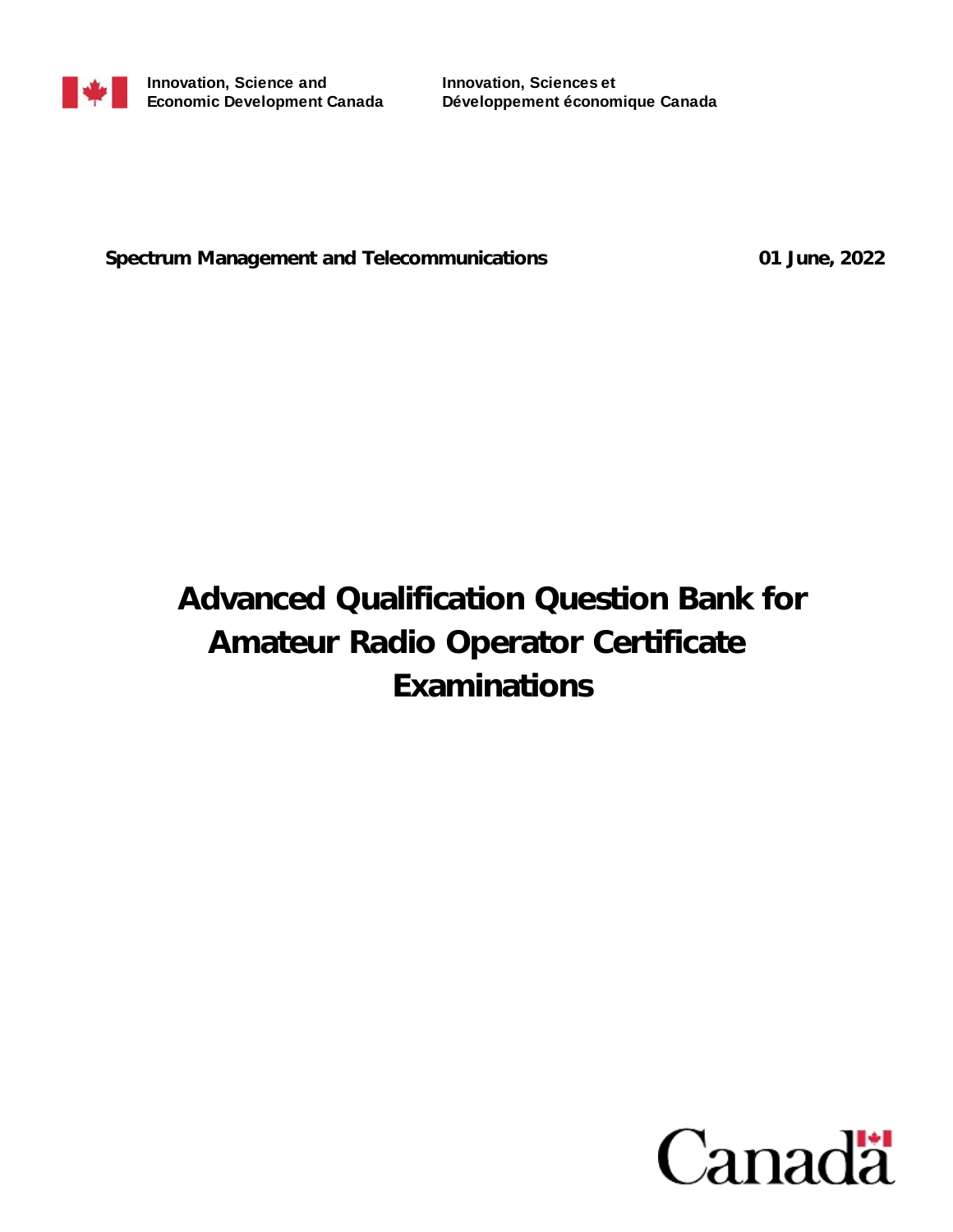Innovation, Science and Economic Development Canada

Innovation, Sciences et Développement économique Canada

**Spectrum Management and Telecommunications** **01 June, 2022**

# Advanced Qualification Question Bank for Amateur Radio Operator Certificate Examinations

Canada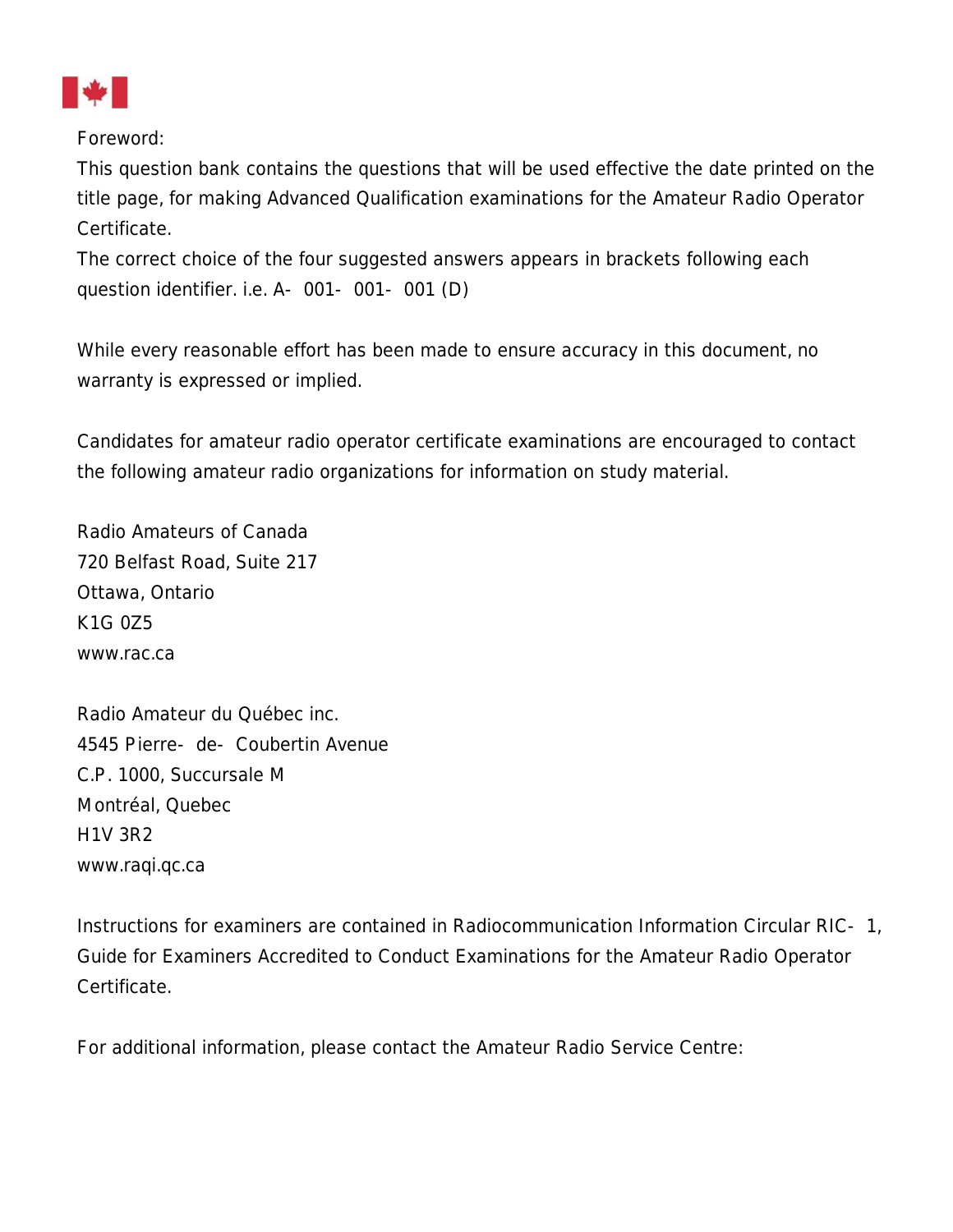Foreword:

This question bank contains the questions that will be used effective the date printed on the title page, for making Advanced Qualification examinations for the Amateur Radio Operator Certificate.

The correct choice of the four suggested answers appears in brackets following each question identifier. i.e. A-001-001-001 (D)

While every reasonable effort has been made to ensure accuracy in this document, no warranty is expressed or implied.

Candidates for amateur radio operator certificate examinations are encouraged to contact the following amateur radio organizations for information on study material.

Radio Amateurs of Canada  
720 Belfast Road, Suite 217  
Ottawa, Ontario  
K1G 0Z5  
www.rac.ca

Radio Amateur du Québec inc.  
4545 Pierre-de-Coubertin Avenue  
C.P. 1000, Succursale M  
Montréal, Quebec  
H1V 3R2  
www.raqi.qc.ca

Instructions for examiners are contained in Radiocommunication Information Circular RIC-1, Guide for Examiners Accredited to Conduct Examinations for the Amateur Radio Operator Certificate.

For additional information, please contact the Amateur Radio Service Centre: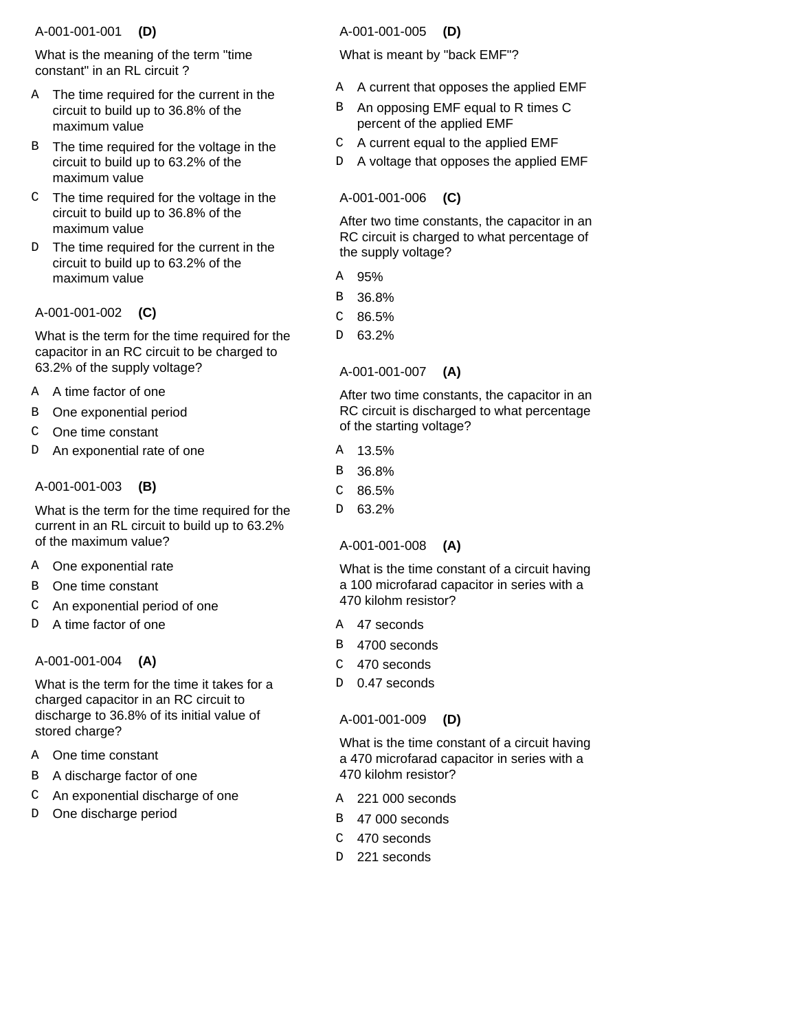A-001-001-001 **(D)**

What is the meaning of the term "time constant" in an RL circuit ?

- A The time required for the current in the circuit to build up to 36.8% of the maximum value
- B The time required for the voltage in the circuit to build up to 63.2% of the maximum value
- C The time required for the voltage in the circuit to build up to 36.8% of the maximum value
- D The time required for the current in the circuit to build up to 63.2% of the maximum value

A-001-001-002 **(C)**

What is the term for the time required for the capacitor in an RC circuit to be charged to 63.2% of the supply voltage?

- A A time factor of one
- B One exponential period
- C One time constant
- D An exponential rate of one

A-001-001-003 **(B)**

What is the term for the time required for the current in an RL circuit to build up to 63.2% of the maximum value?

- A One exponential rate
- B One time constant
- C An exponential period of one
- D A time factor of one

A-001-001-004 **(A)**

What is the term for the time it takes for a charged capacitor in an RC circuit to discharge to 36.8% of its initial value of stored charge?

- A One time constant
- B A discharge factor of one
- C An exponential discharge of one
- D One discharge period

A-001-001-005 **(D)**

What is meant by "back EMF"?

- A A current that opposes the applied EMF
- B An opposing EMF equal to R times C percent of the applied EMF
- C A current equal to the applied EMF
- D A voltage that opposes the applied EMF

A-001-001-006 **(C)**

After two time constants, the capacitor in an RC circuit is charged to what percentage of the supply voltage?

- A 95%
- B 36.8%
- C 86.5%
- D 63.2%

A-001-001-007 **(A)**

After two time constants, the capacitor in an RC circuit is discharged to what percentage of the starting voltage?

- A 13.5%
- B 36.8%
- C 86.5%
- D 63.2%

A-001-001-008 **(A)**

What is the time constant of a circuit having a 100 microfarad capacitor in series with a 470 kilohm resistor?

- A 47 seconds
- B 4700 seconds
- C 470 seconds
- D 0.47 seconds

A-001-001-009 **(D)**

What is the time constant of a circuit having a 470 microfarad capacitor in series with a 470 kilohm resistor?

- A 221 000 seconds
- B 47 000 seconds
- C 470 seconds
- D 221 seconds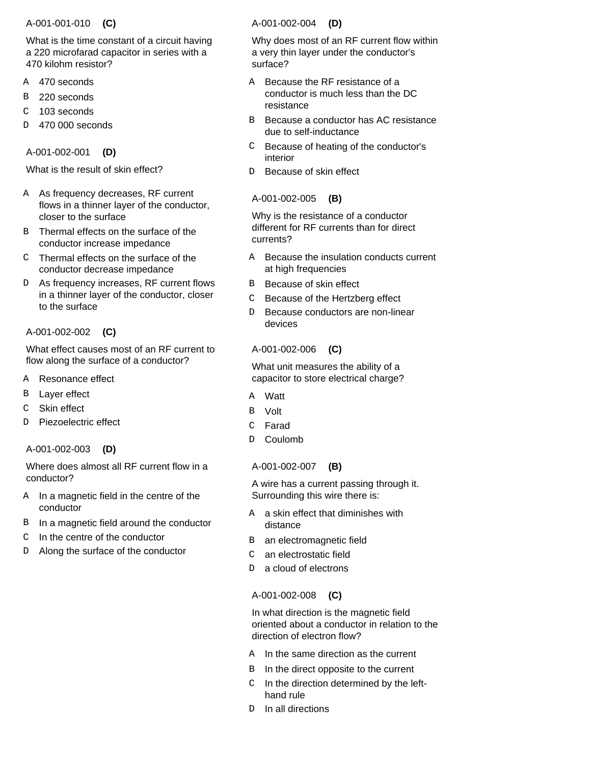A-001-001-010 **(C)**

What is the time constant of a circuit having a 220 microfarad capacitor in series with a 470 kilohm resistor?

- A 470 seconds
- B 220 seconds
- C 103 seconds
- D 470 000 seconds

A-001-002-001 **(D)**

What is the result of skin effect?

- A As frequency decreases, RF current flows in a thinner layer of the conductor, closer to the surface
- B Thermal effects on the surface of the conductor increase impedance
- C Thermal effects on the surface of the conductor decrease impedance
- D As frequency increases, RF current flows in a thinner layer of the conductor, closer to the surface

A-001-002-002 **(C)**

What effect causes most of an RF current to flow along the surface of a conductor?

- A Resonance effect
- B Layer effect
- C Skin effect
- D Piezoelectric effect

A-001-002-003 **(D)**

Where does almost all RF current flow in a conductor?

- A In a magnetic field in the centre of the conductor
- B In a magnetic field around the conductor
- C In the centre of the conductor
- D Along the surface of the conductor

A-001-002-004 **(D)**

Why does most of an RF current flow within a very thin layer under the conductor's surface?

- A Because the RF resistance of a conductor is much less than the DC resistance
- B Because a conductor has AC resistance due to self-inductance
- C Because of heating of the conductor's interior
- D Because of skin effect

A-001-002-005 **(B)**

Why is the resistance of a conductor different for RF currents than for direct currents?

- A Because the insulation conducts current at high frequencies
- B Because of skin effect
- C Because of the Hertzberg effect
- D Because conductors are non-linear devices

A-001-002-006 **(C)**

What unit measures the ability of a capacitor to store electrical charge?

- A Watt
- B Volt
- C Farad
- D Coulomb

A-001-002-007 **(B)**

A wire has a current passing through it. Surrounding this wire there is:

- A a skin effect that diminishes with distance
- B an electromagnetic field
- C an electrostatic field
- D a cloud of electrons

A-001-002-008 **(C)**

In what direction is the magnetic field oriented about a conductor in relation to the direction of electron flow?

- A In the same direction as the current
- B In the direct opposite to the current
- C In the direction determined by the left-hand rule
- D In all directions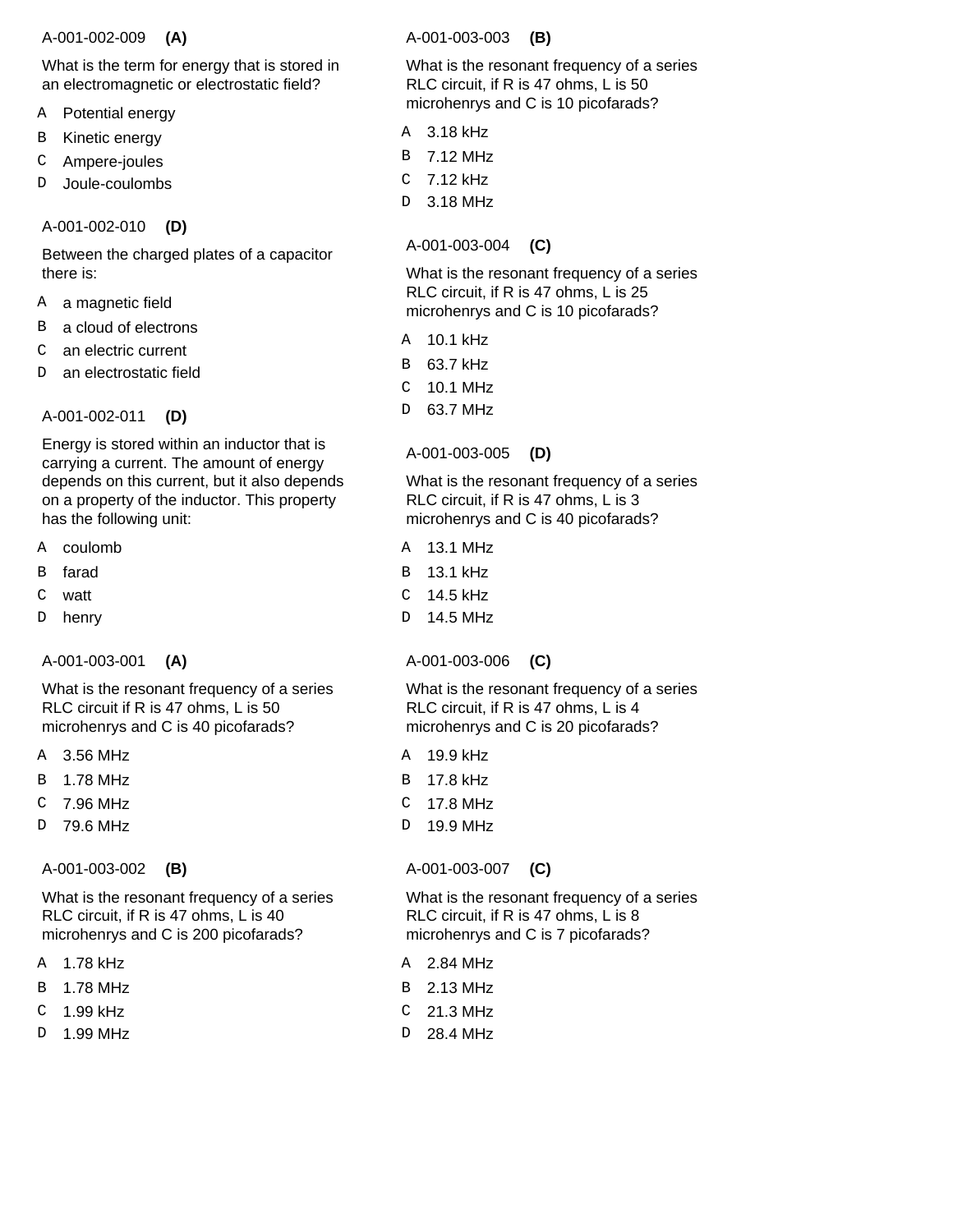A-001-002-009 **(A)**

What is the term for energy that is stored in an electromagnetic or electrostatic field?

- A Potential energy
- B Kinetic energy
- C Ampere-joules
- D Joule-coulombs

A-001-002-010 **(D)**

Between the charged plates of a capacitor there is:

- A a magnetic field
- B a cloud of electrons
- C an electric current
- D an electrostatic field

A-001-002-011 **(D)**

Energy is stored within an inductor that is carrying a current. The amount of energy depends on this current, but it also depends on a property of the inductor. This property has the following unit:

- A coulomb
- B farad
- C watt
- D henry

A-001-003-001 **(A)**

What is the resonant frequency of a series RLC circuit if R is 47 ohms, L is 50 microhenrys and C is 40 picofarads?

- A 3.56 MHz
- B 1.78 MHz
- C 7.96 MHz
- D 79.6 MHz

A-001-003-002 **(B)**

What is the resonant frequency of a series RLC circuit, if R is 47 ohms, L is 40 microhenrys and C is 200 picofarads?

- A 1.78 kHz
- B 1.78 MHz
- C 1.99 kHz
- D 1.99 MHz

A-001-003-003 **(B)**

What is the resonant frequency of a series RLC circuit, if R is 47 ohms, L is 50 microhenrys and C is 10 picofarads?

- A 3.18 kHz
- B 7.12 MHz
- C 7.12 kHz
- D 3.18 MHz

A-001-003-004 **(C)**

What is the resonant frequency of a series RLC circuit, if R is 47 ohms, L is 25 microhenrys and C is 10 picofarads?

- A 10.1 kHz
- B 63.7 kHz
- C 10.1 MHz
- D 63.7 MHz

A-001-003-005 **(D)**

What is the resonant frequency of a series RLC circuit, if R is 47 ohms, L is 3 microhenrys and C is 40 picofarads?

- A 13.1 MHz
- B 13.1 kHz
- C 14.5 kHz
- D 14.5 MHz

A-001-003-006 **(C)**

What is the resonant frequency of a series RLC circuit, if R is 47 ohms, L is 4 microhenrys and C is 20 picofarads?

- A 19.9 kHz
- B 17.8 kHz
- C 17.8 MHz
- D 19.9 MHz

A-001-003-007 **(C)**

What is the resonant frequency of a series RLC circuit, if R is 47 ohms, L is 8 microhenrys and C is 7 picofarads?

- A 2.84 MHz
- B 2.13 MHz
- C 21.3 MHz
- D 28.4 MHz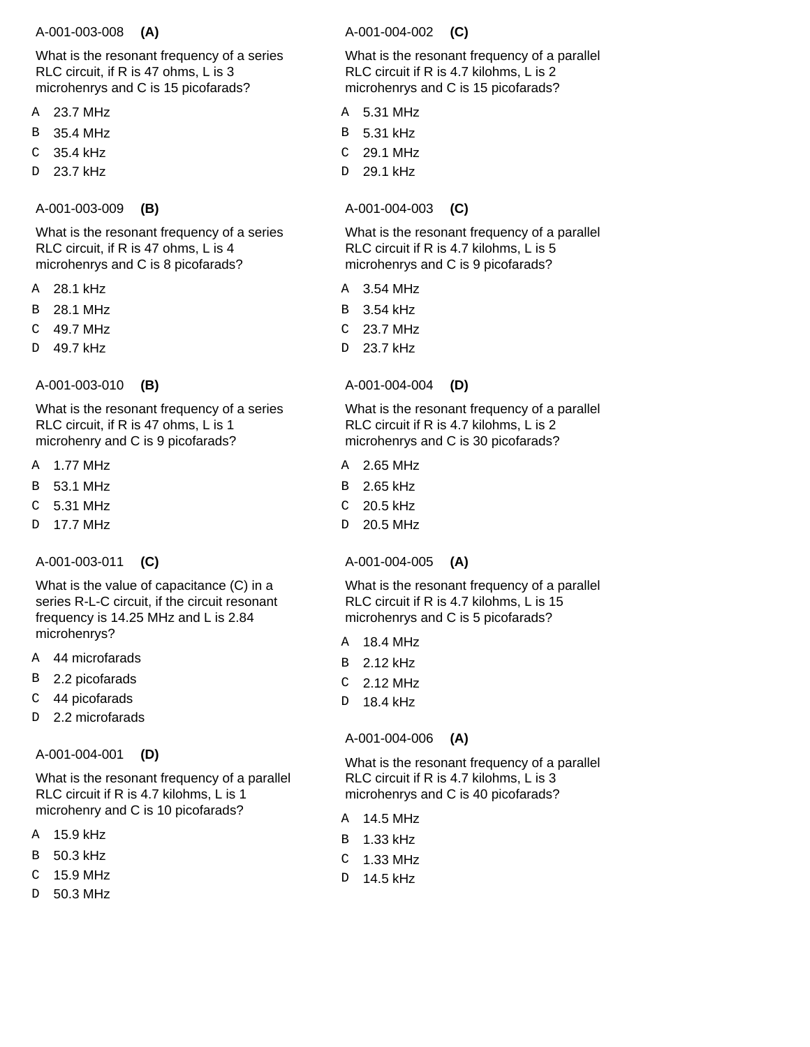A-001-003-008 **(A)**

What is the resonant frequency of a series RLC circuit, if R is 47 ohms, L is 3 microhenrys and C is 15 picofarads?

A 23.7 MHz
B 35.4 MHz
C 35.4 kHz
D 23.7 kHz

A-001-003-009 **(B)**

What is the resonant frequency of a series RLC circuit, if R is 47 ohms, L is 4 microhenrys and C is 8 picofarads?

A 28.1 kHz
B 28.1 MHz
C 49.7 MHz
D 49.7 kHz

A-001-003-010 **(B)**

What is the resonant frequency of a series RLC circuit, if R is 47 ohms, L is 1 microhenry and C is 9 picofarads?

A 1.77 MHz
B 53.1 MHz
C 5.31 MHz
D 17.7 MHz

A-001-003-011 **(C)**

What is the value of capacitance (C) in a series R-L-C circuit, if the circuit resonant frequency is 14.25 MHz and L is 2.84 microhenrys?

A 44 microfarads
B 2.2 picofarads
C 44 picofarads
D 2.2 microfarads

A-001-004-001 **(D)**

What is the resonant frequency of a parallel RLC circuit if R is 4.7 kilohms, L is 1 microhenry and C is 10 picofarads?

A 15.9 kHz
B 50.3 kHz
C 15.9 MHz
D 50.3 MHz

A-001-004-002 **(C)**

What is the resonant frequency of a parallel RLC circuit if R is 4.7 kilohms, L is 2 microhenrys and C is 15 picofarads?

A 5.31 MHz
B 5.31 kHz
C 29.1 MHz
D 29.1 kHz

A-001-004-003 **(C)**

What is the resonant frequency of a parallel RLC circuit if R is 4.7 kilohms, L is 5 microhenrys and C is 9 picofarads?

A 3.54 MHz
B 3.54 kHz
C 23.7 MHz
D 23.7 kHz

A-001-004-004 **(D)**

What is the resonant frequency of a parallel RLC circuit if R is 4.7 kilohms, L is 2 microhenrys and C is 30 picofarads?

A 2.65 MHz
B 2.65 kHz
C 20.5 kHz
D 20.5 MHz

A-001-004-005 **(A)**

What is the resonant frequency of a parallel RLC circuit if R is 4.7 kilohms, L is 15 microhenrys and C is 5 picofarads?

A 18.4 MHz
B 2.12 kHz
C 2.12 MHz
D 18.4 kHz

A-001-004-006 **(A)**

What is the resonant frequency of a parallel RLC circuit if R is 4.7 kilohms, L is 3 microhenrys and C is 40 picofarads?

A 14.5 MHz
B 1.33 kHz
C 1.33 MHz
D 14.5 kHz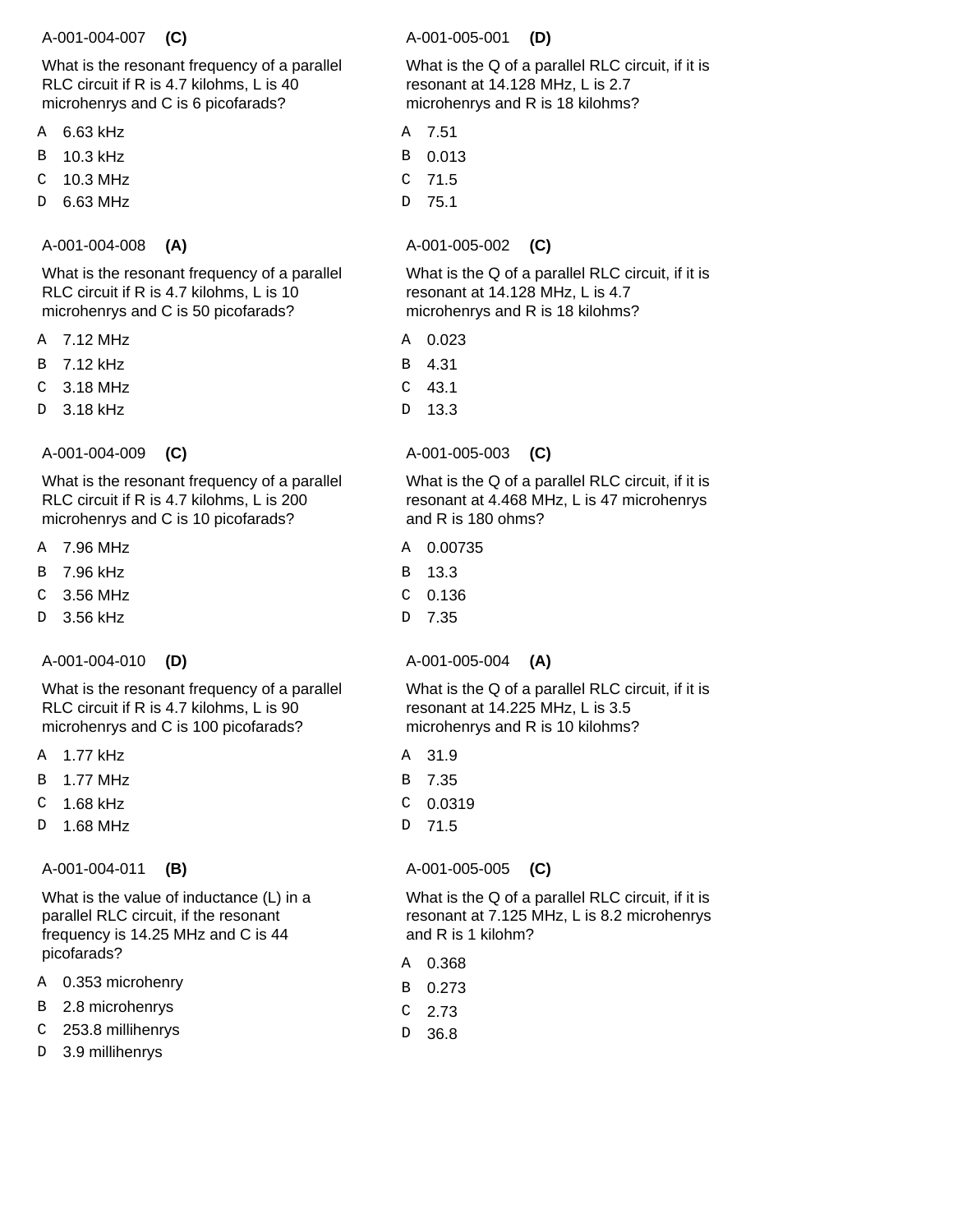A-001-004-007 **(C)**

What is the resonant frequency of a parallel RLC circuit if R is 4.7 kilohms, L is 40 microhenrys and C is 6 picofarads?

- A 6.63 kHz
- B 10.3 kHz
- C 10.3 MHz
- D 6.63 MHz

A-001-004-008 **(A)**

What is the resonant frequency of a parallel RLC circuit if R is 4.7 kilohms, L is 10 microhenrys and C is 50 picofarads?

- A 7.12 MHz
- B 7.12 kHz
- C 3.18 MHz
- D 3.18 kHz

A-001-004-009 **(C)**

What is the resonant frequency of a parallel RLC circuit if R is 4.7 kilohms, L is 200 microhenrys and C is 10 picofarads?

- A 7.96 MHz
- B 7.96 kHz
- C 3.56 MHz
- D 3.56 kHz

A-001-004-010 **(D)**

What is the resonant frequency of a parallel RLC circuit if R is 4.7 kilohms, L is 90 microhenrys and C is 100 picofarads?

- A 1.77 kHz
- B 1.77 MHz
- C 1.68 kHz
- D 1.68 MHz

A-001-004-011 **(B)**

What is the value of inductance (L) in a parallel RLC circuit, if the resonant frequency is 14.25 MHz and C is 44 picofarads?

- A 0.353 microhenry
- B 2.8 microhenrys
- C 253.8 millihenrys
- D 3.9 millihenrys

A-001-005-001 **(D)**

What is the Q of a parallel RLC circuit, if it is resonant at 14.128 MHz, L is 2.7 microhenrys and R is 18 kilohms?

- A 7.51
- B 0.013
- C 71.5
- D 75.1

A-001-005-002 **(C)**

What is the Q of a parallel RLC circuit, if it is resonant at 14.128 MHz, L is 4.7 microhenrys and R is 18 kilohms?

- A 0.023
- B 4.31
- C 43.1
- D 13.3

A-001-005-003 **(C)**

What is the Q of a parallel RLC circuit, if it is resonant at 4.468 MHz, L is 47 microhenrys and R is 180 ohms?

- A 0.00735
- B 13.3
- C 0.136
- D 7.35

A-001-005-004 **(A)**

What is the Q of a parallel RLC circuit, if it is resonant at 14.225 MHz, L is 3.5 microhenrys and R is 10 kilohms?

- A 31.9
- B 7.35
- C 0.0319
- D 71.5

A-001-005-005 **(C)**

What is the Q of a parallel RLC circuit, if it is resonant at 7.125 MHz, L is 8.2 microhenrys and R is 1 kilohm?

- A 0.368
- B 0.273
- C 2.73
- D 36.8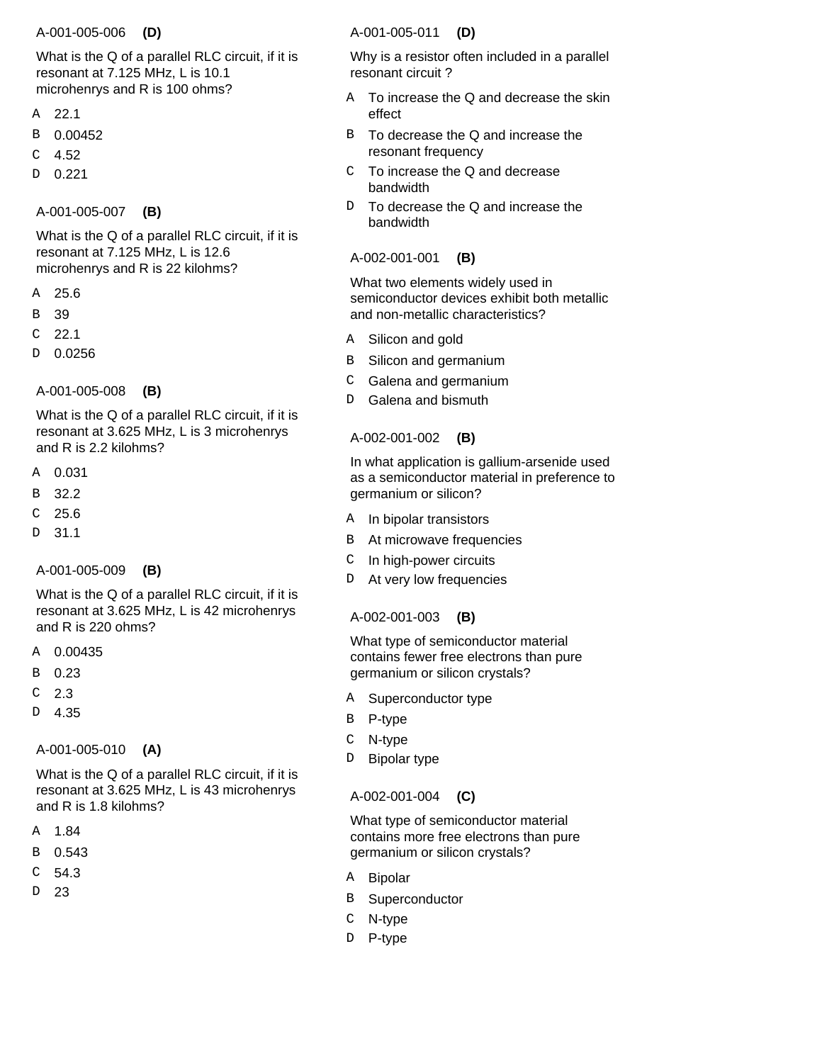A-001-005-006 **(D)**

What is the Q of a parallel RLC circuit, if it is resonant at 7.125 MHz, L is 10.1 microhenrys and R is 100 ohms?

- A 22.1
- B 0.00452
- C 4.52
- D 0.221

A-001-005-007 **(B)**

What is the Q of a parallel RLC circuit, if it is resonant at 7.125 MHz, L is 12.6 microhenrys and R is 22 kilohms?

- A 25.6
- B 39
- C 22.1
- D 0.0256

A-001-005-008 **(B)**

What is the Q of a parallel RLC circuit, if it is resonant at 3.625 MHz, L is 3 microhenrys and R is 2.2 kilohms?

- A 0.031
- B 32.2
- C 25.6
- D 31.1

A-001-005-009 **(B)**

What is the Q of a parallel RLC circuit, if it is resonant at 3.625 MHz, L is 42 microhenrys and R is 220 ohms?

- A 0.00435
- B 0.23
- C 2.3
- D 4.35

A-001-005-010 **(A)**

What is the Q of a parallel RLC circuit, if it is resonant at 3.625 MHz, L is 43 microhenrys and R is 1.8 kilohms?

- A 1.84
- B 0.543
- C 54.3
- D 23

A-001-005-011 **(D)**

Why is a resistor often included in a parallel resonant circuit ?

- A To increase the Q and decrease the skin effect
- B To decrease the Q and increase the resonant frequency
- C To increase the Q and decrease bandwidth
- D To decrease the Q and increase the bandwidth

A-002-001-001 **(B)**

What two elements widely used in semiconductor devices exhibit both metallic and non-metallic characteristics?

- A Silicon and gold
- B Silicon and germanium
- C Galena and germanium
- D Galena and bismuth

A-002-001-002 **(B)**

In what application is gallium-arsenide used as a semiconductor material in preference to germanium or silicon?

- A In bipolar transistors
- B At microwave frequencies
- C In high-power circuits
- D At very low frequencies

A-002-001-003 **(B)**

What type of semiconductor material contains fewer free electrons than pure germanium or silicon crystals?

- A Superconductor type
- B P-type
- C N-type
- D Bipolar type

A-002-001-004 **(C)**

What type of semiconductor material contains more free electrons than pure germanium or silicon crystals?

- A Bipolar
- B Superconductor
- C N-type
- D P-type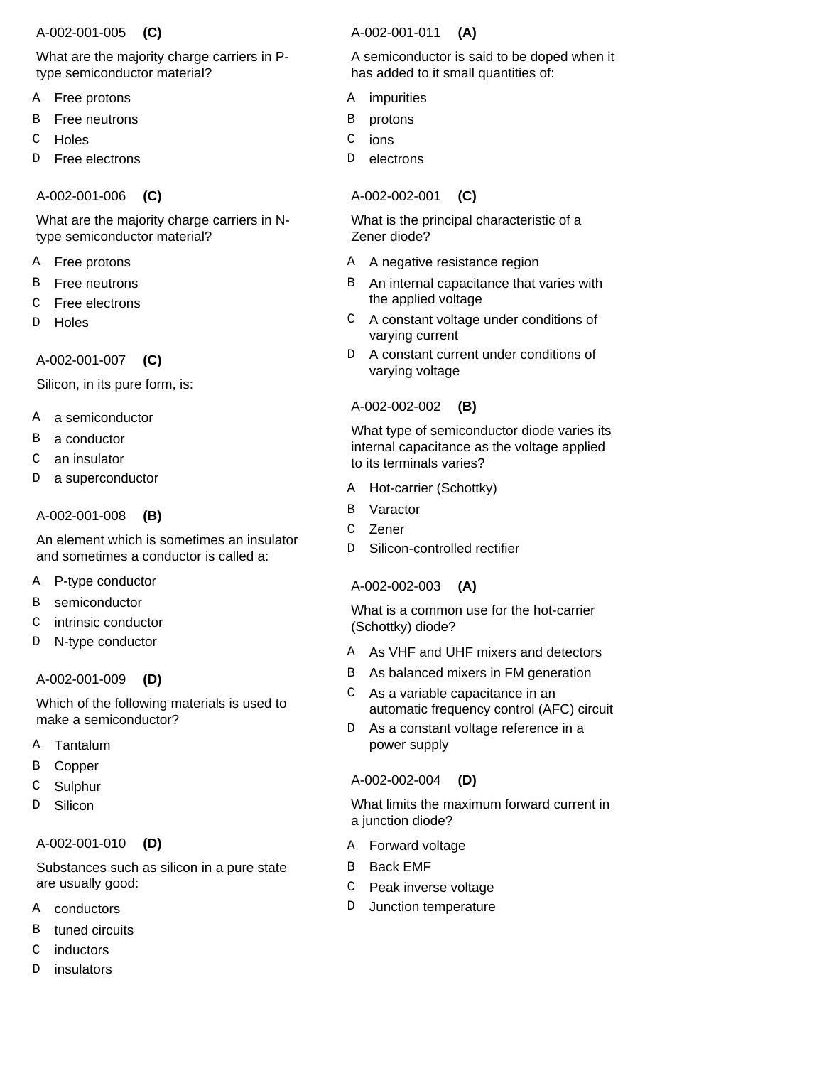A-002-001-005 **(C)**

What are the majority charge carriers in P-type semiconductor material?

- A Free protons
- B Free neutrons
- C Holes
- D Free electrons

A-002-001-006 **(C)**

What are the majority charge carriers in N-type semiconductor material?

- A Free protons
- B Free neutrons
- C Free electrons
- D Holes

A-002-001-007 **(C)**

Silicon, in its pure form, is:

- A a semiconductor
- B a conductor
- C an insulator
- D a superconductor

A-002-001-008 **(B)**

An element which is sometimes an insulator and sometimes a conductor is called a:

- A P-type conductor
- B semiconductor
- C intrinsic conductor
- D N-type conductor

A-002-001-009 **(D)**

Which of the following materials is used to make a semiconductor?

- A Tantalum
- B Copper
- C Sulphur
- D Silicon

A-002-001-010 **(D)**

Substances such as silicon in a pure state are usually good:

- A conductors
- B tuned circuits
- C inductors
- D insulators

A-002-001-011 **(A)**

A semiconductor is said to be doped when it has added to it small quantities of:

- A impurities
- B protons
- C ions
- D electrons

A-002-002-001 **(C)**

What is the principal characteristic of a Zener diode?

- A A negative resistance region
- B An internal capacitance that varies with the applied voltage
- C A constant voltage under conditions of varying current
- D A constant current under conditions of varying voltage

A-002-002-002 **(B)**

What type of semiconductor diode varies its internal capacitance as the voltage applied to its terminals varies?

- A Hot-carrier (Schottky)
- B Varactor
- C Zener
- D Silicon-controlled rectifier

A-002-002-003 **(A)**

What is a common use for the hot-carrier (Schottky) diode?

- A As VHF and UHF mixers and detectors
- B As balanced mixers in FM generation
- C As a variable capacitance in an automatic frequency control (AFC) circuit
- D As a constant voltage reference in a power supply

A-002-002-004 **(D)**

What limits the maximum forward current in a junction diode?

- A Forward voltage
- B Back EMF
- C Peak inverse voltage
- D Junction temperature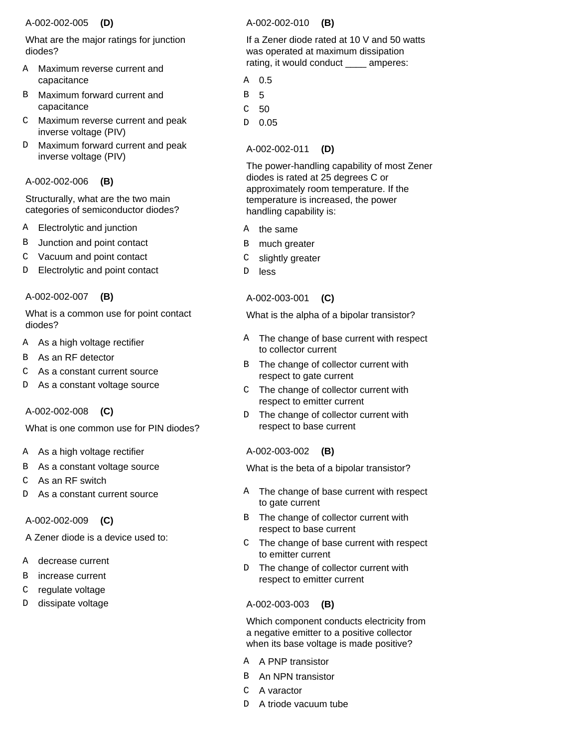A-002-002-005 **(D)**

What are the major ratings for junction diodes?

- A Maximum reverse current and capacitance
- B Maximum forward current and capacitance
- C Maximum reverse current and peak inverse voltage (PIV)
- D Maximum forward current and peak inverse voltage (PIV)

A-002-002-006 **(B)**

Structurally, what are the two main categories of semiconductor diodes?

- A Electrolytic and junction
- B Junction and point contact
- C Vacuum and point contact
- D Electrolytic and point contact

A-002-002-007 **(B)**

What is a common use for point contact diodes?

- A As a high voltage rectifier
- B As an RF detector
- C As a constant current source
- D As a constant voltage source

A-002-002-008 **(C)**

What is one common use for PIN diodes?

- A As a high voltage rectifier
- B As a constant voltage source
- C As an RF switch
- D As a constant current source

A-002-002-009 **(C)**

A Zener diode is a device used to:

- A decrease current
- B increase current
- C regulate voltage
- D dissipate voltage

A-002-002-010 **(B)**

If a Zener diode rated at 10 V and 50 watts was operated at maximum dissipation rating, it would conduct ____ amperes:

- A 0.5
- B 5
- C 50
- D 0.05

A-002-002-011 **(D)**

The power-handling capability of most Zener diodes is rated at 25 degrees C or approximately room temperature. If the temperature is increased, the power handling capability is:

- A the same
- B much greater
- C slightly greater
- D less

A-002-003-001 **(C)**

What is the alpha of a bipolar transistor?

- A The change of base current with respect to collector current
- B The change of collector current with respect to gate current
- C The change of collector current with respect to emitter current
- D The change of collector current with respect to base current

A-002-003-002 **(B)**

What is the beta of a bipolar transistor?

- A The change of base current with respect to gate current
- B The change of collector current with respect to base current
- C The change of base current with respect to emitter current
- D The change of collector current with respect to emitter current

A-002-003-003 **(B)**

Which component conducts electricity from a negative emitter to a positive collector when its base voltage is made positive?

- A A PNP transistor
- B An NPN transistor
- C A varactor
- D A triode vacuum tube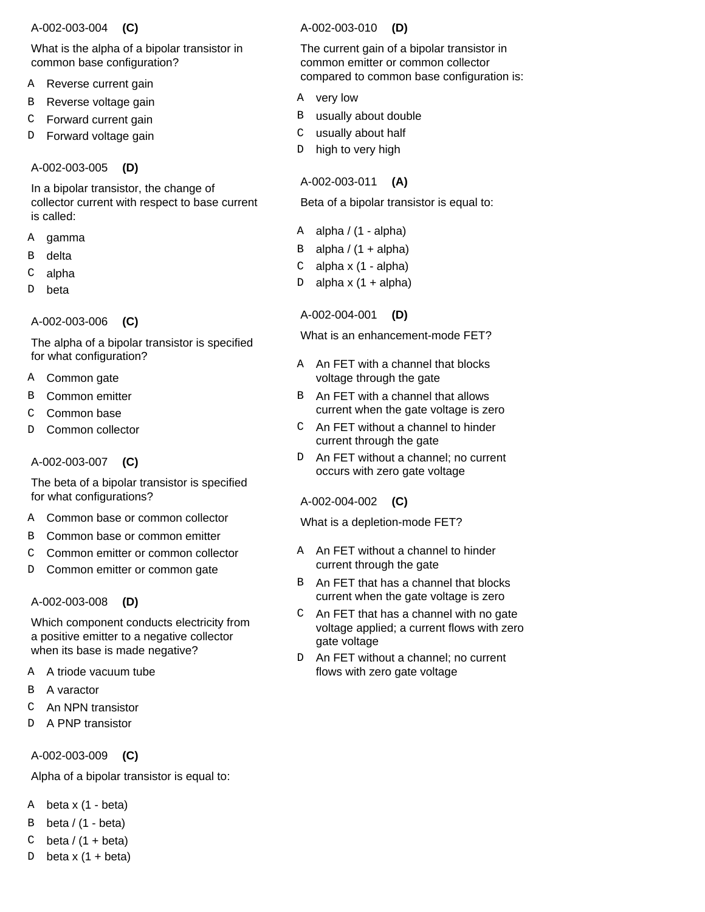A-002-003-004 **(C)**

What is the alpha of a bipolar transistor in common base configuration?

- A Reverse current gain
- B Reverse voltage gain
- C Forward current gain
- D Forward voltage gain

A-002-003-005 **(D)**

In a bipolar transistor, the change of collector current with respect to base current is called:

- A gamma
- B delta
- C alpha
- D beta

A-002-003-006 **(C)**

The alpha of a bipolar transistor is specified for what configuration?

- A Common gate
- B Common emitter
- C Common base
- D Common collector

A-002-003-007 **(C)**

The beta of a bipolar transistor is specified for what configurations?

- A Common base or common collector
- B Common base or common emitter
- C Common emitter or common collector
- D Common emitter or common gate

A-002-003-008 **(D)**

Which component conducts electricity from a positive emitter to a negative collector when its base is made negative?

- A A triode vacuum tube
- B A varactor
- C An NPN transistor
- D A PNP transistor

A-002-003-009 **(C)**

Alpha of a bipolar transistor is equal to:

- A beta x (1 - beta)
- B beta / (1 - beta)
- C beta / (1 + beta)
- D beta x (1 + beta)

A-002-003-010 **(D)**

The current gain of a bipolar transistor in common emitter or common collector compared to common base configuration is:

- A very low
- B usually about double
- C usually about half
- D high to very high

A-002-003-011 **(A)**

Beta of a bipolar transistor is equal to:

- A alpha / (1 - alpha)
- B alpha / (1 + alpha)
- C alpha x (1 - alpha)
- D alpha x (1 + alpha)

A-002-004-001 **(D)**

What is an enhancement-mode FET?

- A An FET with a channel that blocks voltage through the gate
- B An FET with a channel that allows current when the gate voltage is zero
- C An FET without a channel to hinder current through the gate
- D An FET without a channel; no current occurs with zero gate voltage

A-002-004-002 **(C)**

What is a depletion-mode FET?

- A An FET without a channel to hinder current through the gate
- B An FET that has a channel that blocks current when the gate voltage is zero
- C An FET that has a channel with no gate voltage applied; a current flows with zero gate voltage
- D An FET without a channel; no current flows with zero gate voltage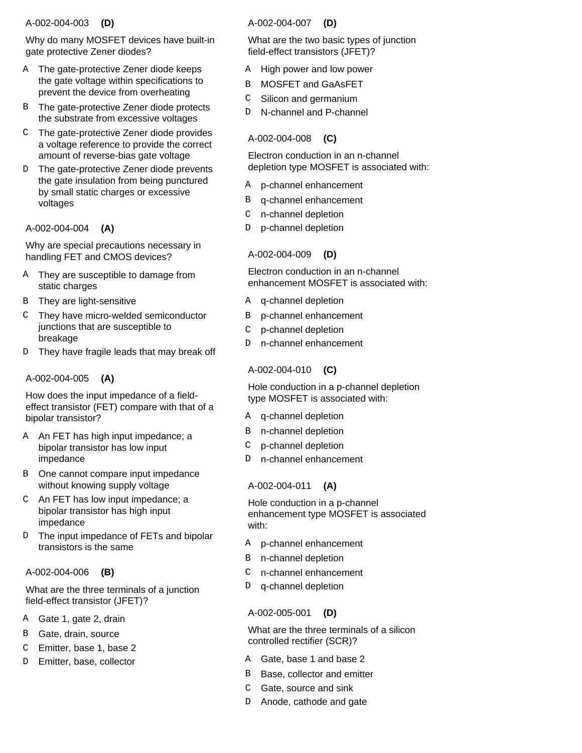A-002-004-003 **(D)**

Why do many MOSFET devices have built-in gate protective Zener diodes?

- A The gate-protective Zener diode keeps the gate voltage within specifications to prevent the device from overheating
- B The gate-protective Zener diode protects the substrate from excessive voltages
- C The gate-protective Zener diode provides a voltage reference to provide the correct amount of reverse-bias gate voltage
- D The gate-protective Zener diode prevents the gate insulation from being punctured by small static charges or excessive voltages

A-002-004-004 **(A)**

Why are special precautions necessary in handling FET and CMOS devices?

- A They are susceptible to damage from static charges
- B They are light-sensitive
- C They have micro-welded semiconductor junctions that are susceptible to breakage
- D They have fragile leads that may break off

A-002-004-005 **(A)**

How does the input impedance of a field-effect transistor (FET) compare with that of a bipolar transistor?

- A An FET has high input impedance; a bipolar transistor has low input impedance
- B One cannot compare input impedance without knowing supply voltage
- C An FET has low input impedance; a bipolar transistor has high input impedance
- D The input impedance of FETs and bipolar transistors is the same

A-002-004-006 **(B)**

What are the three terminals of a junction field-effect transistor (JFET)?

- A Gate 1, gate 2, drain
- B Gate, drain, source
- C Emitter, base 1, base 2
- D Emitter, base, collector

A-002-004-007 **(D)**

What are the two basic types of junction field-effect transistors (JFET)?

- A High power and low power
- B MOSFET and GaAsFET
- C Silicon and germanium
- D N-channel and P-channel

A-002-004-008 **(C)**

Electron conduction in an n-channel depletion type MOSFET is associated with:

- A p-channel enhancement
- B q-channel enhancement
- C n-channel depletion
- D p-channel depletion

A-002-004-009 **(D)**

Electron conduction in an n-channel enhancement MOSFET is associated with:

- A q-channel depletion
- B p-channel enhancement
- C p-channel depletion
- D n-channel enhancement

A-002-004-010 **(C)**

Hole conduction in a p-channel depletion type MOSFET is associated with:

- A q-channel depletion
- B n-channel depletion
- C p-channel depletion
- D n-channel enhancement

A-002-004-011 **(A)**

Hole conduction in a p-channel enhancement type MOSFET is associated with:

- A p-channel enhancement
- B n-channel depletion
- C n-channel enhancement
- D q-channel depletion

A-002-005-001 **(D)**

What are the three terminals of a silicon controlled rectifier (SCR)?

- A Gate, base 1 and base 2
- B Base, collector and emitter
- C Gate, source and sink
- D Anode, cathode and gate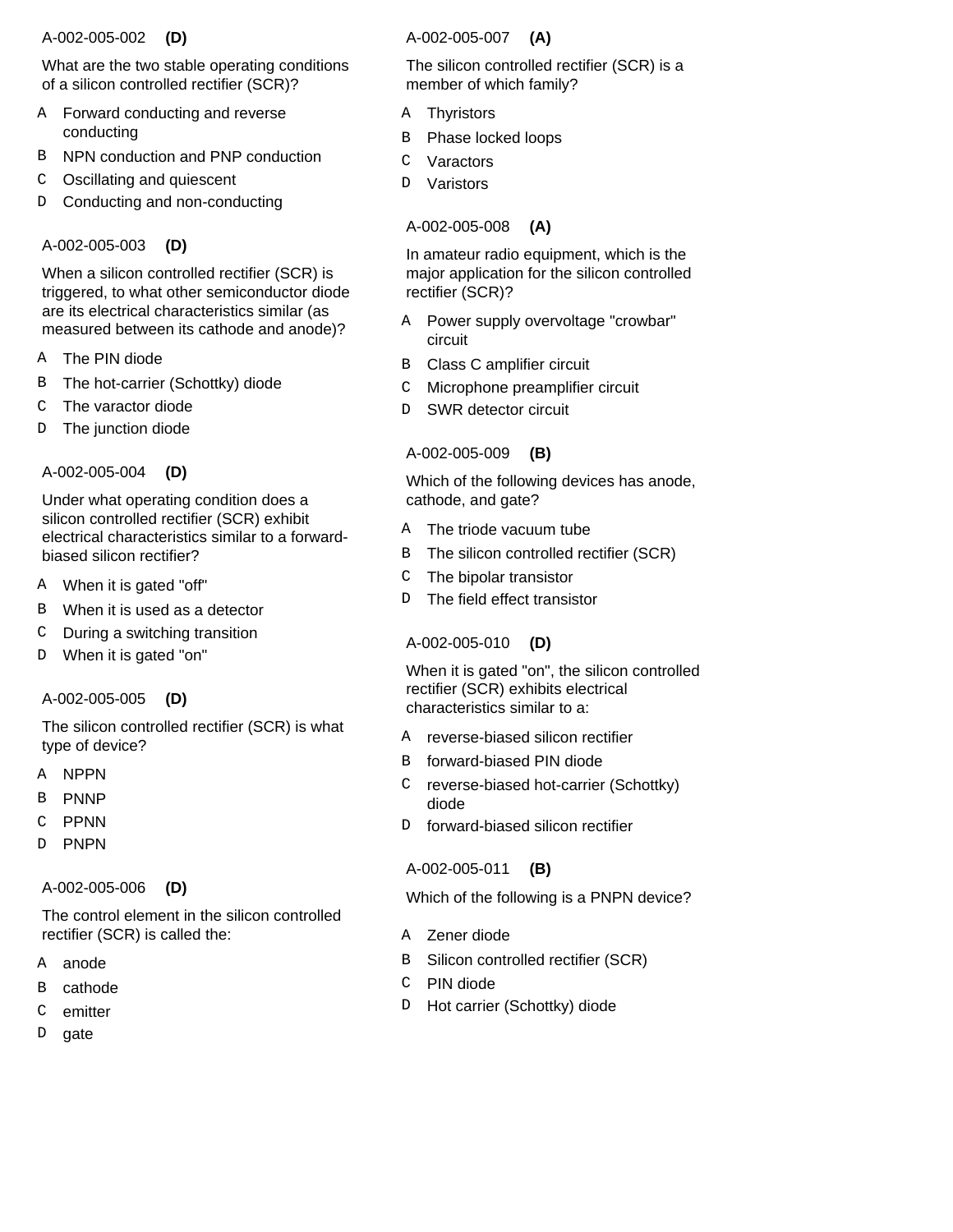A-002-005-002 **(D)**

What are the two stable operating conditions of a silicon controlled rectifier (SCR)?

- A Forward conducting and reverse conducting
- B NPN conduction and PNP conduction
- C Oscillating and quiescent
- D Conducting and non-conducting

A-002-005-003 **(D)**

When a silicon controlled rectifier (SCR) is triggered, to what other semiconductor diode are its electrical characteristics similar (as measured between its cathode and anode)?

- A The PIN diode
- B The hot-carrier (Schottky) diode
- C The varactor diode
- D The junction diode

A-002-005-004 **(D)**

Under what operating condition does a silicon controlled rectifier (SCR) exhibit electrical characteristics similar to a forward-biased silicon rectifier?

- A When it is gated "off"
- B When it is used as a detector
- C During a switching transition
- D When it is gated "on"

A-002-005-005 **(D)**

The silicon controlled rectifier (SCR) is what type of device?

- A NPPN
- B PNNP
- C PPNN
- D PNPN

A-002-005-006 **(D)**

The control element in the silicon controlled rectifier (SCR) is called the:

- A anode
- B cathode
- C emitter
- D gate

A-002-005-007 **(A)**

The silicon controlled rectifier (SCR) is a member of which family?

- A Thyristors
- B Phase locked loops
- C Varactors
- D Varistors

A-002-005-008 **(A)**

In amateur radio equipment, which is the major application for the silicon controlled rectifier (SCR)?

- A Power supply overvoltage "crowbar" circuit
- B Class C amplifier circuit
- C Microphone preamplifier circuit
- D SWR detector circuit

A-002-005-009 **(B)**

Which of the following devices has anode, cathode, and gate?

- A The triode vacuum tube
- B The silicon controlled rectifier (SCR)
- C The bipolar transistor
- D The field effect transistor

A-002-005-010 **(D)**

When it is gated "on", the silicon controlled rectifier (SCR) exhibits electrical characteristics similar to a:

- A reverse-biased silicon rectifier
- B forward-biased PIN diode
- C reverse-biased hot-carrier (Schottky) diode
- D forward-biased silicon rectifier

A-002-005-011 **(B)**

Which of the following is a PNPN device?

- A Zener diode
- B Silicon controlled rectifier (SCR)
- C PIN diode
- D Hot carrier (Schottky) diode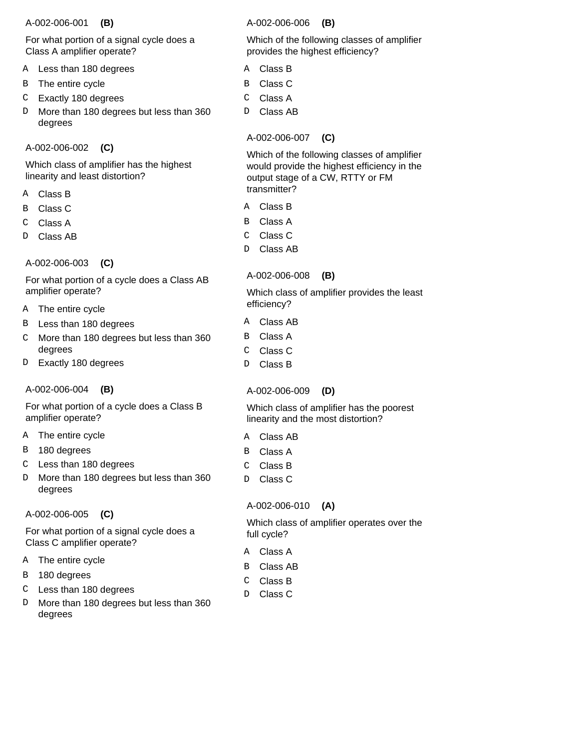A-002-006-001 **(B)**

For what portion of a signal cycle does a Class A amplifier operate?

- A Less than 180 degrees
- B The entire cycle
- C Exactly 180 degrees
- D More than 180 degrees but less than 360 degrees

A-002-006-002 **(C)**

Which class of amplifier has the highest linearity and least distortion?

- A Class B
- B Class C
- C Class A
- D Class AB

A-002-006-003 **(C)**

For what portion of a cycle does a Class AB amplifier operate?

- A The entire cycle
- B Less than 180 degrees
- C More than 180 degrees but less than 360 degrees
- D Exactly 180 degrees

A-002-006-004 **(B)**

For what portion of a cycle does a Class B amplifier operate?

- A The entire cycle
- B 180 degrees
- C Less than 180 degrees
- D More than 180 degrees but less than 360 degrees

A-002-006-005 **(C)**

For what portion of a signal cycle does a Class C amplifier operate?

- A The entire cycle
- B 180 degrees
- C Less than 180 degrees
- D More than 180 degrees but less than 360 degrees

A-002-006-006 **(B)**

Which of the following classes of amplifier provides the highest efficiency?

- A Class B
- B Class C
- C Class A
- D Class AB

A-002-006-007 **(C)**

Which of the following classes of amplifier would provide the highest efficiency in the output stage of a CW, RTTY or FM transmitter?

- A Class B
- B Class A
- C Class C
- D Class AB

A-002-006-008 **(B)**

Which class of amplifier provides the least efficiency?

- A Class AB
- B Class A
- C Class C
- D Class B

A-002-006-009 **(D)**

Which class of amplifier has the poorest linearity and the most distortion?

- A Class AB
- B Class A
- C Class B
- D Class C

A-002-006-010 **(A)**

Which class of amplifier operates over the full cycle?

- A Class A
- B Class AB
- C Class B
- D Class C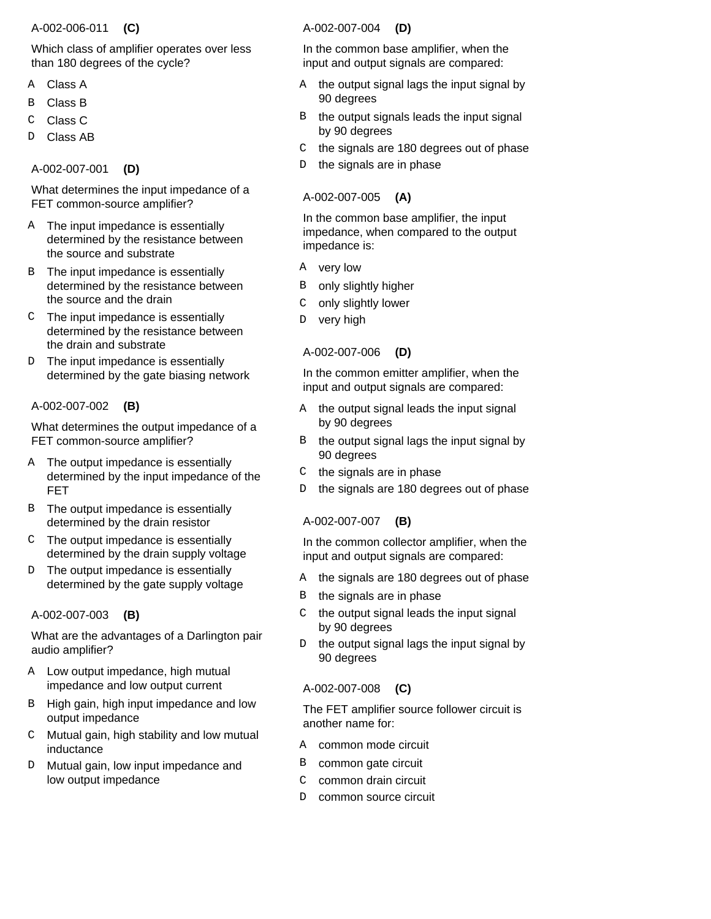A-002-006-011 **(C)**

Which class of amplifier operates over less than 180 degrees of the cycle?

- A Class A
- B Class B
- C Class C
- D Class AB

A-002-007-001 **(D)**

What determines the input impedance of a FET common-source amplifier?

- A The input impedance is essentially determined by the resistance between the source and substrate
- B The input impedance is essentially determined by the resistance between the source and the drain
- C The input impedance is essentially determined by the resistance between the drain and substrate
- D The input impedance is essentially determined by the gate biasing network

A-002-007-002 **(B)**

What determines the output impedance of a FET common-source amplifier?

- A The output impedance is essentially determined by the input impedance of the FET
- B The output impedance is essentially determined by the drain resistor
- C The output impedance is essentially determined by the drain supply voltage
- D The output impedance is essentially determined by the gate supply voltage

A-002-007-003 **(B)**

What are the advantages of a Darlington pair audio amplifier?

- A Low output impedance, high mutual impedance and low output current
- B High gain, high input impedance and low output impedance
- C Mutual gain, high stability and low mutual inductance
- D Mutual gain, low input impedance and low output impedance

A-002-007-004 **(D)**

In the common base amplifier, when the input and output signals are compared:

- A the output signal lags the input signal by 90 degrees
- B the output signals leads the input signal by 90 degrees
- C the signals are 180 degrees out of phase
- D the signals are in phase

A-002-007-005 **(A)**

In the common base amplifier, the input impedance, when compared to the output impedance is:

- A very low
- B only slightly higher
- C only slightly lower
- D very high

A-002-007-006 **(D)**

In the common emitter amplifier, when the input and output signals are compared:

- A the output signal leads the input signal by 90 degrees
- B the output signal lags the input signal by 90 degrees
- C the signals are in phase
- D the signals are 180 degrees out of phase

A-002-007-007 **(B)**

In the common collector amplifier, when the input and output signals are compared:

- A the signals are 180 degrees out of phase
- B the signals are in phase
- C the output signal leads the input signal by 90 degrees
- D the output signal lags the input signal by 90 degrees

A-002-007-008 **(C)**

The FET amplifier source follower circuit is another name for:

- A common mode circuit
- B common gate circuit
- C common drain circuit
- D common source circuit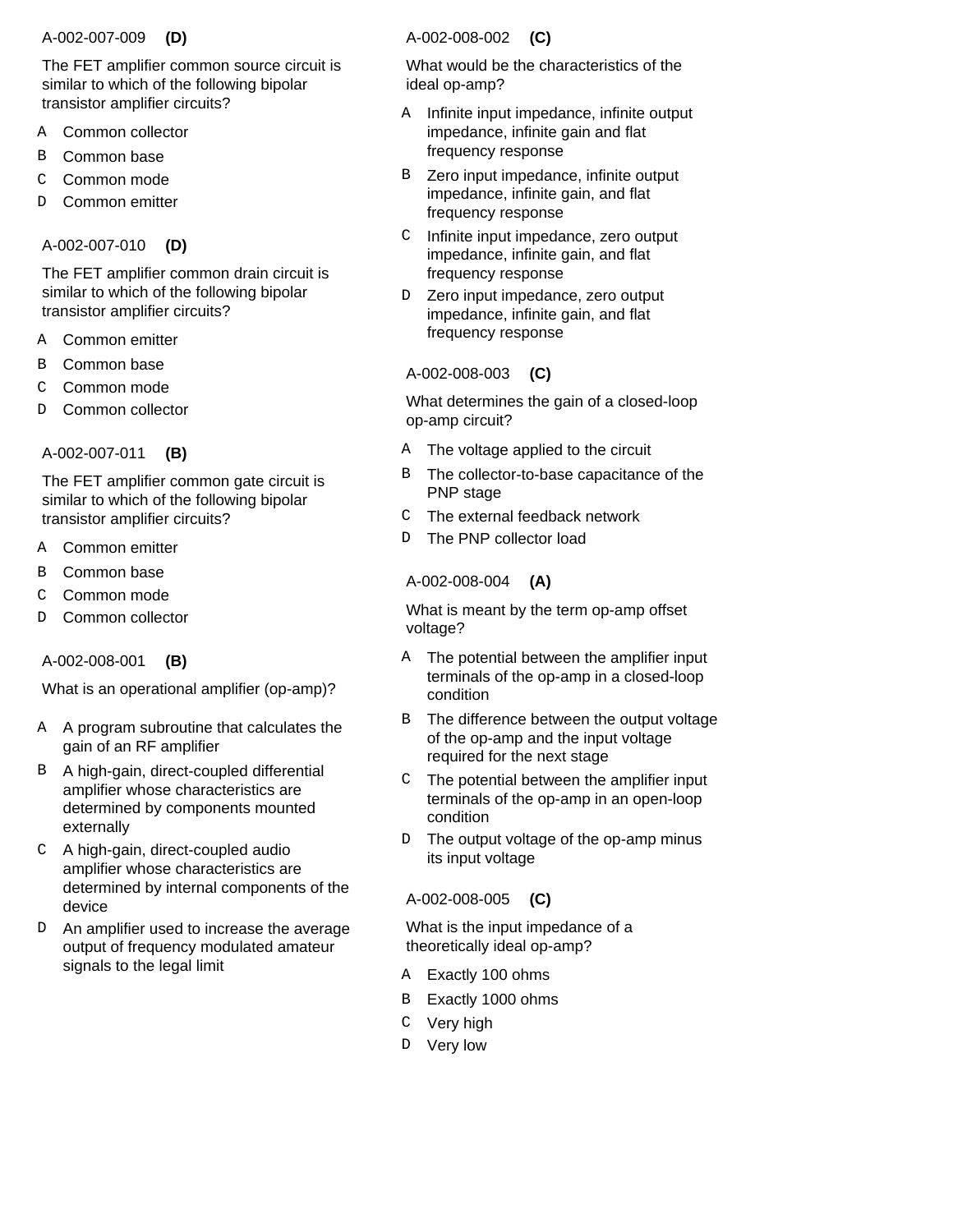A-002-007-009 **(D)**

The FET amplifier common source circuit is similar to which of the following bipolar transistor amplifier circuits?

A Common collector

B Common base

C Common mode

D Common emitter

A-002-007-010 **(D)**

The FET amplifier common drain circuit is similar to which of the following bipolar transistor amplifier circuits?

A Common emitter

B Common base

C Common mode

D Common collector

A-002-007-011 **(B)**

The FET amplifier common gate circuit is similar to which of the following bipolar transistor amplifier circuits?

A Common emitter

B Common base

C Common mode

D Common collector

A-002-008-001 **(B)**

What is an operational amplifier (op-amp)?

A A program subroutine that calculates the gain of an RF amplifier

B A high-gain, direct-coupled differential amplifier whose characteristics are determined by components mounted externally

C A high-gain, direct-coupled audio amplifier whose characteristics are determined by internal components of the device

D An amplifier used to increase the average output of frequency modulated amateur signals to the legal limit

A-002-008-002 **(C)**

What would be the characteristics of the ideal op-amp?

A Infinite input impedance, infinite output impedance, infinite gain and flat frequency response

B Zero input impedance, infinite output impedance, infinite gain, and flat frequency response

C Infinite input impedance, zero output impedance, infinite gain, and flat frequency response

D Zero input impedance, zero output impedance, infinite gain, and flat frequency response

A-002-008-003 **(C)**

What determines the gain of a closed-loop op-amp circuit?

A The voltage applied to the circuit

B The collector-to-base capacitance of the PNP stage

C The external feedback network

D The PNP collector load

A-002-008-004 **(A)**

What is meant by the term op-amp offset voltage?

A The potential between the amplifier input terminals of the op-amp in a closed-loop condition

B The difference between the output voltage of the op-amp and the input voltage required for the next stage

C The potential between the amplifier input terminals of the op-amp in an open-loop condition

D The output voltage of the op-amp minus its input voltage

A-002-008-005 **(C)**

What is the input impedance of a theoretically ideal op-amp?

A Exactly 100 ohms

B Exactly 1000 ohms

C Very high

D Very low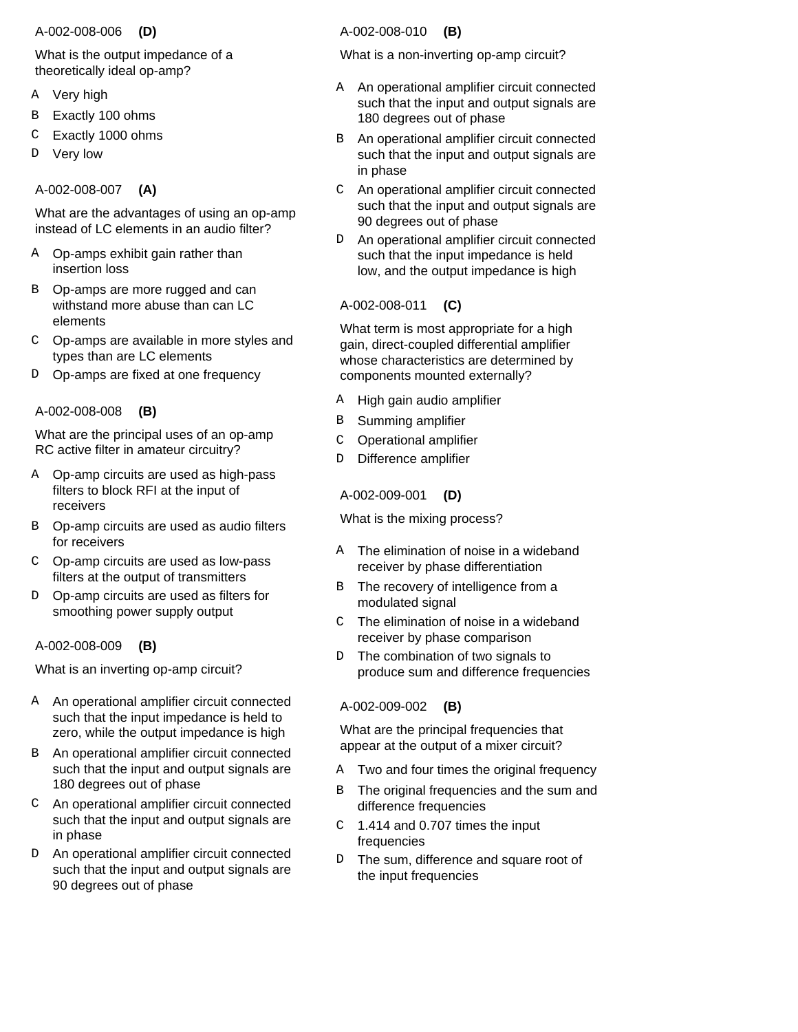A-002-008-006 **(D)**

What is the output impedance of a theoretically ideal op-amp?

A Very high

B Exactly 100 ohms

C Exactly 1000 ohms

D Very low

A-002-008-007 **(A)**

What are the advantages of using an op-amp instead of LC elements in an audio filter?

A Op-amps exhibit gain rather than insertion loss

B Op-amps are more rugged and can withstand more abuse than can LC elements

C Op-amps are available in more styles and types than are LC elements

D Op-amps are fixed at one frequency

A-002-008-008 **(B)**

What are the principal uses of an op-amp RC active filter in amateur circuitry?

A Op-amp circuits are used as high-pass filters to block RFI at the input of receivers

B Op-amp circuits are used as audio filters for receivers

C Op-amp circuits are used as low-pass filters at the output of transmitters

D Op-amp circuits are used as filters for smoothing power supply output

A-002-008-009 **(B)**

What is an inverting op-amp circuit?

A An operational amplifier circuit connected such that the input impedance is held to zero, while the output impedance is high

B An operational amplifier circuit connected such that the input and output signals are 180 degrees out of phase

C An operational amplifier circuit connected such that the input and output signals are in phase

D An operational amplifier circuit connected such that the input and output signals are 90 degrees out of phase

A-002-008-010 **(B)**

What is a non-inverting op-amp circuit?

A An operational amplifier circuit connected such that the input and output signals are 180 degrees out of phase

B An operational amplifier circuit connected such that the input and output signals are in phase

C An operational amplifier circuit connected such that the input and output signals are 90 degrees out of phase

D An operational amplifier circuit connected such that the input impedance is held low, and the output impedance is high

A-002-008-011 **(C)**

What term is most appropriate for a high gain, direct-coupled differential amplifier whose characteristics are determined by components mounted externally?

A High gain audio amplifier

B Summing amplifier

C Operational amplifier

D Difference amplifier

A-002-009-001 **(D)**

What is the mixing process?

A The elimination of noise in a wideband receiver by phase differentiation

B The recovery of intelligence from a modulated signal

C The elimination of noise in a wideband receiver by phase comparison

D The combination of two signals to produce sum and difference frequencies

A-002-009-002 **(B)**

What are the principal frequencies that appear at the output of a mixer circuit?

A Two and four times the original frequency

B The original frequencies and the sum and difference frequencies

C 1.414 and 0.707 times the input frequencies

D The sum, difference and square root of the input frequencies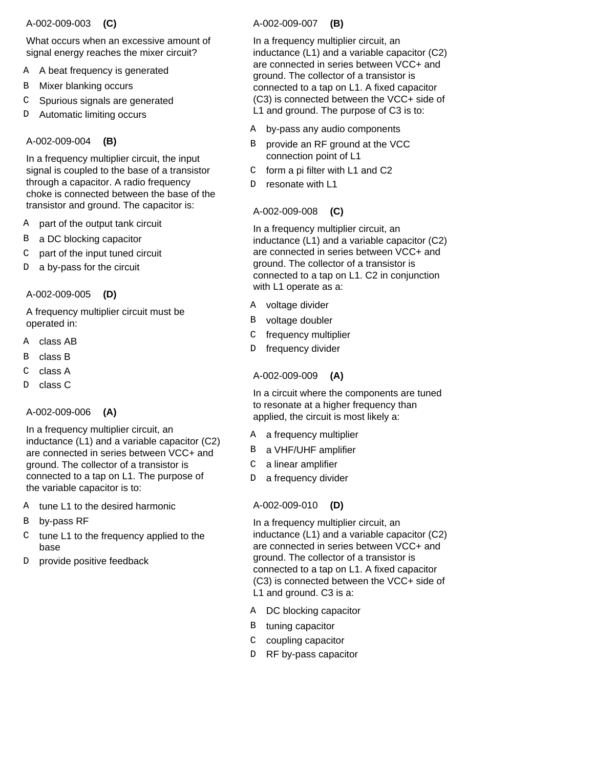A-002-009-003 **(C)**

What occurs when an excessive amount of signal energy reaches the mixer circuit?

- A A beat frequency is generated
- B Mixer blanking occurs
- C Spurious signals are generated
- D Automatic limiting occurs

A-002-009-004 **(B)**

In a frequency multiplier circuit, the input signal is coupled to the base of a transistor through a capacitor. A radio frequency choke is connected between the base of the transistor and ground. The capacitor is:

- A part of the output tank circuit
- B a DC blocking capacitor
- C part of the input tuned circuit
- D a by-pass for the circuit

A-002-009-005 **(D)**

A frequency multiplier circuit must be operated in:

- A class AB
- B class B
- C class A
- D class C

A-002-009-006 **(A)**

In a frequency multiplier circuit, an inductance (L1) and a variable capacitor (C2) are connected in series between VCC+ and ground. The collector of a transistor is connected to a tap on L1. The purpose of the variable capacitor is to:

- A tune L1 to the desired harmonic
- B by-pass RF
- C tune L1 to the frequency applied to the base
- D provide positive feedback

A-002-009-007 **(B)**

In a frequency multiplier circuit, an inductance (L1) and a variable capacitor (C2) are connected in series between VCC+ and ground. The collector of a transistor is connected to a tap on L1. A fixed capacitor (C3) is connected between the VCC+ side of L1 and ground. The purpose of C3 is to:

- A by-pass any audio components
- B provide an RF ground at the VCC connection point of L1
- C form a pi filter with L1 and C2
- D resonate with L1

A-002-009-008 **(C)**

In a frequency multiplier circuit, an inductance (L1) and a variable capacitor (C2) are connected in series between VCC+ and ground. The collector of a transistor is connected to a tap on L1. C2 in conjunction with L1 operate as a:

- A voltage divider
- B voltage doubler
- C frequency multiplier
- D frequency divider

A-002-009-009 **(A)**

In a circuit where the components are tuned to resonate at a higher frequency than applied, the circuit is most likely a:

- A a frequency multiplier
- B a VHF/UHF amplifier
- C a linear amplifier
- D a frequency divider

A-002-009-010 **(D)**

In a frequency multiplier circuit, an inductance (L1) and a variable capacitor (C2) are connected in series between VCC+ and ground. The collector of a transistor is connected to a tap on L1. A fixed capacitor (C3) is connected between the VCC+ side of L1 and ground. C3 is a:

- A DC blocking capacitor
- B tuning capacitor
- C coupling capacitor
- D RF by-pass capacitor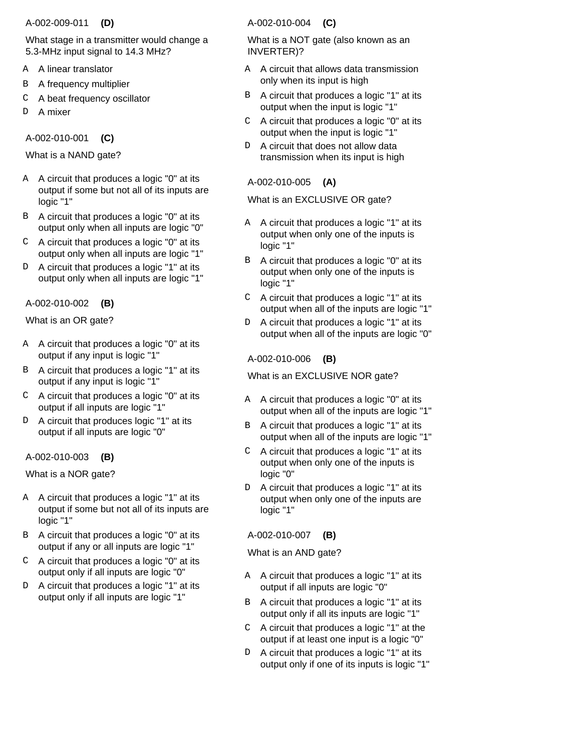A-002-009-011 **(D)**

What stage in a transmitter would change a 5.3-MHz input signal to 14.3 MHz?

- A A linear translator
- B A frequency multiplier
- C A beat frequency oscillator
- D A mixer

A-002-010-001 **(C)**

What is a NAND gate?

- A A circuit that produces a logic "0" at its output if some but not all of its inputs are logic "1"
- B A circuit that produces a logic "0" at its output only when all inputs are logic "0"
- C A circuit that produces a logic "0" at its output only when all inputs are logic "1"
- D A circuit that produces a logic "1" at its output only when all inputs are logic "1"

A-002-010-002 **(B)**

What is an OR gate?

- A A circuit that produces a logic "0" at its output if any input is logic "1"
- B A circuit that produces a logic "1" at its output if any input is logic "1"
- C A circuit that produces a logic "0" at its output if all inputs are logic "1"
- D A circuit that produces logic "1" at its output if all inputs are logic "0"

A-002-010-003 **(B)**

What is a NOR gate?

- A A circuit that produces a logic "1" at its output if some but not all of its inputs are logic "1"
- B A circuit that produces a logic "0" at its output if any or all inputs are logic "1"
- C A circuit that produces a logic "0" at its output only if all inputs are logic "0"
- D A circuit that produces a logic "1" at its output only if all inputs are logic "1"

A-002-010-004 **(C)**

What is a NOT gate (also known as an INVERTER)?

- A A circuit that allows data transmission only when its input is high
- B A circuit that produces a logic "1" at its output when the input is logic "1"
- C A circuit that produces a logic "0" at its output when the input is logic "1"
- D A circuit that does not allow data transmission when its input is high

A-002-010-005 **(A)**

What is an EXCLUSIVE OR gate?

- A A circuit that produces a logic "1" at its output when only one of the inputs is logic "1"
- B A circuit that produces a logic "0" at its output when only one of the inputs is logic "1"
- C A circuit that produces a logic "1" at its output when all of the inputs are logic "1"
- D A circuit that produces a logic "1" at its output when all of the inputs are logic "0"

A-002-010-006 **(B)**

What is an EXCLUSIVE NOR gate?

- A A circuit that produces a logic "0" at its output when all of the inputs are logic "1"
- B A circuit that produces a logic "1" at its output when all of the inputs are logic "1"
- C A circuit that produces a logic "1" at its output when only one of the inputs is logic "0"
- D A circuit that produces a logic "1" at its output when only one of the inputs are logic "1"

A-002-010-007 **(B)**

What is an AND gate?

- A A circuit that produces a logic "1" at its output if all inputs are logic "0"
- B A circuit that produces a logic "1" at its output only if all its inputs are logic "1"
- C A circuit that produces a logic "1" at the output if at least one input is a logic "0"
- D A circuit that produces a logic "1" at its output only if one of its inputs is logic "1"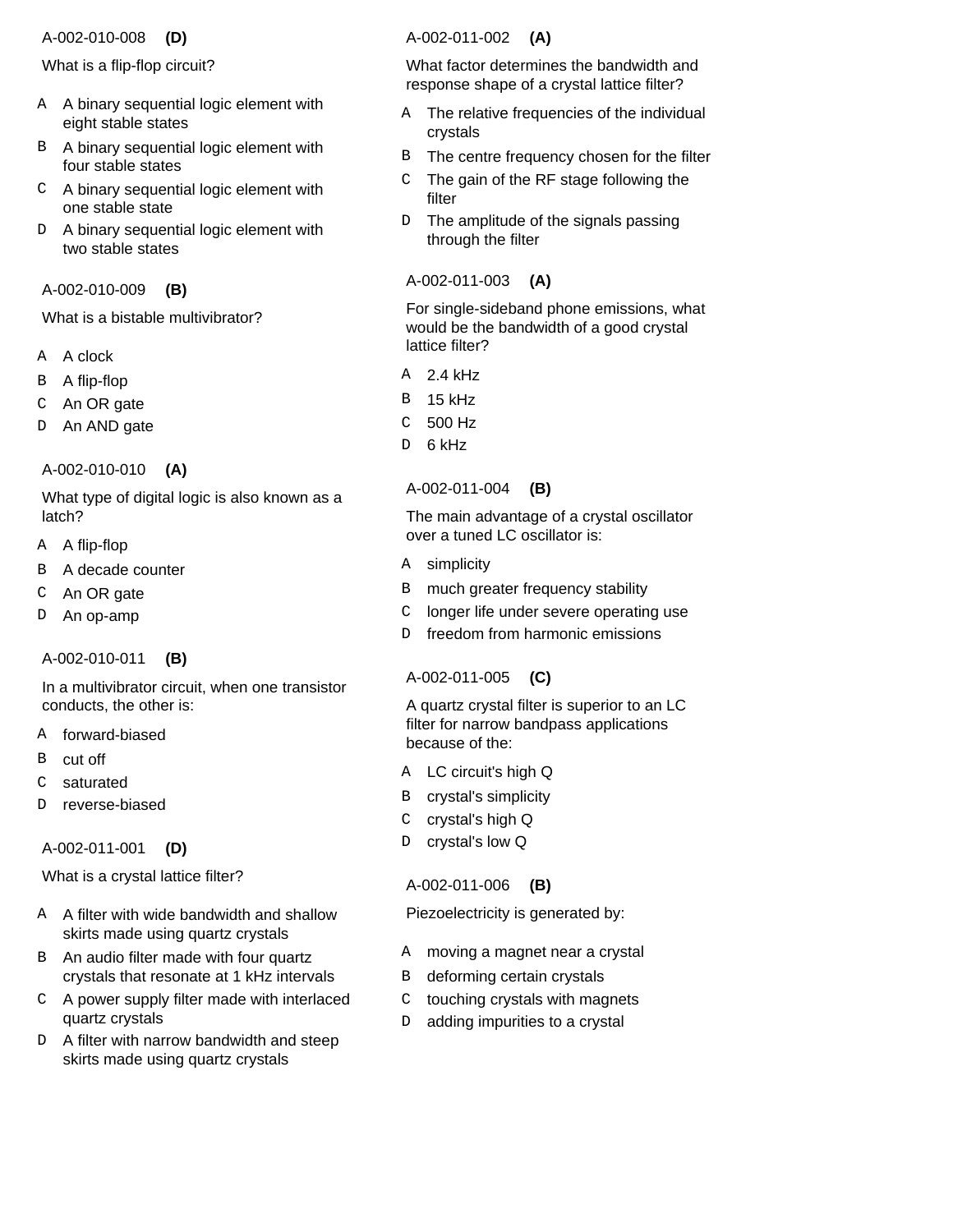A-002-010-008 **(D)**

What is a flip-flop circuit?

- A A binary sequential logic element with eight stable states
- B A binary sequential logic element with four stable states
- C A binary sequential logic element with one stable state
- D A binary sequential logic element with two stable states

A-002-010-009 **(B)**

What is a bistable multivibrator?

- A A clock
- B A flip-flop
- C An OR gate
- D An AND gate

A-002-010-010 **(A)**

What type of digital logic is also known as a latch?

- A A flip-flop
- B A decade counter
- C An OR gate
- D An op-amp

A-002-010-011 **(B)**

In a multivibrator circuit, when one transistor conducts, the other is:

- A forward-biased
- B cut off
- C saturated
- D reverse-biased

A-002-011-001 **(D)**

What is a crystal lattice filter?

- A A filter with wide bandwidth and shallow skirts made using quartz crystals
- B An audio filter made with four quartz crystals that resonate at 1 kHz intervals
- C A power supply filter made with interlaced quartz crystals
- D A filter with narrow bandwidth and steep skirts made using quartz crystals

A-002-011-002 **(A)**

What factor determines the bandwidth and response shape of a crystal lattice filter?

- A The relative frequencies of the individual crystals
- B The centre frequency chosen for the filter
- C The gain of the RF stage following the filter
- D The amplitude of the signals passing through the filter

A-002-011-003 **(A)**

For single-sideband phone emissions, what would be the bandwidth of a good crystal lattice filter?

- A 2.4 kHz
- B 15 kHz
- C 500 Hz
- D 6 kHz

A-002-011-004 **(B)**

The main advantage of a crystal oscillator over a tuned LC oscillator is:

- A simplicity
- B much greater frequency stability
- C longer life under severe operating use
- D freedom from harmonic emissions

A-002-011-005 **(C)**

A quartz crystal filter is superior to an LC filter for narrow bandpass applications because of the:

- A LC circuit's high Q
- B crystal's simplicity
- C crystal's high Q
- D crystal's low Q

A-002-011-006 **(B)**

Piezoelectricity is generated by:

- A moving a magnet near a crystal
- B deforming certain crystals
- C touching crystals with magnets
- D adding impurities to a crystal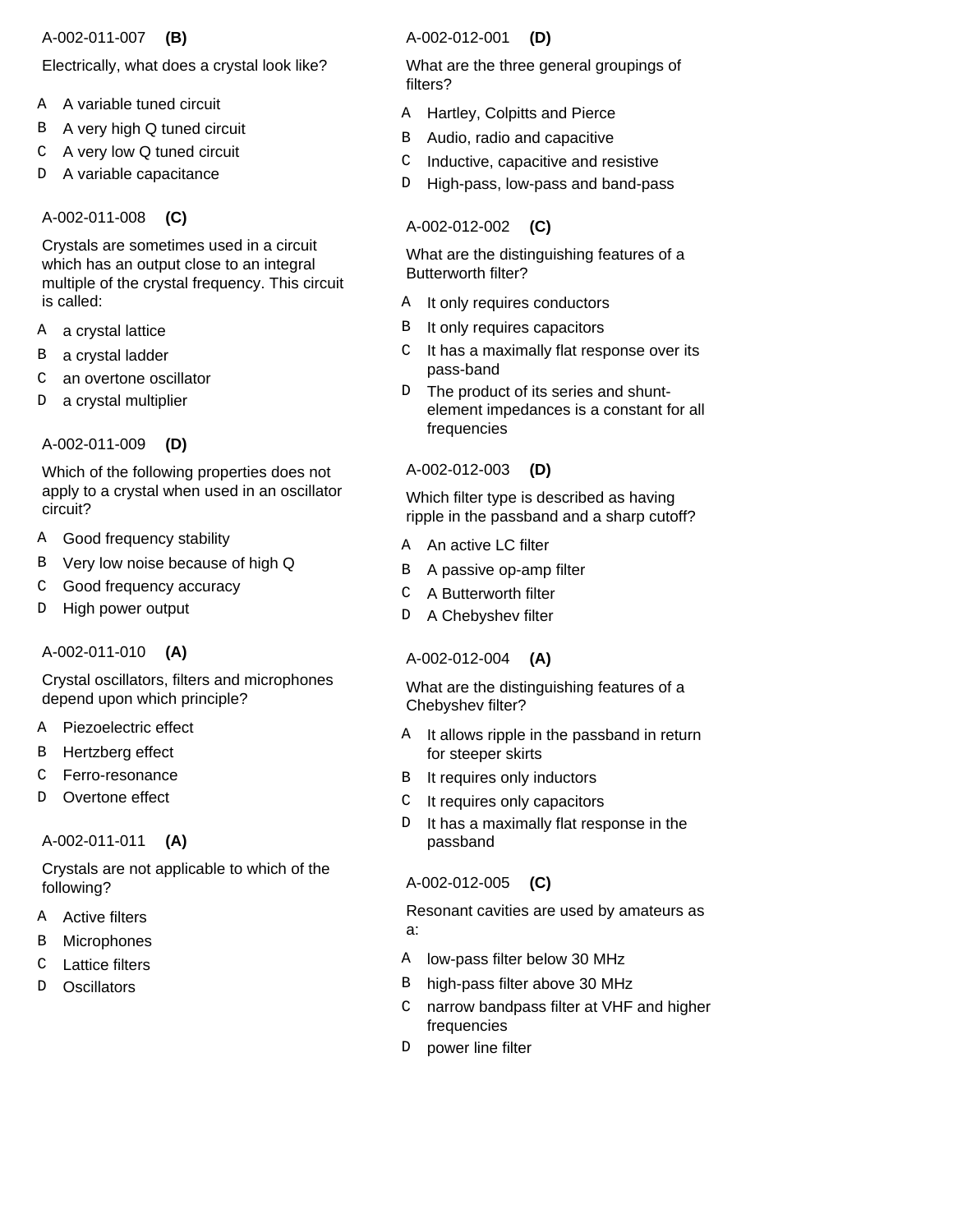A-002-011-007 **(B)**

Electrically, what does a crystal look like?

- A A variable tuned circuit
- B A very high Q tuned circuit
- C A very low Q tuned circuit
- D A variable capacitance

A-002-011-008 **(C)**

Crystals are sometimes used in a circuit which has an output close to an integral multiple of the crystal frequency. This circuit is called:

- A a crystal lattice
- B a crystal ladder
- C an overtone oscillator
- D a crystal multiplier

A-002-011-009 **(D)**

Which of the following properties does not apply to a crystal when used in an oscillator circuit?

- A Good frequency stability
- B Very low noise because of high Q
- C Good frequency accuracy
- D High power output

A-002-011-010 **(A)**

Crystal oscillators, filters and microphones depend upon which principle?

- A Piezoelectric effect
- B Hertzberg effect
- C Ferro-resonance
- D Overtone effect

A-002-011-011 **(A)**

Crystals are not applicable to which of the following?

- A Active filters
- B Microphones
- C Lattice filters
- D Oscillators

A-002-012-001 **(D)**

What are the three general groupings of filters?

- A Hartley, Colpitts and Pierce
- B Audio, radio and capacitive
- C Inductive, capacitive and resistive
- D High-pass, low-pass and band-pass

A-002-012-002 **(C)**

What are the distinguishing features of a Butterworth filter?

- A It only requires conductors
- B It only requires capacitors
- C It has a maximally flat response over its pass-band
- D The product of its series and shunt-element impedances is a constant for all frequencies

A-002-012-003 **(D)**

Which filter type is described as having ripple in the passband and a sharp cutoff?

- A An active LC filter
- B A passive op-amp filter
- C A Butterworth filter
- D A Chebyshev filter

A-002-012-004 **(A)**

What are the distinguishing features of a Chebyshev filter?

- A It allows ripple in the passband in return for steeper skirts
- B It requires only inductors
- C It requires only capacitors
- D It has a maximally flat response in the passband

A-002-012-005 **(C)**

Resonant cavities are used by amateurs as a:

- A low-pass filter below 30 MHz
- B high-pass filter above 30 MHz
- C narrow bandpass filter at VHF and higher frequencies
- D power line filter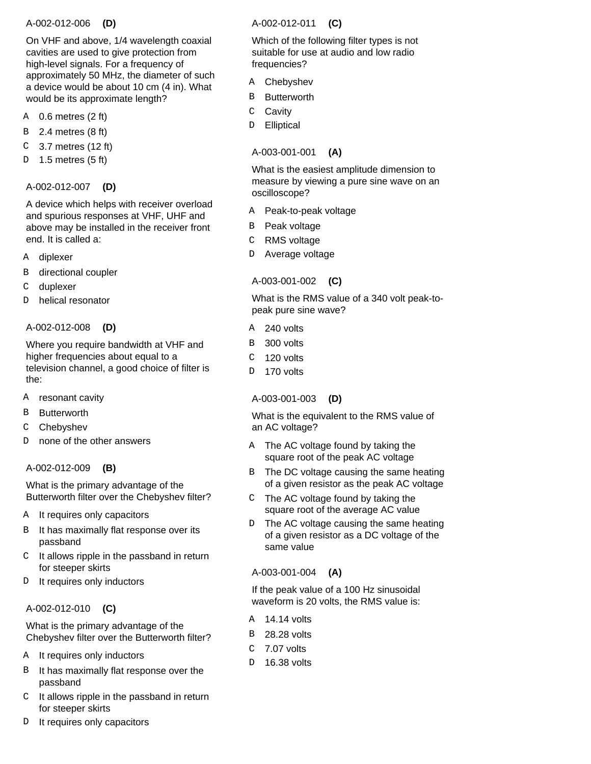A-002-012-006 **(D)**

On VHF and above, 1/4 wavelength coaxial cavities are used to give protection from high-level signals. For a frequency of approximately 50 MHz, the diameter of such a device would be about 10 cm (4 in). What would be its approximate length?

- A 0.6 metres (2 ft)
- B 2.4 metres (8 ft)
- C 3.7 metres (12 ft)
- D 1.5 metres (5 ft)

A-002-012-007 **(D)**

A device which helps with receiver overload and spurious responses at VHF, UHF and above may be installed in the receiver front end. It is called a:

- A diplexer
- B directional coupler
- C duplexer
- D helical resonator

A-002-012-008 **(D)**

Where you require bandwidth at VHF and higher frequencies about equal to a television channel, a good choice of filter is the:

- A resonant cavity
- B Butterworth
- C Chebyshev
- D none of the other answers

A-002-012-009 **(B)**

What is the primary advantage of the Butterworth filter over the Chebyshev filter?

- A It requires only capacitors
- B It has maximally flat response over its passband
- C It allows ripple in the passband in return for steeper skirts
- D It requires only inductors

A-002-012-010 **(C)**

What is the primary advantage of the Chebyshev filter over the Butterworth filter?

- A It requires only inductors
- B It has maximally flat response over the passband
- C It allows ripple in the passband in return for steeper skirts
- D It requires only capacitors

A-002-012-011 **(C)**

Which of the following filter types is not suitable for use at audio and low radio frequencies?

- A Chebyshev
- B Butterworth
- C Cavity
- D Elliptical

A-003-001-001 **(A)**

What is the easiest amplitude dimension to measure by viewing a pure sine wave on an oscilloscope?

- A Peak-to-peak voltage
- B Peak voltage
- C RMS voltage
- D Average voltage

A-003-001-002 **(C)**

What is the RMS value of a 340 volt peak-to-peak pure sine wave?

- A 240 volts
- B 300 volts
- C 120 volts
- D 170 volts

A-003-001-003 **(D)**

What is the equivalent to the RMS value of an AC voltage?

- A The AC voltage found by taking the square root of the peak AC voltage
- B The DC voltage causing the same heating of a given resistor as the peak AC voltage
- C The AC voltage found by taking the square root of the average AC value
- D The AC voltage causing the same heating of a given resistor as a DC voltage of the same value

A-003-001-004 **(A)**

If the peak value of a 100 Hz sinusoidal waveform is 20 volts, the RMS value is:

- A 14.14 volts
- B 28.28 volts
- C 7.07 volts
- D 16.38 volts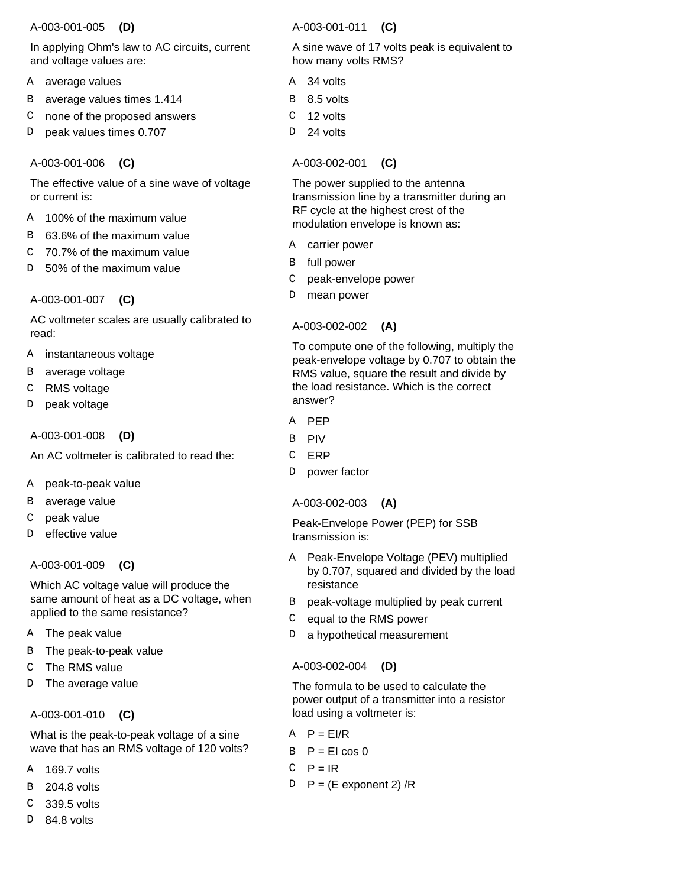A-003-001-005 **(D)**

In applying Ohm's law to AC circuits, current and voltage values are:

- A average values
- B average values times 1.414
- C none of the proposed answers
- D peak values times 0.707

A-003-001-006 **(C)**

The effective value of a sine wave of voltage or current is:

- A 100% of the maximum value
- B 63.6% of the maximum value
- C 70.7% of the maximum value
- D 50% of the maximum value

A-003-001-007 **(C)**

AC voltmeter scales are usually calibrated to read:

- A instantaneous voltage
- B average voltage
- C RMS voltage
- D peak voltage

A-003-001-008 **(D)**

An AC voltmeter is calibrated to read the:

- A peak-to-peak value
- B average value
- C peak value
- D effective value

A-003-001-009 **(C)**

Which AC voltage value will produce the same amount of heat as a DC voltage, when applied to the same resistance?

- A The peak value
- B The peak-to-peak value
- C The RMS value
- D The average value

A-003-001-010 **(C)**

What is the peak-to-peak voltage of a sine wave that has an RMS voltage of 120 volts?

- A 169.7 volts
- B 204.8 volts
- C 339.5 volts
- D 84.8 volts

A-003-001-011 **(C)**

A sine wave of 17 volts peak is equivalent to how many volts RMS?

- A 34 volts
- B 8.5 volts
- C 12 volts
- D 24 volts

A-003-002-001 **(C)**

The power supplied to the antenna transmission line by a transmitter during an RF cycle at the highest crest of the modulation envelope is known as:

- A carrier power
- B full power
- C peak-envelope power
- D mean power

A-003-002-002 **(A)**

To compute one of the following, multiply the peak-envelope voltage by 0.707 to obtain the RMS value, square the result and divide by the load resistance. Which is the correct answer?

- A PEP
- B PIV
- C ERP
- D power factor

A-003-002-003 **(A)**

Peak-Envelope Power (PEP) for SSB transmission is:

- A Peak-Envelope Voltage (PEV) multiplied by 0.707, squared and divided by the load resistance
- B peak-voltage multiplied by peak current
- C equal to the RMS power
- D a hypothetical measurement

A-003-002-004 **(D)**

The formula to be used to calculate the power output of a transmitter into a resistor load using a voltmeter is:

- A P = EI/R
- B P = EI cos 0
- C P = IR
- D P = (E exponent 2) /R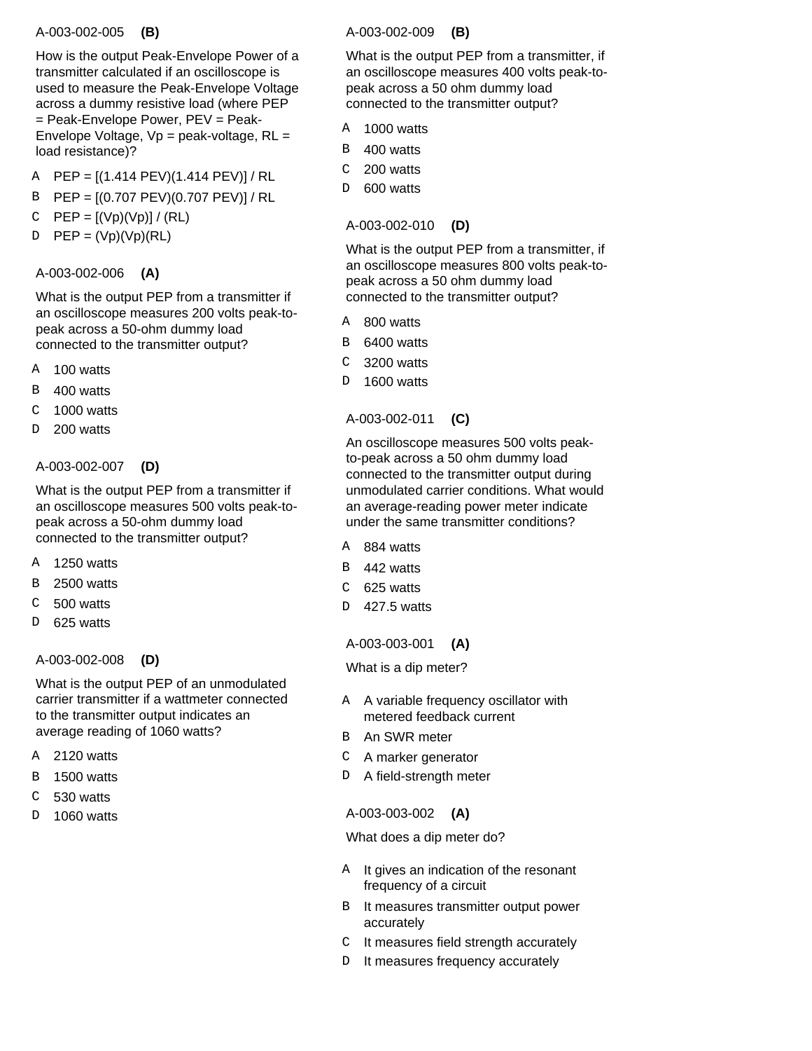A-003-002-005 **(B)**

How is the output Peak-Envelope Power of a transmitter calculated if an oscilloscope is used to measure the Peak-Envelope Voltage across a dummy resistive load (where PEP = Peak-Envelope Power, PEV = Peak-Envelope Voltage, Vp = peak-voltage, RL = load resistance)?

- A PEP = [(1.414 PEV)(1.414 PEV)] / RL
- B PEP = [(0.707 PEV)(0.707 PEV)] / RL
- C PEP = [(Vp)(Vp)] / (RL)
- D PEP = (Vp)(Vp)(RL)

A-003-002-006 **(A)**

What is the output PEP from a transmitter if an oscilloscope measures 200 volts peak-to-peak across a 50-ohm dummy load connected to the transmitter output?

- A 100 watts
- B 400 watts
- C 1000 watts
- D 200 watts

A-003-002-007 **(D)**

What is the output PEP from a transmitter if an oscilloscope measures 500 volts peak-to-peak across a 50-ohm dummy load connected to the transmitter output?

- A 1250 watts
- B 2500 watts
- C 500 watts
- D 625 watts

A-003-002-008 **(D)**

What is the output PEP of an unmodulated carrier transmitter if a wattmeter connected to the transmitter output indicates an average reading of 1060 watts?

- A 2120 watts
- B 1500 watts
- C 530 watts
- D 1060 watts

A-003-002-009 **(B)**

What is the output PEP from a transmitter, if an oscilloscope measures 400 volts peak-to-peak across a 50 ohm dummy load connected to the transmitter output?

- A 1000 watts
- B 400 watts
- C 200 watts
- D 600 watts

A-003-002-010 **(D)**

What is the output PEP from a transmitter, if an oscilloscope measures 800 volts peak-to-peak across a 50 ohm dummy load connected to the transmitter output?

- A 800 watts
- B 6400 watts
- C 3200 watts
- D 1600 watts

A-003-002-011 **(C)**

An oscilloscope measures 500 volts peak-to-peak across a 50 ohm dummy load connected to the transmitter output during unmodulated carrier conditions. What would an average-reading power meter indicate under the same transmitter conditions?

- A 884 watts
- B 442 watts
- C 625 watts
- D 427.5 watts

A-003-003-001 **(A)**

What is a dip meter?

- A A variable frequency oscillator with metered feedback current
- B An SWR meter
- C A marker generator
- D A field-strength meter

A-003-003-002 **(A)**

What does a dip meter do?

- A It gives an indication of the resonant frequency of a circuit
- B It measures transmitter output power accurately
- C It measures field strength accurately
- D It measures frequency accurately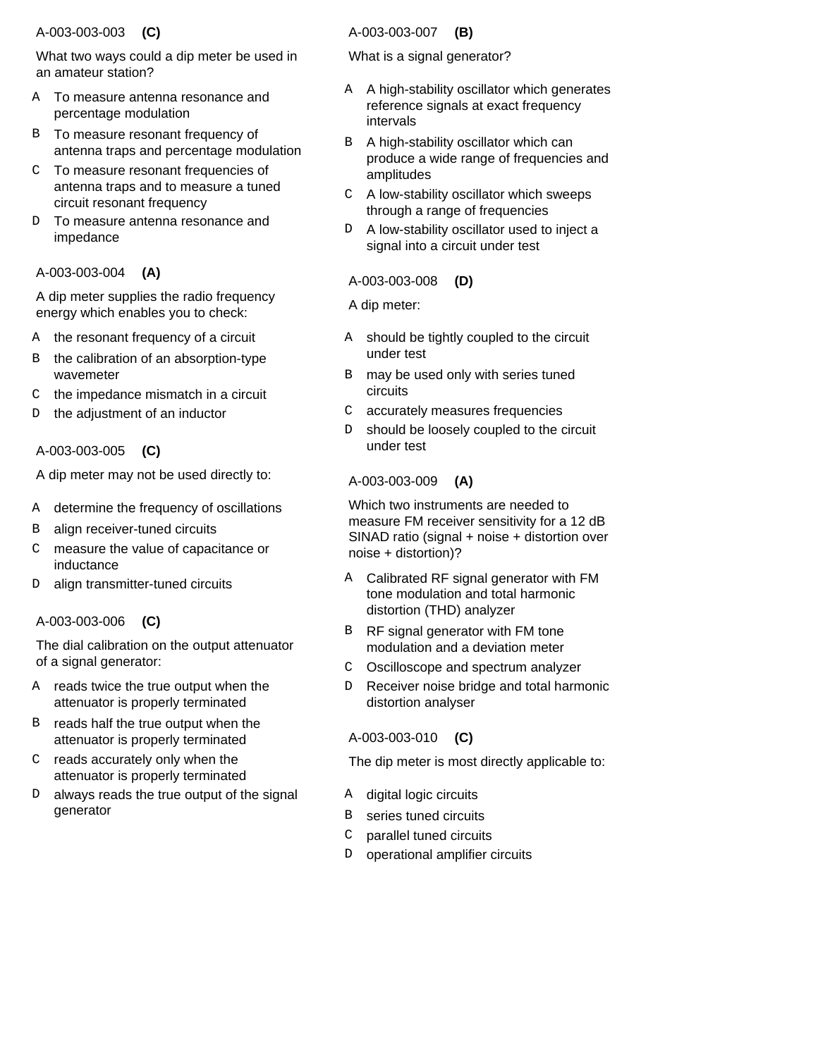A-003-003-003 **(C)**

What two ways could a dip meter be used in an amateur station?

- A To measure antenna resonance and percentage modulation
- B To measure resonant frequency of antenna traps and percentage modulation
- C To measure resonant frequencies of antenna traps and to measure a tuned circuit resonant frequency
- D To measure antenna resonance and impedance

A-003-003-004 **(A)**

A dip meter supplies the radio frequency energy which enables you to check:

- A the resonant frequency of a circuit
- B the calibration of an absorption-type wavemeter
- C the impedance mismatch in a circuit
- D the adjustment of an inductor

A-003-003-005 **(C)**

A dip meter may not be used directly to:

- A determine the frequency of oscillations
- B align receiver-tuned circuits
- C measure the value of capacitance or inductance
- D align transmitter-tuned circuits

A-003-003-006 **(C)**

The dial calibration on the output attenuator of a signal generator:

- A reads twice the true output when the attenuator is properly terminated
- B reads half the true output when the attenuator is properly terminated
- C reads accurately only when the attenuator is properly terminated
- D always reads the true output of the signal generator

A-003-003-007 **(B)**

What is a signal generator?

- A A high-stability oscillator which generates reference signals at exact frequency intervals
- B A high-stability oscillator which can produce a wide range of frequencies and amplitudes
- C A low-stability oscillator which sweeps through a range of frequencies
- D A low-stability oscillator used to inject a signal into a circuit under test

A-003-003-008 **(D)**

A dip meter:

- A should be tightly coupled to the circuit under test
- B may be used only with series tuned circuits
- C accurately measures frequencies
- D should be loosely coupled to the circuit under test

A-003-003-009 **(A)**

Which two instruments are needed to measure FM receiver sensitivity for a 12 dB SINAD ratio (signal + noise + distortion over noise + distortion)?

- A Calibrated RF signal generator with FM tone modulation and total harmonic distortion (THD) analyzer
- B RF signal generator with FM tone modulation and a deviation meter
- C Oscilloscope and spectrum analyzer
- D Receiver noise bridge and total harmonic distortion analyser

A-003-003-010 **(C)**

The dip meter is most directly applicable to:

- A digital logic circuits
- B series tuned circuits
- C parallel tuned circuits
- D operational amplifier circuits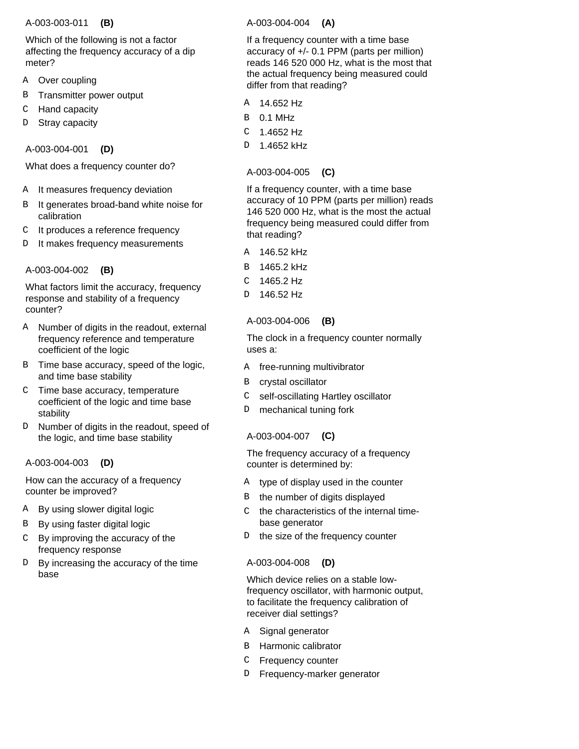A-003-003-011 **(B)**

Which of the following is not a factor affecting the frequency accuracy of a dip meter?

- A Over coupling
- B Transmitter power output
- C Hand capacity
- D Stray capacity

A-003-004-001 **(D)**

What does a frequency counter do?

- A It measures frequency deviation
- B It generates broad-band white noise for calibration
- C It produces a reference frequency
- D It makes frequency measurements

A-003-004-002 **(B)**

What factors limit the accuracy, frequency response and stability of a frequency counter?

- A Number of digits in the readout, external frequency reference and temperature coefficient of the logic
- B Time base accuracy, speed of the logic, and time base stability
- C Time base accuracy, temperature coefficient of the logic and time base stability
- D Number of digits in the readout, speed of the logic, and time base stability

A-003-004-003 **(D)**

How can the accuracy of a frequency counter be improved?

- A By using slower digital logic
- B By using faster digital logic
- C By improving the accuracy of the frequency response
- D By increasing the accuracy of the time base

A-003-004-004 **(A)**

If a frequency counter with a time base accuracy of +/- 0.1 PPM (parts per million) reads 146 520 000 Hz, what is the most that the actual frequency being measured could differ from that reading?

- A 14.652 Hz
- B 0.1 MHz
- C 1.4652 Hz
- D 1.4652 kHz

A-003-004-005 **(C)**

If a frequency counter, with a time base accuracy of 10 PPM (parts per million) reads 146 520 000 Hz, what is the most the actual frequency being measured could differ from that reading?

- A 146.52 kHz
- B 1465.2 kHz
- C 1465.2 Hz
- D 146.52 Hz

A-003-004-006 **(B)**

The clock in a frequency counter normally uses a:

- A free-running multivibrator
- B crystal oscillator
- C self-oscillating Hartley oscillator
- D mechanical tuning fork

A-003-004-007 **(C)**

The frequency accuracy of a frequency counter is determined by:

- A type of display used in the counter
- B the number of digits displayed
- C the characteristics of the internal time-base generator
- D the size of the frequency counter

A-003-004-008 **(D)**

Which device relies on a stable low-frequency oscillator, with harmonic output, to facilitate the frequency calibration of receiver dial settings?

- A Signal generator
- B Harmonic calibrator
- C Frequency counter
- D Frequency-marker generator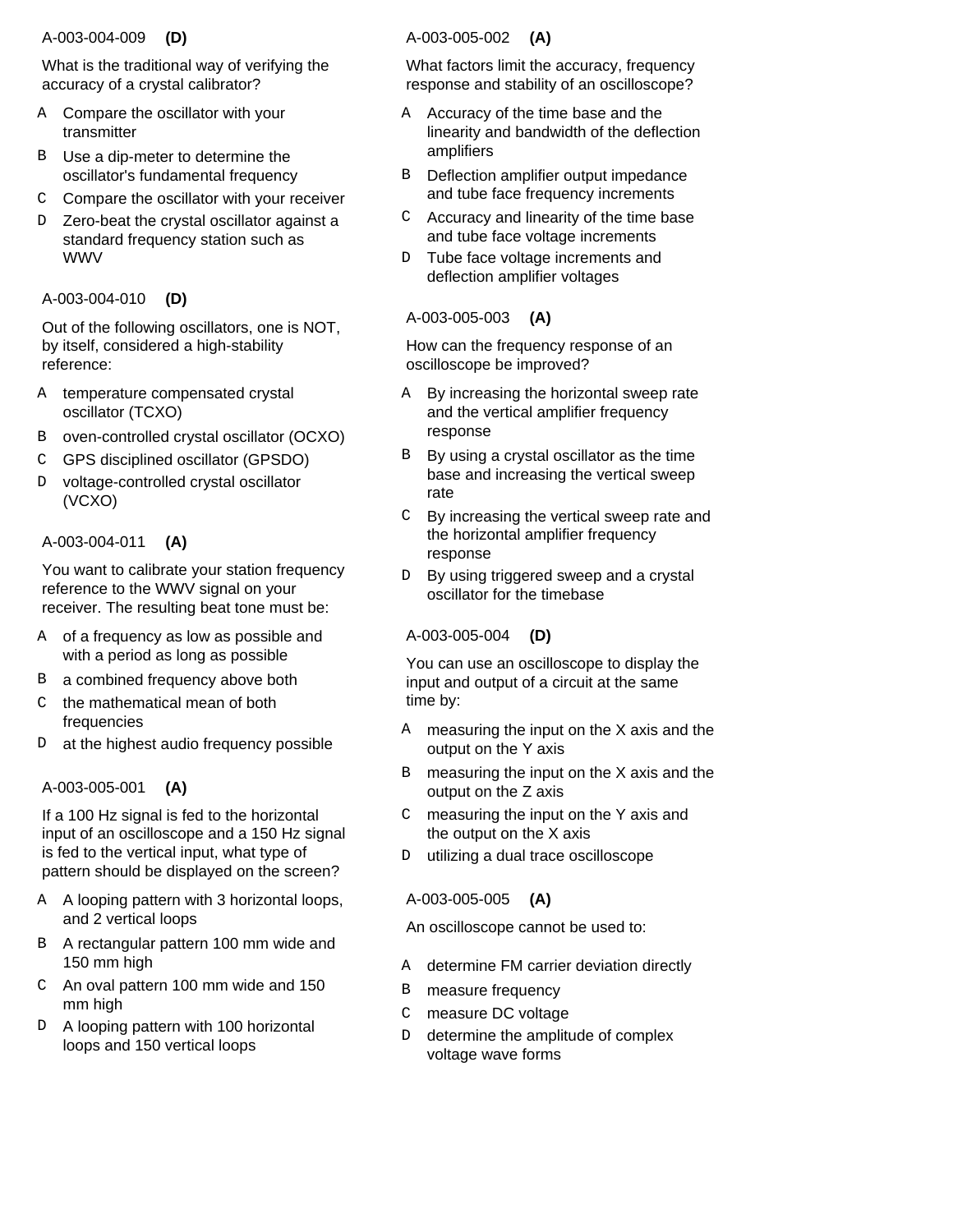A-003-004-009 **(D)**

What is the traditional way of verifying the accuracy of a crystal calibrator?

- A Compare the oscillator with your transmitter
- B Use a dip-meter to determine the oscillator's fundamental frequency
- C Compare the oscillator with your receiver
- D Zero-beat the crystal oscillator against a standard frequency station such as WWV

A-003-004-010 **(D)**

Out of the following oscillators, one is NOT, by itself, considered a high-stability reference:

- A temperature compensated crystal oscillator (TCXO)
- B oven-controlled crystal oscillator (OCXO)
- C GPS disciplined oscillator (GPSDO)
- D voltage-controlled crystal oscillator (VCXO)

A-003-004-011 **(A)**

You want to calibrate your station frequency reference to the WWV signal on your receiver. The resulting beat tone must be:

- A of a frequency as low as possible and with a period as long as possible
- B a combined frequency above both
- C the mathematical mean of both frequencies
- D at the highest audio frequency possible

A-003-005-001 **(A)**

If a 100 Hz signal is fed to the horizontal input of an oscilloscope and a 150 Hz signal is fed to the vertical input, what type of pattern should be displayed on the screen?

- A A looping pattern with 3 horizontal loops, and 2 vertical loops
- B A rectangular pattern 100 mm wide and 150 mm high
- C An oval pattern 100 mm wide and 150 mm high
- D A looping pattern with 100 horizontal loops and 150 vertical loops

A-003-005-002 **(A)**

What factors limit the accuracy, frequency response and stability of an oscilloscope?

- A Accuracy of the time base and the linearity and bandwidth of the deflection amplifiers
- B Deflection amplifier output impedance and tube face frequency increments
- C Accuracy and linearity of the time base and tube face voltage increments
- D Tube face voltage increments and deflection amplifier voltages

A-003-005-003 **(A)**

How can the frequency response of an oscilloscope be improved?

- A By increasing the horizontal sweep rate and the vertical amplifier frequency response
- B By using a crystal oscillator as the time base and increasing the vertical sweep rate
- C By increasing the vertical sweep rate and the horizontal amplifier frequency response
- D By using triggered sweep and a crystal oscillator for the timebase

A-003-005-004 **(D)**

You can use an oscilloscope to display the input and output of a circuit at the same time by:

- A measuring the input on the X axis and the output on the Y axis
- B measuring the input on the X axis and the output on the Z axis
- C measuring the input on the Y axis and the output on the X axis
- D utilizing a dual trace oscilloscope

A-003-005-005 **(A)**

An oscilloscope cannot be used to:

- A determine FM carrier deviation directly
- B measure frequency
- C measure DC voltage
- D determine the amplitude of complex voltage wave forms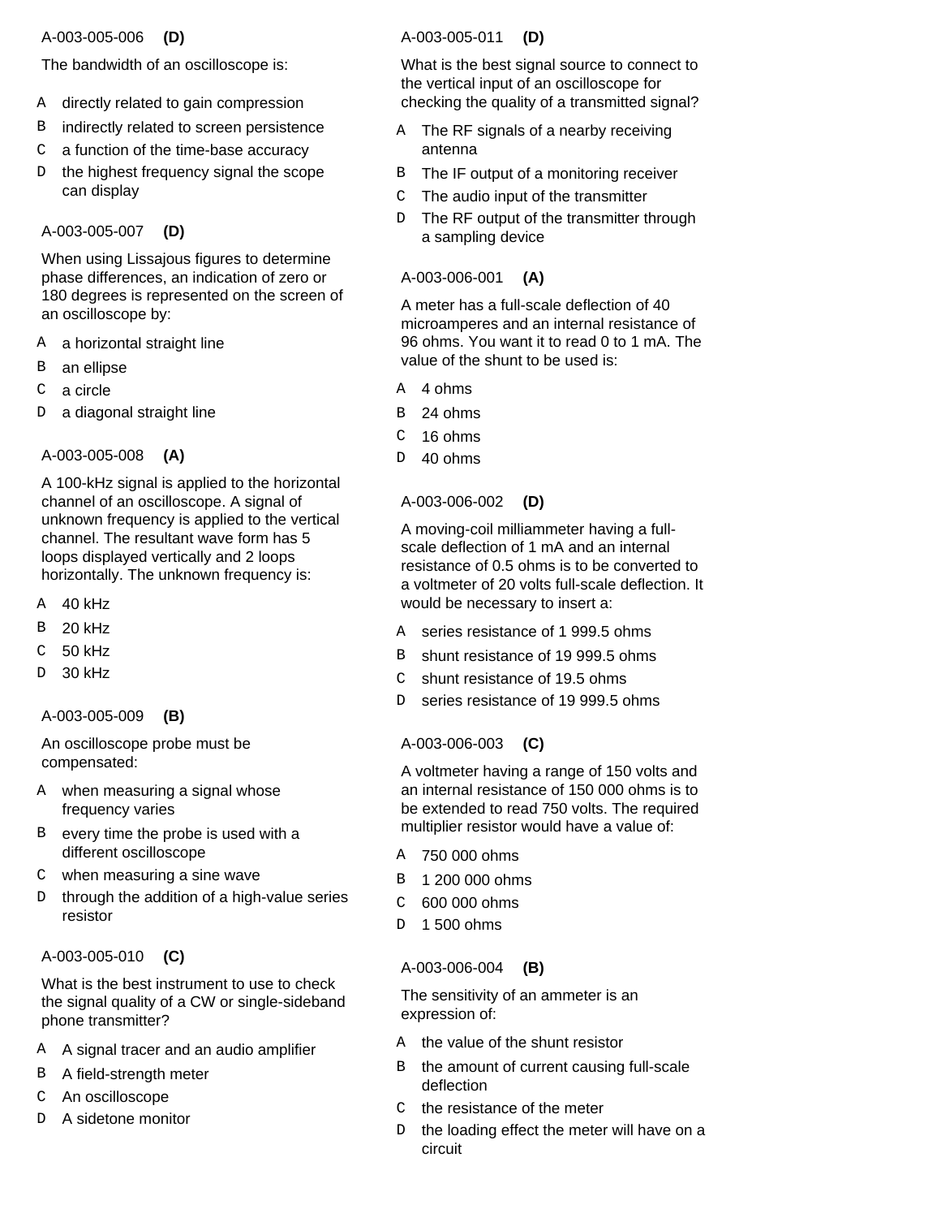A-003-005-006 **(D)**

The bandwidth of an oscilloscope is:

- A directly related to gain compression
- B indirectly related to screen persistence
- C a function of the time-base accuracy
- D the highest frequency signal the scope can display

A-003-005-007 **(D)**

When using Lissajous figures to determine phase differences, an indication of zero or 180 degrees is represented on the screen of an oscilloscope by:

- A a horizontal straight line
- B an ellipse
- C a circle
- D a diagonal straight line

A-003-005-008 **(A)**

A 100-kHz signal is applied to the horizontal channel of an oscilloscope. A signal of unknown frequency is applied to the vertical channel. The resultant wave form has 5 loops displayed vertically and 2 loops horizontally. The unknown frequency is:

- A 40 kHz
- B 20 kHz
- C 50 kHz
- D 30 kHz

A-003-005-009 **(B)**

An oscilloscope probe must be compensated:

- A when measuring a signal whose frequency varies
- B every time the probe is used with a different oscilloscope
- C when measuring a sine wave
- D through the addition of a high-value series resistor

A-003-005-010 **(C)**

What is the best instrument to use to check the signal quality of a CW or single-sideband phone transmitter?

- A A signal tracer and an audio amplifier
- B A field-strength meter
- C An oscilloscope
- D A sidetone monitor

A-003-005-011 **(D)**

What is the best signal source to connect to the vertical input of an oscilloscope for checking the quality of a transmitted signal?

- A The RF signals of a nearby receiving antenna
- B The IF output of a monitoring receiver
- C The audio input of the transmitter
- D The RF output of the transmitter through a sampling device

A-003-006-001 **(A)**

A meter has a full-scale deflection of 40 microamperes and an internal resistance of 96 ohms. You want it to read 0 to 1 mA. The value of the shunt to be used is:

- A 4 ohms
- B 24 ohms
- C 16 ohms
- D 40 ohms

A-003-006-002 **(D)**

A moving-coil milliammeter having a full-scale deflection of 1 mA and an internal resistance of 0.5 ohms is to be converted to a voltmeter of 20 volts full-scale deflection. It would be necessary to insert a:

- A series resistance of 1 999.5 ohms
- B shunt resistance of 19 999.5 ohms
- C shunt resistance of 19.5 ohms
- D series resistance of 19 999.5 ohms

A-003-006-003 **(C)**

A voltmeter having a range of 150 volts and an internal resistance of 150 000 ohms is to be extended to read 750 volts. The required multiplier resistor would have a value of:

- A 750 000 ohms
- B 1 200 000 ohms
- C 600 000 ohms
- D 1 500 ohms

A-003-006-004 **(B)**

The sensitivity of an ammeter is an expression of:

- A the value of the shunt resistor
- B the amount of current causing full-scale deflection
- C the resistance of the meter
- D the loading effect the meter will have on a circuit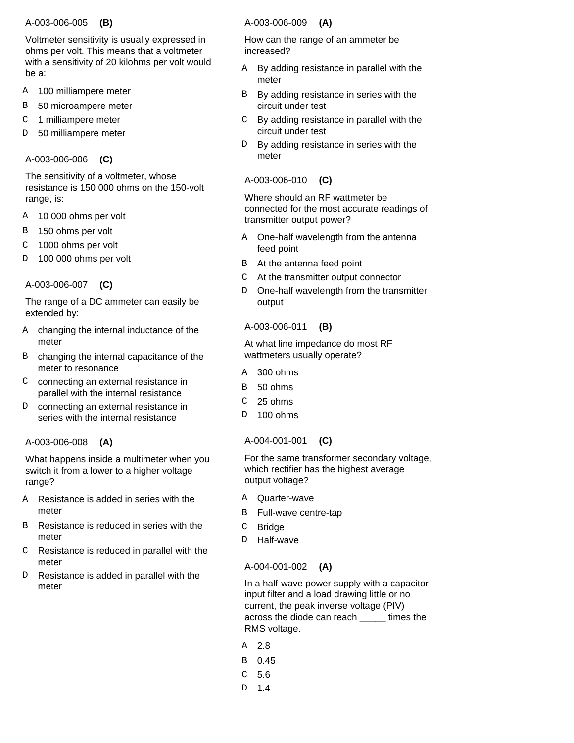A-003-006-005 **(B)**

Voltmeter sensitivity is usually expressed in ohms per volt. This means that a voltmeter with a sensitivity of 20 kilohms per volt would be a:

- A 100 milliampere meter
- B 50 microampere meter
- C 1 milliampere meter
- D 50 milliampere meter

A-003-006-006 **(C)**

The sensitivity of a voltmeter, whose resistance is 150 000 ohms on the 150-volt range, is:

- A 10 000 ohms per volt
- B 150 ohms per volt
- C 1000 ohms per volt
- D 100 000 ohms per volt

A-003-006-007 **(C)**

The range of a DC ammeter can easily be extended by:

- A changing the internal inductance of the meter
- B changing the internal capacitance of the meter to resonance
- C connecting an external resistance in parallel with the internal resistance
- D connecting an external resistance in series with the internal resistance

A-003-006-008 **(A)**

What happens inside a multimeter when you switch it from a lower to a higher voltage range?

- A Resistance is added in series with the meter
- B Resistance is reduced in series with the meter
- C Resistance is reduced in parallel with the meter
- D Resistance is added in parallel with the meter

A-003-006-009 **(A)**

How can the range of an ammeter be increased?

- A By adding resistance in parallel with the meter
- B By adding resistance in series with the circuit under test
- C By adding resistance in parallel with the circuit under test
- D By adding resistance in series with the meter

A-003-006-010 **(C)**

Where should an RF wattmeter be connected for the most accurate readings of transmitter output power?

- A One-half wavelength from the antenna feed point
- B At the antenna feed point
- C At the transmitter output connector
- D One-half wavelength from the transmitter output

A-003-006-011 **(B)**

At what line impedance do most RF wattmeters usually operate?

- A 300 ohms
- B 50 ohms
- C 25 ohms
- D 100 ohms

A-004-001-001 **(C)**

For the same transformer secondary voltage, which rectifier has the highest average output voltage?

- A Quarter-wave
- B Full-wave centre-tap
- C Bridge
- D Half-wave

A-004-001-002 **(A)**

In a half-wave power supply with a capacitor input filter and a load drawing little or no current, the peak inverse voltage (PIV) across the diode can reach _____ times the RMS voltage.

- A 2.8
- B 0.45
- C 5.6
- D 1.4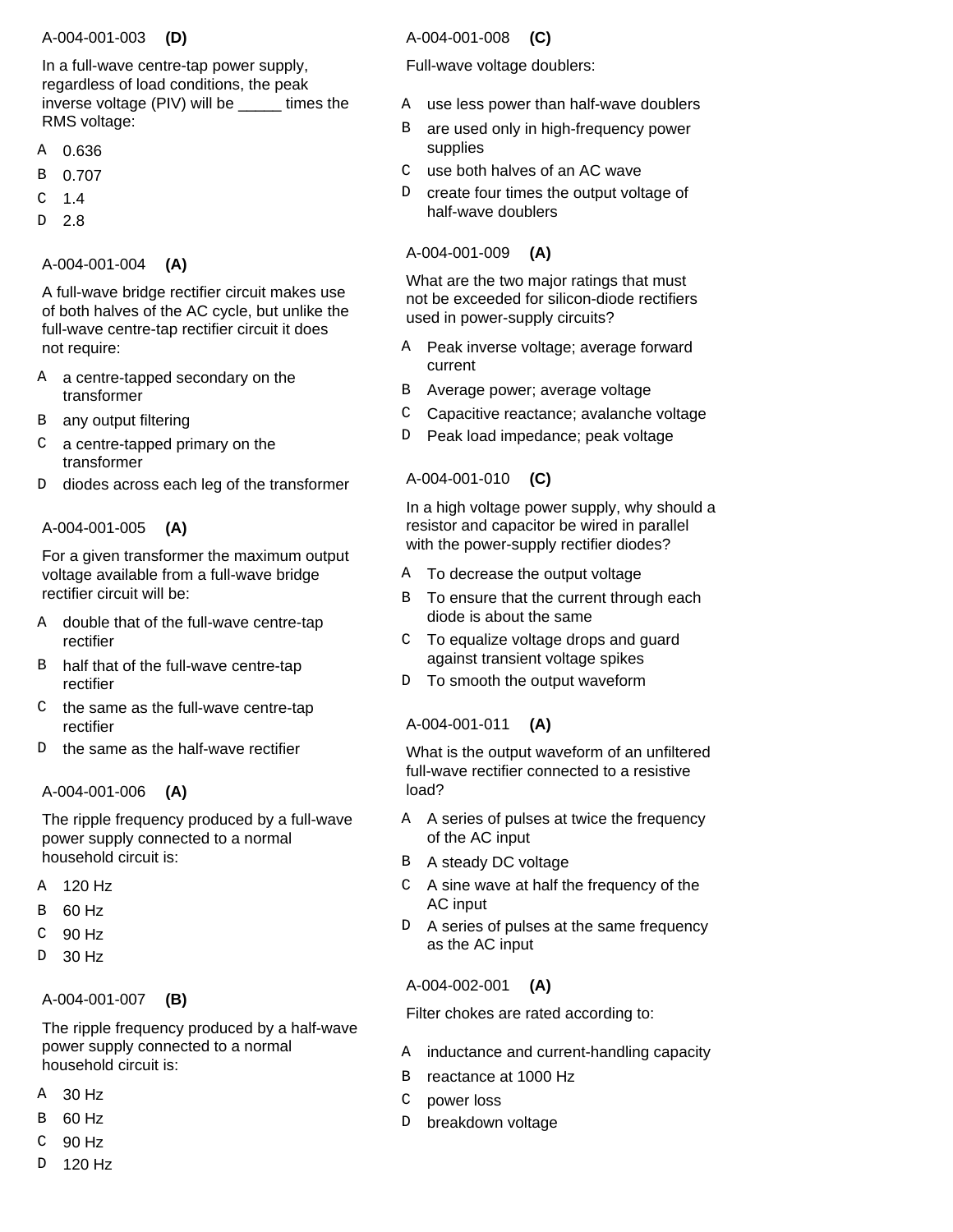A-004-001-003 **(D)**

In a full-wave centre-tap power supply, regardless of load conditions, the peak inverse voltage (PIV) will be _____ times the RMS voltage:

- A 0.636
- B 0.707
- C 1.4
- D 2.8

A-004-001-004 **(A)**

A full-wave bridge rectifier circuit makes use of both halves of the AC cycle, but unlike the full-wave centre-tap rectifier circuit it does not require:

- A a centre-tapped secondary on the transformer
- B any output filtering
- C a centre-tapped primary on the transformer
- D diodes across each leg of the transformer

A-004-001-005 **(A)**

For a given transformer the maximum output voltage available from a full-wave bridge rectifier circuit will be:

- A double that of the full-wave centre-tap rectifier
- B half that of the full-wave centre-tap rectifier
- C the same as the full-wave centre-tap rectifier
- D the same as the half-wave rectifier

A-004-001-006 **(A)**

The ripple frequency produced by a full-wave power supply connected to a normal household circuit is:

- A 120 Hz
- B 60 Hz
- C 90 Hz
- D 30 Hz

A-004-001-007 **(B)**

The ripple frequency produced by a half-wave power supply connected to a normal household circuit is:

- A 30 Hz
- B 60 Hz
- C 90 Hz
- D 120 Hz

A-004-001-008 **(C)**

Full-wave voltage doublers:

- A use less power than half-wave doublers
- B are used only in high-frequency power supplies
- C use both halves of an AC wave
- D create four times the output voltage of half-wave doublers

A-004-001-009 **(A)**

What are the two major ratings that must not be exceeded for silicon-diode rectifiers used in power-supply circuits?

- A Peak inverse voltage; average forward current
- B Average power; average voltage
- C Capacitive reactance; avalanche voltage
- D Peak load impedance; peak voltage

A-004-001-010 **(C)**

In a high voltage power supply, why should a resistor and capacitor be wired in parallel with the power-supply rectifier diodes?

- A To decrease the output voltage
- B To ensure that the current through each diode is about the same
- C To equalize voltage drops and guard against transient voltage spikes
- D To smooth the output waveform

A-004-001-011 **(A)**

What is the output waveform of an unfiltered full-wave rectifier connected to a resistive load?

- A A series of pulses at twice the frequency of the AC input
- B A steady DC voltage
- C A sine wave at half the frequency of the AC input
- D A series of pulses at the same frequency as the AC input

A-004-002-001 **(A)**

Filter chokes are rated according to:

- A inductance and current-handling capacity
- B reactance at 1000 Hz
- C power loss
- D breakdown voltage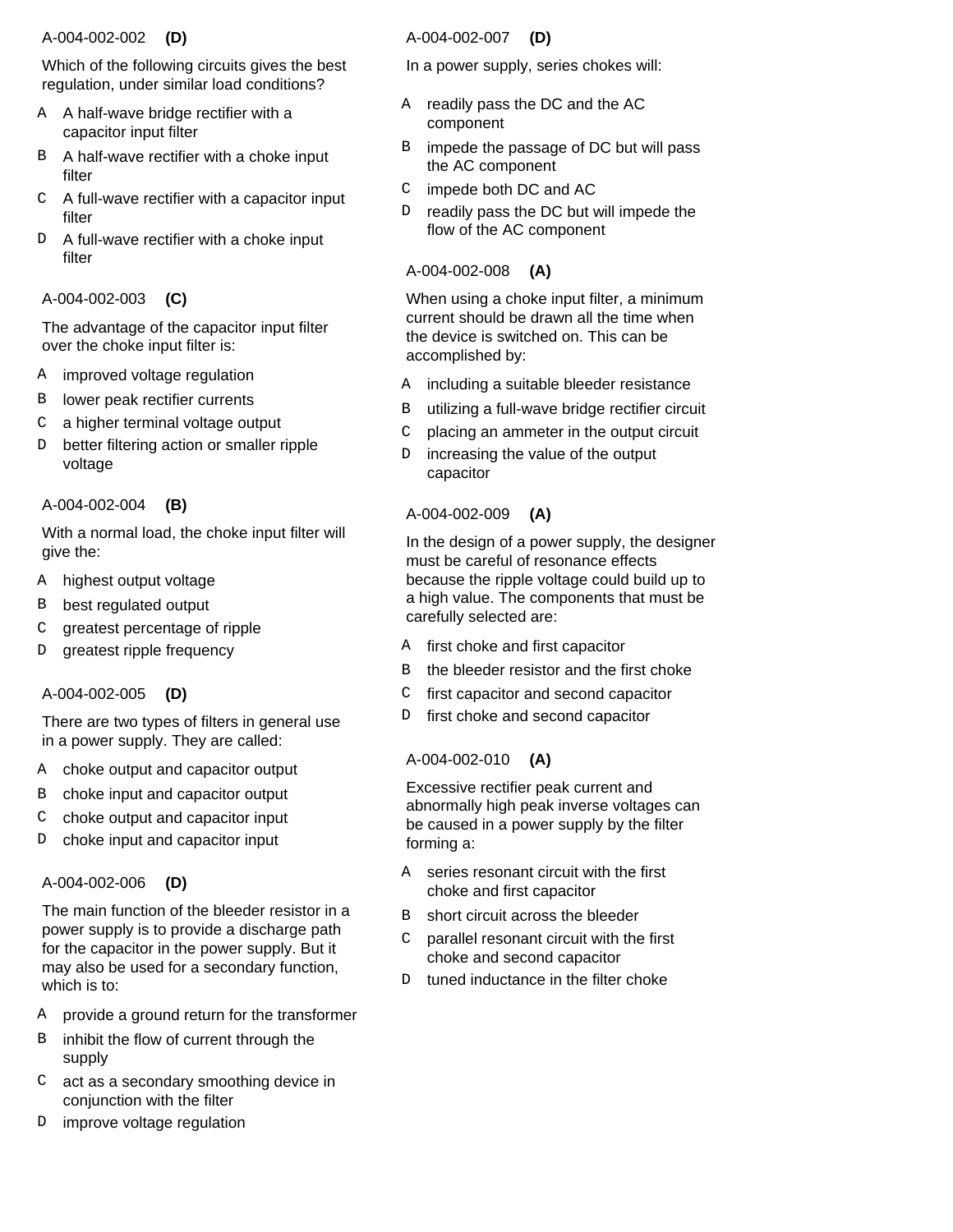A-004-002-002 **(D)**

Which of the following circuits gives the best regulation, under similar load conditions?

- A A half-wave bridge rectifier with a capacitor input filter
- B A half-wave rectifier with a choke input filter
- C A full-wave rectifier with a capacitor input filter
- D A full-wave rectifier with a choke input filter

A-004-002-003 **(C)**

The advantage of the capacitor input filter over the choke input filter is:

- A improved voltage regulation
- B lower peak rectifier currents
- C a higher terminal voltage output
- D better filtering action or smaller ripple voltage

A-004-002-004 **(B)**

With a normal load, the choke input filter will give the:

- A highest output voltage
- B best regulated output
- C greatest percentage of ripple
- D greatest ripple frequency

A-004-002-005 **(D)**

There are two types of filters in general use in a power supply. They are called:

- A choke output and capacitor output
- B choke input and capacitor output
- C choke output and capacitor input
- D choke input and capacitor input

A-004-002-006 **(D)**

The main function of the bleeder resistor in a power supply is to provide a discharge path for the capacitor in the power supply. But it may also be used for a secondary function, which is to:

- A provide a ground return for the transformer
- B inhibit the flow of current through the supply
- C act as a secondary smoothing device in conjunction with the filter
- D improve voltage regulation

A-004-002-007 **(D)**

In a power supply, series chokes will:

- A readily pass the DC and the AC component
- B impede the passage of DC but will pass the AC component
- C impede both DC and AC
- D readily pass the DC but will impede the flow of the AC component

A-004-002-008 **(A)**

When using a choke input filter, a minimum current should be drawn all the time when the device is switched on. This can be accomplished by:

- A including a suitable bleeder resistance
- B utilizing a full-wave bridge rectifier circuit
- C placing an ammeter in the output circuit
- D increasing the value of the output capacitor

A-004-002-009 **(A)**

In the design of a power supply, the designer must be careful of resonance effects because the ripple voltage could build up to a high value. The components that must be carefully selected are:

- A first choke and first capacitor
- B the bleeder resistor and the first choke
- C first capacitor and second capacitor
- D first choke and second capacitor

A-004-002-010 **(A)**

Excessive rectifier peak current and abnormally high peak inverse voltages can be caused in a power supply by the filter forming a:

- A series resonant circuit with the first choke and first capacitor
- B short circuit across the bleeder
- C parallel resonant circuit with the first choke and second capacitor
- D tuned inductance in the filter choke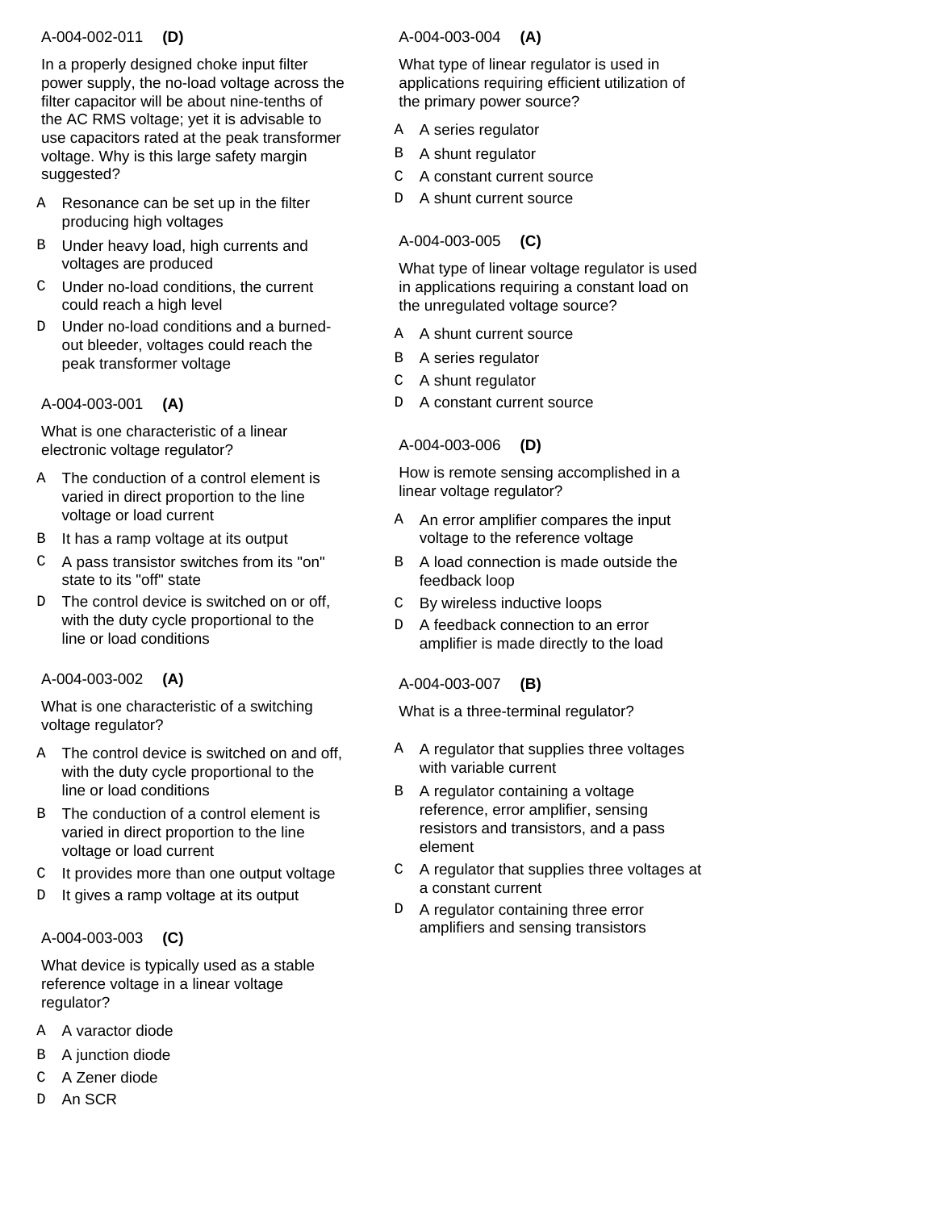A-004-002-011 **(D)**

In a properly designed choke input filter power supply, the no-load voltage across the filter capacitor will be about nine-tenths of the AC RMS voltage; yet it is advisable to use capacitors rated at the peak transformer voltage. Why is this large safety margin suggested?

- A Resonance can be set up in the filter producing high voltages
- B Under heavy load, high currents and voltages are produced
- C Under no-load conditions, the current could reach a high level
- D Under no-load conditions and a burned-out bleeder, voltages could reach the peak transformer voltage

A-004-003-001 **(A)**

What is one characteristic of a linear electronic voltage regulator?

- A The conduction of a control element is varied in direct proportion to the line voltage or load current
- B It has a ramp voltage at its output
- C A pass transistor switches from its "on" state to its "off" state
- D The control device is switched on or off, with the duty cycle proportional to the line or load conditions

A-004-003-002 **(A)**

What is one characteristic of a switching voltage regulator?

- A The control device is switched on and off, with the duty cycle proportional to the line or load conditions
- B The conduction of a control element is varied in direct proportion to the line voltage or load current
- C It provides more than one output voltage
- D It gives a ramp voltage at its output

A-004-003-003 **(C)**

What device is typically used as a stable reference voltage in a linear voltage regulator?

- A A varactor diode
- B A junction diode
- C A Zener diode
- D An SCR

A-004-003-004 **(A)**

What type of linear regulator is used in applications requiring efficient utilization of the primary power source?

- A A series regulator
- B A shunt regulator
- C A constant current source
- D A shunt current source

A-004-003-005 **(C)**

What type of linear voltage regulator is used in applications requiring a constant load on the unregulated voltage source?

- A A shunt current source
- B A series regulator
- C A shunt regulator
- D A constant current source

A-004-003-006 **(D)**

How is remote sensing accomplished in a linear voltage regulator?

- A An error amplifier compares the input voltage to the reference voltage
- B A load connection is made outside the feedback loop
- C By wireless inductive loops
- D A feedback connection to an error amplifier is made directly to the load

A-004-003-007 **(B)**

What is a three-terminal regulator?

- A A regulator that supplies three voltages with variable current
- B A regulator containing a voltage reference, error amplifier, sensing resistors and transistors, and a pass element
- C A regulator that supplies three voltages at a constant current
- D A regulator containing three error amplifiers and sensing transistors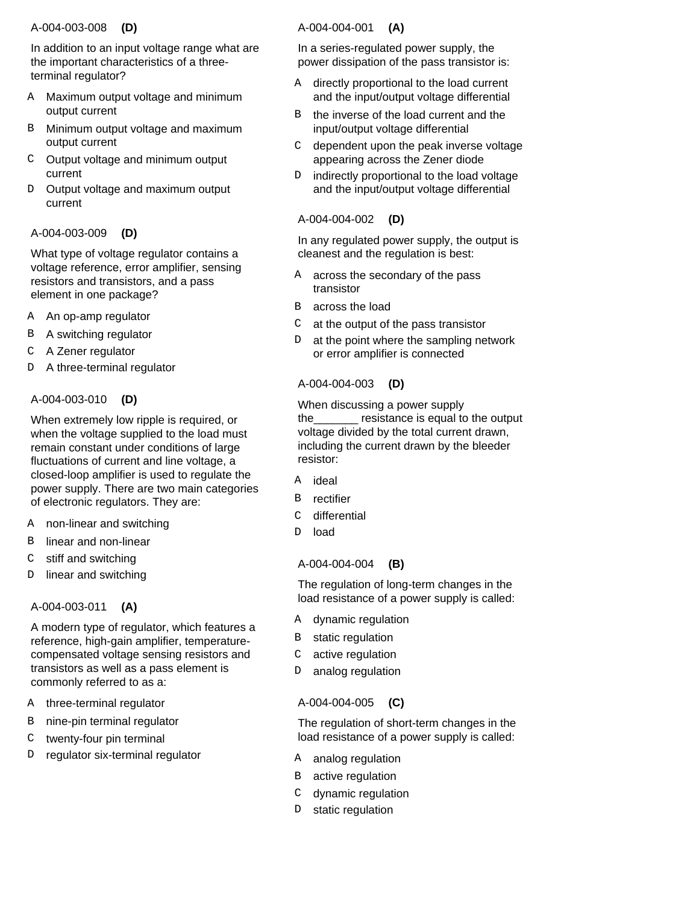A-004-003-008 **(D)**

In addition to an input voltage range what are the important characteristics of a three-terminal regulator?

- A Maximum output voltage and minimum output current
- B Minimum output voltage and maximum output current
- C Output voltage and minimum output current
- D Output voltage and maximum output current

A-004-003-009 **(D)**

What type of voltage regulator contains a voltage reference, error amplifier, sensing resistors and transistors, and a pass element in one package?

- A An op-amp regulator
- B A switching regulator
- C A Zener regulator
- D A three-terminal regulator

A-004-003-010 **(D)**

When extremely low ripple is required, or when the voltage supplied to the load must remain constant under conditions of large fluctuations of current and line voltage, a closed-loop amplifier is used to regulate the power supply. There are two main categories of electronic regulators. They are:

- A non-linear and switching
- B linear and non-linear
- C stiff and switching
- D linear and switching

A-004-003-011 **(A)**

A modern type of regulator, which features a reference, high-gain amplifier, temperature-compensated voltage sensing resistors and transistors as well as a pass element is commonly referred to as a:

- A three-terminal regulator
- B nine-pin terminal regulator
- C twenty-four pin terminal
- D regulator six-terminal regulator

A-004-004-001 **(A)**

In a series-regulated power supply, the power dissipation of the pass transistor is:

- A directly proportional to the load current and the input/output voltage differential
- B the inverse of the load current and the input/output voltage differential
- C dependent upon the peak inverse voltage appearing across the Zener diode
- D indirectly proportional to the load voltage and the input/output voltage differential

A-004-004-002 **(D)**

In any regulated power supply, the output is cleanest and the regulation is best:

- A across the secondary of the pass transistor
- B across the load
- C at the output of the pass transistor
- D at the point where the sampling network or error amplifier is connected

A-004-004-003 **(D)**

When discussing a power supply the_______ resistance is equal to the output voltage divided by the total current drawn, including the current drawn by the bleeder resistor:

- A ideal
- B rectifier
- C differential
- D load

A-004-004-004 **(B)**

The regulation of long-term changes in the load resistance of a power supply is called:

- A dynamic regulation
- B static regulation
- C active regulation
- D analog regulation

A-004-004-005 **(C)**

The regulation of short-term changes in the load resistance of a power supply is called:

- A analog regulation
- B active regulation
- C dynamic regulation
- D static regulation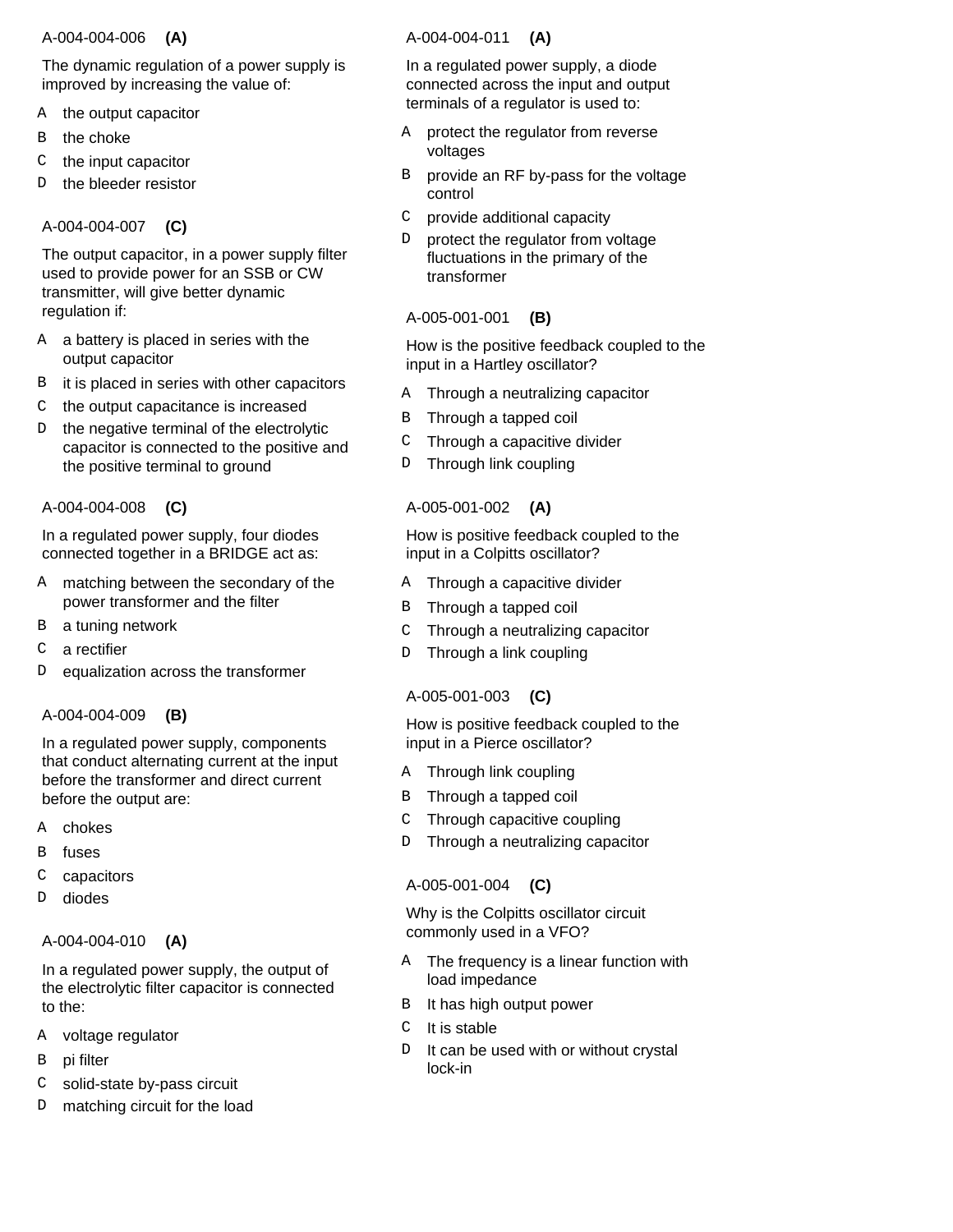A-004-004-006 **(A)**

The dynamic regulation of a power supply is improved by increasing the value of:

- A the output capacitor
- B the choke
- C the input capacitor
- D the bleeder resistor

A-004-004-007 **(C)**

The output capacitor, in a power supply filter used to provide power for an SSB or CW transmitter, will give better dynamic regulation if:

- A a battery is placed in series with the output capacitor
- B it is placed in series with other capacitors
- C the output capacitance is increased
- D the negative terminal of the electrolytic capacitor is connected to the positive and the positive terminal to ground

A-004-004-008 **(C)**

In a regulated power supply, four diodes connected together in a BRIDGE act as:

- A matching between the secondary of the power transformer and the filter
- B a tuning network
- C a rectifier
- D equalization across the transformer

A-004-004-009 **(B)**

In a regulated power supply, components that conduct alternating current at the input before the transformer and direct current before the output are:

- A chokes
- B fuses
- C capacitors
- D diodes

A-004-004-010 **(A)**

In a regulated power supply, the output of the electrolytic filter capacitor is connected to the:

- A voltage regulator
- B pi filter
- C solid-state by-pass circuit
- D matching circuit for the load

A-004-004-011 **(A)**

In a regulated power supply, a diode connected across the input and output terminals of a regulator is used to:

- A protect the regulator from reverse voltages
- B provide an RF by-pass for the voltage control
- C provide additional capacity
- D protect the regulator from voltage fluctuations in the primary of the transformer

A-005-001-001 **(B)**

How is the positive feedback coupled to the input in a Hartley oscillator?

- A Through a neutralizing capacitor
- B Through a tapped coil
- C Through a capacitive divider
- D Through link coupling

A-005-001-002 **(A)**

How is positive feedback coupled to the input in a Colpitts oscillator?

- A Through a capacitive divider
- B Through a tapped coil
- C Through a neutralizing capacitor
- D Through a link coupling

A-005-001-003 **(C)**

How is positive feedback coupled to the input in a Pierce oscillator?

- A Through link coupling
- B Through a tapped coil
- C Through capacitive coupling
- D Through a neutralizing capacitor

A-005-001-004 **(C)**

Why is the Colpitts oscillator circuit commonly used in a VFO?

- A The frequency is a linear function with load impedance
- B It has high output power
- C It is stable
- D It can be used with or without crystal lock-in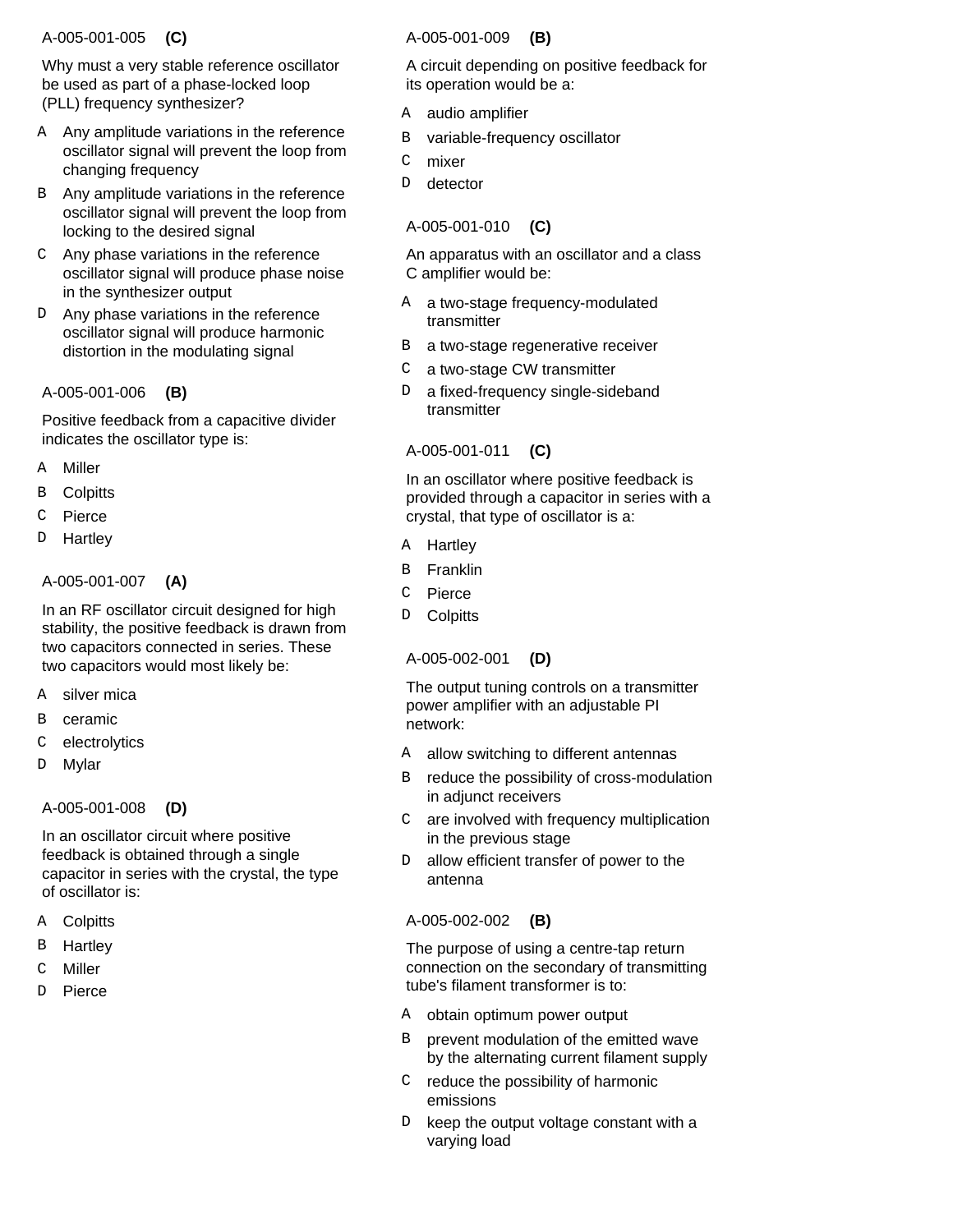A-005-001-005 **(C)**

Why must a very stable reference oscillator be used as part of a phase-locked loop (PLL) frequency synthesizer?

- A Any amplitude variations in the reference oscillator signal will prevent the loop from changing frequency
- B Any amplitude variations in the reference oscillator signal will prevent the loop from locking to the desired signal
- C Any phase variations in the reference oscillator signal will produce phase noise in the synthesizer output
- D Any phase variations in the reference oscillator signal will produce harmonic distortion in the modulating signal

A-005-001-006 **(B)**

Positive feedback from a capacitive divider indicates the oscillator type is:

- A Miller
- B Colpitts
- C Pierce
- D Hartley

A-005-001-007 **(A)**

In an RF oscillator circuit designed for high stability, the positive feedback is drawn from two capacitors connected in series. These two capacitors would most likely be:

- A silver mica
- B ceramic
- C electrolytics
- D Mylar

A-005-001-008 **(D)**

In an oscillator circuit where positive feedback is obtained through a single capacitor in series with the crystal, the type of oscillator is:

- A Colpitts
- B Hartley
- C Miller
- D Pierce

A-005-001-009 **(B)**

A circuit depending on positive feedback for its operation would be a:

- A audio amplifier
- B variable-frequency oscillator
- C mixer
- D detector

A-005-001-010 **(C)**

An apparatus with an oscillator and a class C amplifier would be:

- A a two-stage frequency-modulated transmitter
- B a two-stage regenerative receiver
- C a two-stage CW transmitter
- D a fixed-frequency single-sideband transmitter

A-005-001-011 **(C)**

In an oscillator where positive feedback is provided through a capacitor in series with a crystal, that type of oscillator is a:

- A Hartley
- B Franklin
- C Pierce
- D Colpitts

A-005-002-001 **(D)**

The output tuning controls on a transmitter power amplifier with an adjustable PI network:

- A allow switching to different antennas
- B reduce the possibility of cross-modulation in adjunct receivers
- C are involved with frequency multiplication in the previous stage
- D allow efficient transfer of power to the antenna

A-005-002-002 **(B)**

The purpose of using a centre-tap return connection on the secondary of transmitting tube's filament transformer is to:

- A obtain optimum power output
- B prevent modulation of the emitted wave by the alternating current filament supply
- C reduce the possibility of harmonic emissions
- D keep the output voltage constant with a varying load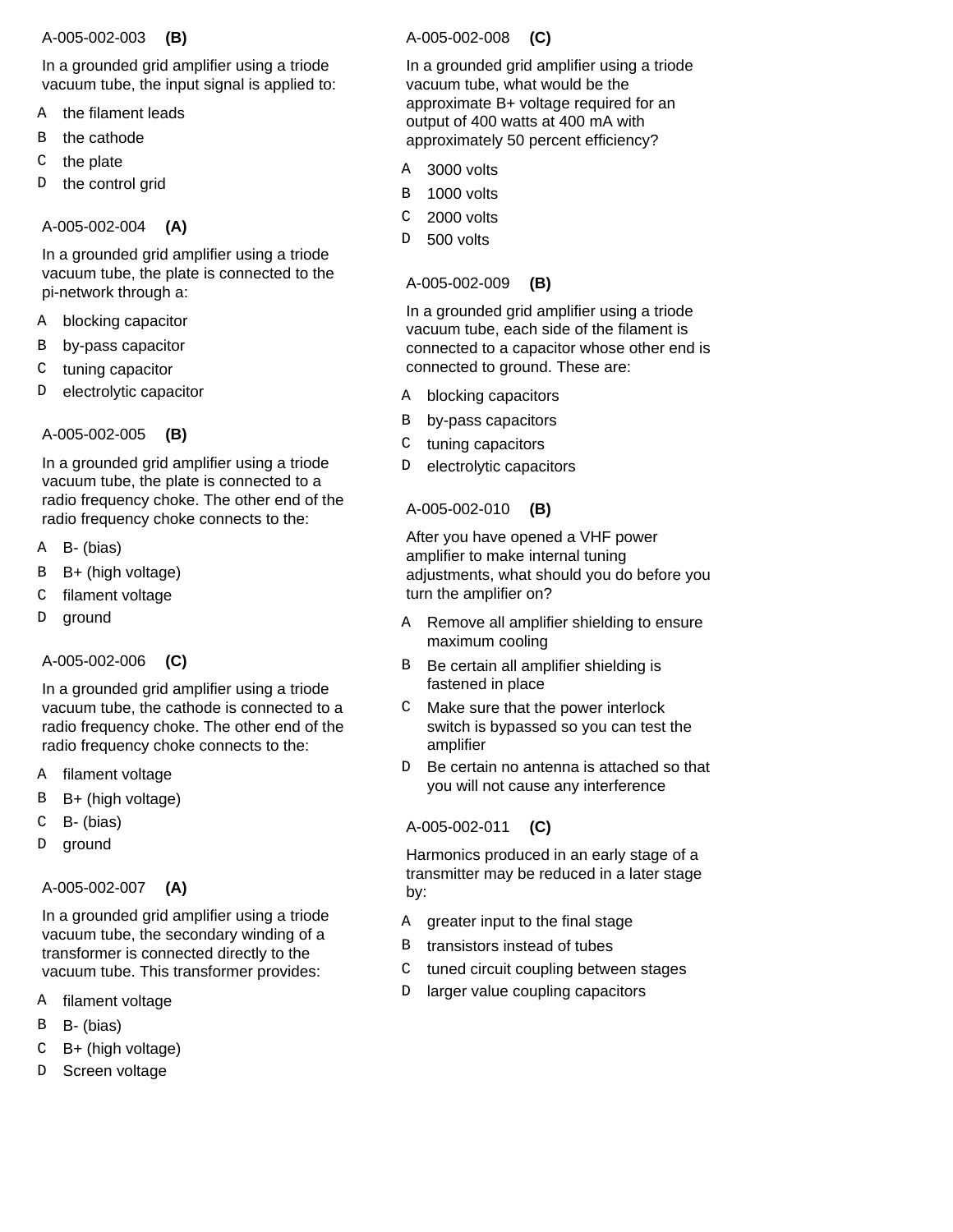A-005-002-003 **(B)**

In a grounded grid amplifier using a triode vacuum tube, the input signal is applied to:

- A the filament leads
- B the cathode
- C the plate
- D the control grid

A-005-002-004 **(A)**

In a grounded grid amplifier using a triode vacuum tube, the plate is connected to the pi-network through a:

- A blocking capacitor
- B by-pass capacitor
- C tuning capacitor
- D electrolytic capacitor

A-005-002-005 **(B)**

In a grounded grid amplifier using a triode vacuum tube, the plate is connected to a radio frequency choke. The other end of the radio frequency choke connects to the:

- A B- (bias)
- B B+ (high voltage)
- C filament voltage
- D ground

A-005-002-006 **(C)**

In a grounded grid amplifier using a triode vacuum tube, the cathode is connected to a radio frequency choke. The other end of the radio frequency choke connects to the:

- A filament voltage
- B B+ (high voltage)
- C B- (bias)
- D ground

A-005-002-007 **(A)**

In a grounded grid amplifier using a triode vacuum tube, the secondary winding of a transformer is connected directly to the vacuum tube. This transformer provides:

- A filament voltage
- B B- (bias)
- C B+ (high voltage)
- D Screen voltage

A-005-002-008 **(C)**

In a grounded grid amplifier using a triode vacuum tube, what would be the approximate B+ voltage required for an output of 400 watts at 400 mA with approximately 50 percent efficiency?

- A 3000 volts
- B 1000 volts
- C 2000 volts
- D 500 volts

A-005-002-009 **(B)**

In a grounded grid amplifier using a triode vacuum tube, each side of the filament is connected to a capacitor whose other end is connected to ground. These are:

- A blocking capacitors
- B by-pass capacitors
- C tuning capacitors
- D electrolytic capacitors

A-005-002-010 **(B)**

After you have opened a VHF power amplifier to make internal tuning adjustments, what should you do before you turn the amplifier on?

- A Remove all amplifier shielding to ensure maximum cooling
- B Be certain all amplifier shielding is fastened in place
- C Make sure that the power interlock switch is bypassed so you can test the amplifier
- D Be certain no antenna is attached so that you will not cause any interference

A-005-002-011 **(C)**

Harmonics produced in an early stage of a transmitter may be reduced in a later stage by:

- A greater input to the final stage
- B transistors instead of tubes
- C tuned circuit coupling between stages
- D larger value coupling capacitors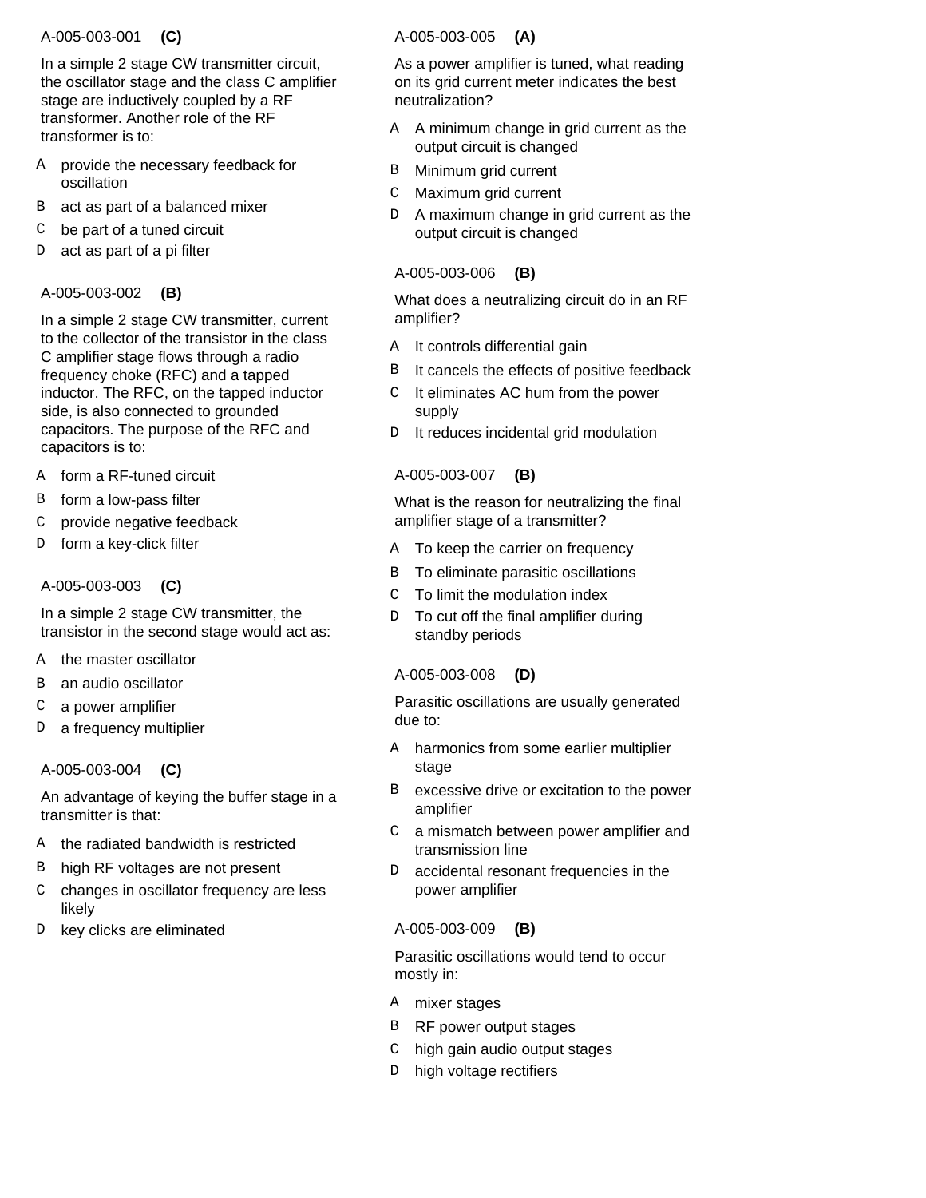A-005-003-001 **(C)**

In a simple 2 stage CW transmitter circuit, the oscillator stage and the class C amplifier stage are inductively coupled by a RF transformer. Another role of the RF transformer is to:

- A provide the necessary feedback for oscillation
- B act as part of a balanced mixer
- C be part of a tuned circuit
- D act as part of a pi filter

A-005-003-002 **(B)**

In a simple 2 stage CW transmitter, current to the collector of the transistor in the class C amplifier stage flows through a radio frequency choke (RFC) and a tapped inductor. The RFC, on the tapped inductor side, is also connected to grounded capacitors. The purpose of the RFC and capacitors is to:

- A form a RF-tuned circuit
- B form a low-pass filter
- C provide negative feedback
- D form a key-click filter

A-005-003-003 **(C)**

In a simple 2 stage CW transmitter, the transistor in the second stage would act as:

- A the master oscillator
- B an audio oscillator
- C a power amplifier
- D a frequency multiplier

A-005-003-004 **(C)**

An advantage of keying the buffer stage in a transmitter is that:

- A the radiated bandwidth is restricted
- B high RF voltages are not present
- C changes in oscillator frequency are less likely
- D key clicks are eliminated

A-005-003-005 **(A)**

As a power amplifier is tuned, what reading on its grid current meter indicates the best neutralization?

- A A minimum change in grid current as the output circuit is changed
- B Minimum grid current
- C Maximum grid current
- D A maximum change in grid current as the output circuit is changed

A-005-003-006 **(B)**

What does a neutralizing circuit do in an RF amplifier?

- A It controls differential gain
- B It cancels the effects of positive feedback
- C It eliminates AC hum from the power supply
- D It reduces incidental grid modulation

A-005-003-007 **(B)**

What is the reason for neutralizing the final amplifier stage of a transmitter?

- A To keep the carrier on frequency
- B To eliminate parasitic oscillations
- C To limit the modulation index
- D To cut off the final amplifier during standby periods

A-005-003-008 **(D)**

Parasitic oscillations are usually generated due to:

- A harmonics from some earlier multiplier stage
- B excessive drive or excitation to the power amplifier
- C a mismatch between power amplifier and transmission line
- D accidental resonant frequencies in the power amplifier

A-005-003-009 **(B)**

Parasitic oscillations would tend to occur mostly in:

- A mixer stages
- B RF power output stages
- C high gain audio output stages
- D high voltage rectifiers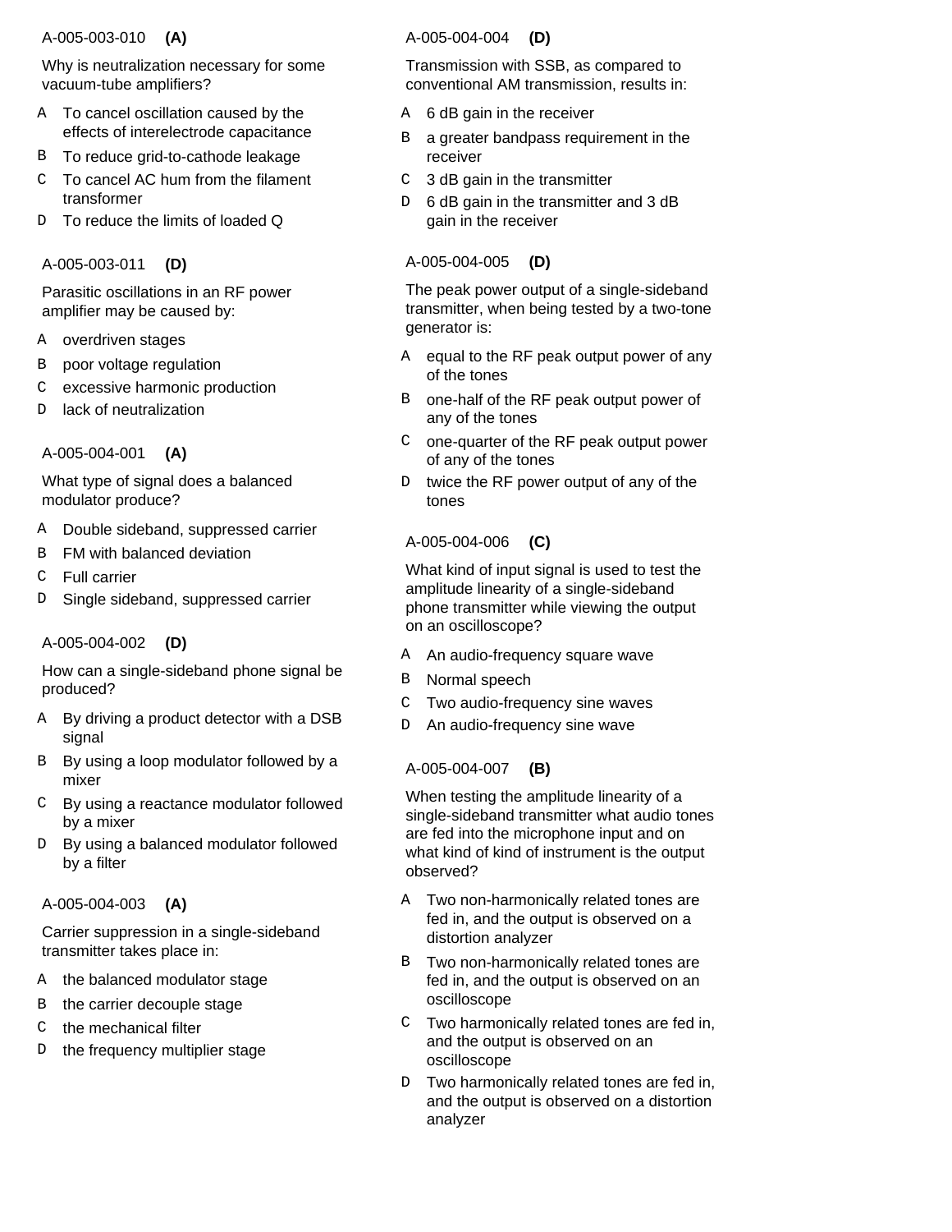A-005-003-010 **(A)**

Why is neutralization necessary for some vacuum-tube amplifiers?

- A To cancel oscillation caused by the effects of interelectrode capacitance
- B To reduce grid-to-cathode leakage
- C To cancel AC hum from the filament transformer
- D To reduce the limits of loaded Q

A-005-003-011 **(D)**

Parasitic oscillations in an RF power amplifier may be caused by:

- A overdriven stages
- B poor voltage regulation
- C excessive harmonic production
- D lack of neutralization

A-005-004-001 **(A)**

What type of signal does a balanced modulator produce?

- A Double sideband, suppressed carrier
- B FM with balanced deviation
- C Full carrier
- D Single sideband, suppressed carrier

A-005-004-002 **(D)**

How can a single-sideband phone signal be produced?

- A By driving a product detector with a DSB signal
- B By using a loop modulator followed by a mixer
- C By using a reactance modulator followed by a mixer
- D By using a balanced modulator followed by a filter

A-005-004-003 **(A)**

Carrier suppression in a single-sideband transmitter takes place in:

- A the balanced modulator stage
- B the carrier decouple stage
- C the mechanical filter
- D the frequency multiplier stage

A-005-004-004 **(D)**

Transmission with SSB, as compared to conventional AM transmission, results in:

- A 6 dB gain in the receiver
- B a greater bandpass requirement in the receiver
- C 3 dB gain in the transmitter
- D 6 dB gain in the transmitter and 3 dB gain in the receiver

A-005-004-005 **(D)**

The peak power output of a single-sideband transmitter, when being tested by a two-tone generator is:

- A equal to the RF peak output power of any of the tones
- B one-half of the RF peak output power of any of the tones
- C one-quarter of the RF peak output power of any of the tones
- D twice the RF power output of any of the tones

A-005-004-006 **(C)**

What kind of input signal is used to test the amplitude linearity of a single-sideband phone transmitter while viewing the output on an oscilloscope?

- A An audio-frequency square wave
- B Normal speech
- C Two audio-frequency sine waves
- D An audio-frequency sine wave

A-005-004-007 **(B)**

When testing the amplitude linearity of a single-sideband transmitter what audio tones are fed into the microphone input and on what kind of kind of instrument is the output observed?

- A Two non-harmonically related tones are fed in, and the output is observed on a distortion analyzer
- B Two non-harmonically related tones are fed in, and the output is observed on an oscilloscope
- C Two harmonically related tones are fed in, and the output is observed on an oscilloscope
- D Two harmonically related tones are fed in, and the output is observed on a distortion analyzer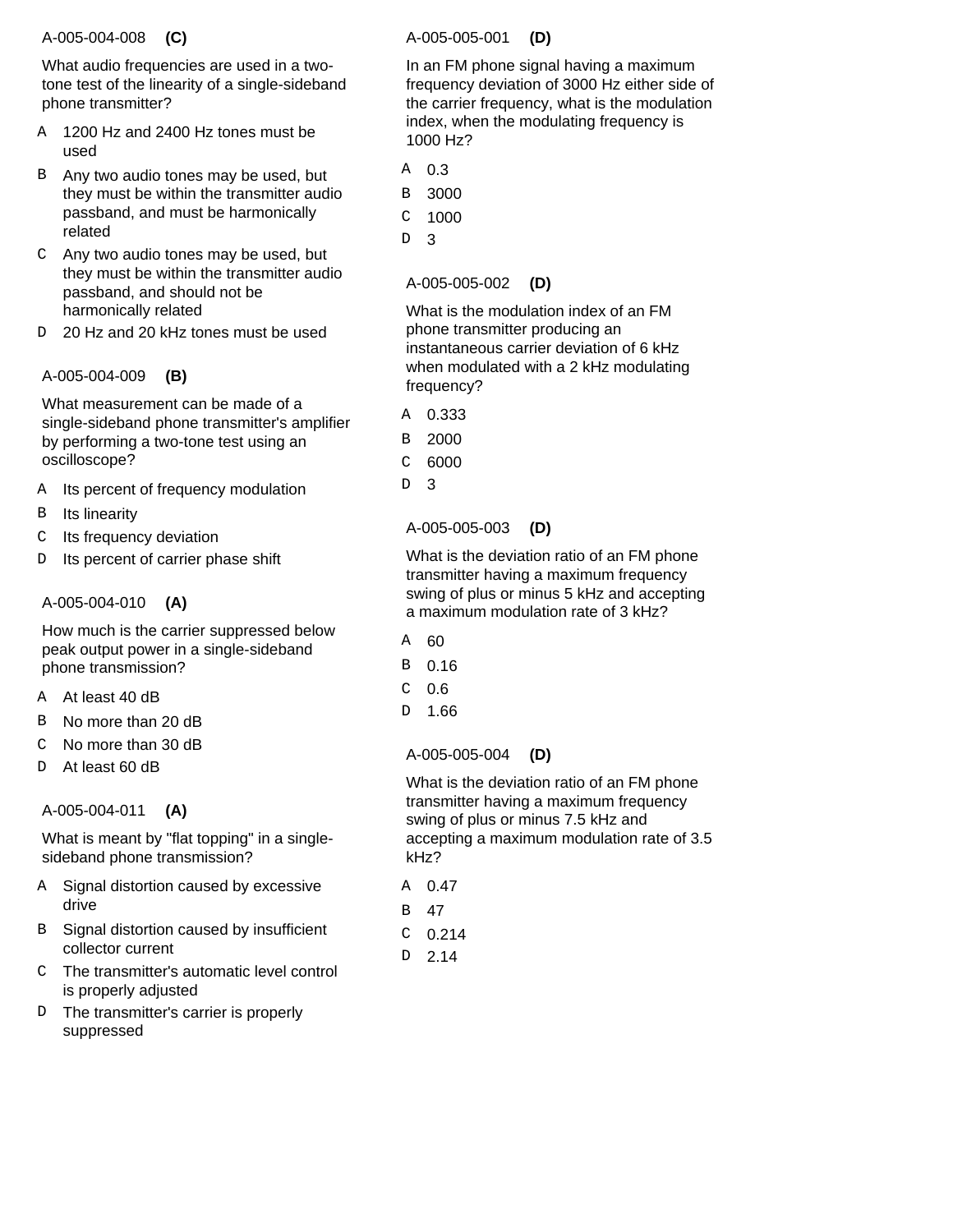A-005-004-008 **(C)**

What audio frequencies are used in a two-tone test of the linearity of a single-sideband phone transmitter?

- A 1200 Hz and 2400 Hz tones must be used
- B Any two audio tones may be used, but they must be within the transmitter audio passband, and must be harmonically related
- C Any two audio tones may be used, but they must be within the transmitter audio passband, and should not be harmonically related
- D 20 Hz and 20 kHz tones must be used

A-005-004-009 **(B)**

What measurement can be made of a single-sideband phone transmitter's amplifier by performing a two-tone test using an oscilloscope?

- A Its percent of frequency modulation
- B Its linearity
- C Its frequency deviation
- D Its percent of carrier phase shift

A-005-004-010 **(A)**

How much is the carrier suppressed below peak output power in a single-sideband phone transmission?

- A At least 40 dB
- B No more than 20 dB
- C No more than 30 dB
- D At least 60 dB

A-005-004-011 **(A)**

What is meant by "flat topping" in a single-sideband phone transmission?

- A Signal distortion caused by excessive drive
- B Signal distortion caused by insufficient collector current
- C The transmitter's automatic level control is properly adjusted
- D The transmitter's carrier is properly suppressed

A-005-005-001 **(D)**

In an FM phone signal having a maximum frequency deviation of 3000 Hz either side of the carrier frequency, what is the modulation index, when the modulating frequency is 1000 Hz?

- A 0.3
- B 3000
- C 1000
- D 3

A-005-005-002 **(D)**

What is the modulation index of an FM phone transmitter producing an instantaneous carrier deviation of 6 kHz when modulated with a 2 kHz modulating frequency?

- A 0.333
- B 2000
- C 6000
- D 3

A-005-005-003 **(D)**

What is the deviation ratio of an FM phone transmitter having a maximum frequency swing of plus or minus 5 kHz and accepting a maximum modulation rate of 3 kHz?

- A 60
- B 0.16
- C 0.6
- D 1.66

A-005-005-004 **(D)**

What is the deviation ratio of an FM phone transmitter having a maximum frequency swing of plus or minus 7.5 kHz and accepting a maximum modulation rate of 3.5 kHz?

- A 0.47
- B 47
- C 0.214
- D 2.14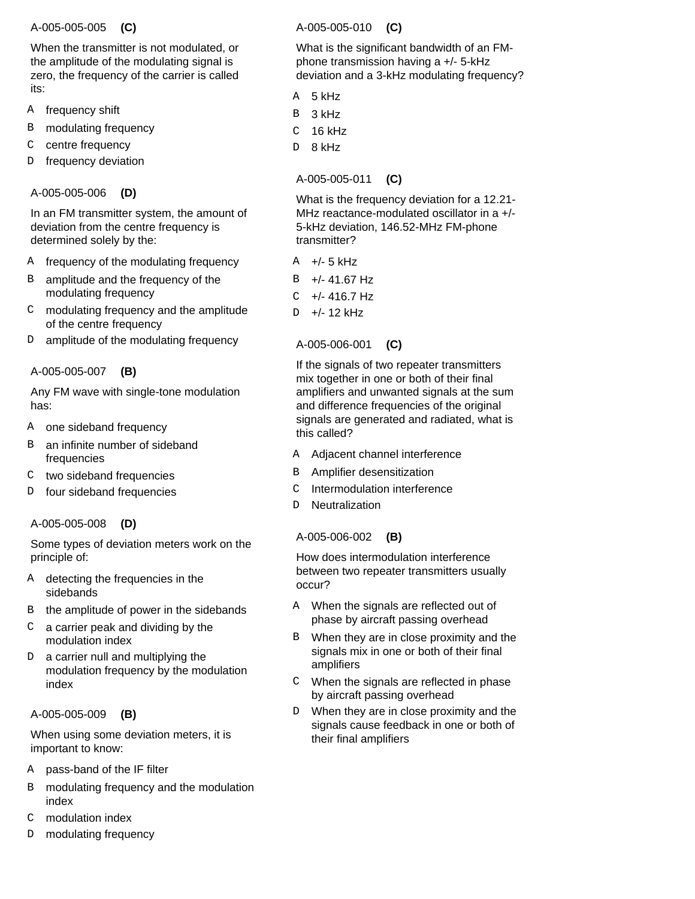A-005-005-005 **(C)**

When the transmitter is not modulated, or the amplitude of the modulating signal is zero, the frequency of the carrier is called its:

- A frequency shift
- B modulating frequency
- C centre frequency
- D frequency deviation

A-005-005-006 **(D)**

In an FM transmitter system, the amount of deviation from the centre frequency is determined solely by the:

- A frequency of the modulating frequency
- B amplitude and the frequency of the modulating frequency
- C modulating frequency and the amplitude of the centre frequency
- D amplitude of the modulating frequency

A-005-005-007 **(B)**

Any FM wave with single-tone modulation has:

- A one sideband frequency
- B an infinite number of sideband frequencies
- C two sideband frequencies
- D four sideband frequencies

A-005-005-008 **(D)**

Some types of deviation meters work on the principle of:

- A detecting the frequencies in the sidebands
- B the amplitude of power in the sidebands
- C a carrier peak and dividing by the modulation index
- D a carrier null and multiplying the modulation frequency by the modulation index

A-005-005-009 **(B)**

When using some deviation meters, it is important to know:

- A pass-band of the IF filter
- B modulating frequency and the modulation index
- C modulation index
- D modulating frequency

A-005-005-010 **(C)**

What is the significant bandwidth of an FM-phone transmission having a +/- 5-kHz deviation and a 3-kHz modulating frequency?

- A 5 kHz
- B 3 kHz
- C 16 kHz
- D 8 kHz

A-005-005-011 **(C)**

What is the frequency deviation for a 12.21-MHz reactance-modulated oscillator in a +/- 5-kHz deviation, 146.52-MHz FM-phone transmitter?

- A +/- 5 kHz
- B +/- 41.67 Hz
- C +/- 416.7 Hz
- D +/- 12 kHz

A-005-006-001 **(C)**

If the signals of two repeater transmitters mix together in one or both of their final amplifiers and unwanted signals at the sum and difference frequencies of the original signals are generated and radiated, what is this called?

- A Adjacent channel interference
- B Amplifier desensitization
- C Intermodulation interference
- D Neutralization

A-005-006-002 **(B)**

How does intermodulation interference between two repeater transmitters usually occur?

- A When the signals are reflected out of phase by aircraft passing overhead
- B When they are in close proximity and the signals mix in one or both of their final amplifiers
- C When the signals are reflected in phase by aircraft passing overhead
- D When they are in close proximity and the signals cause feedback in one or both of their final amplifiers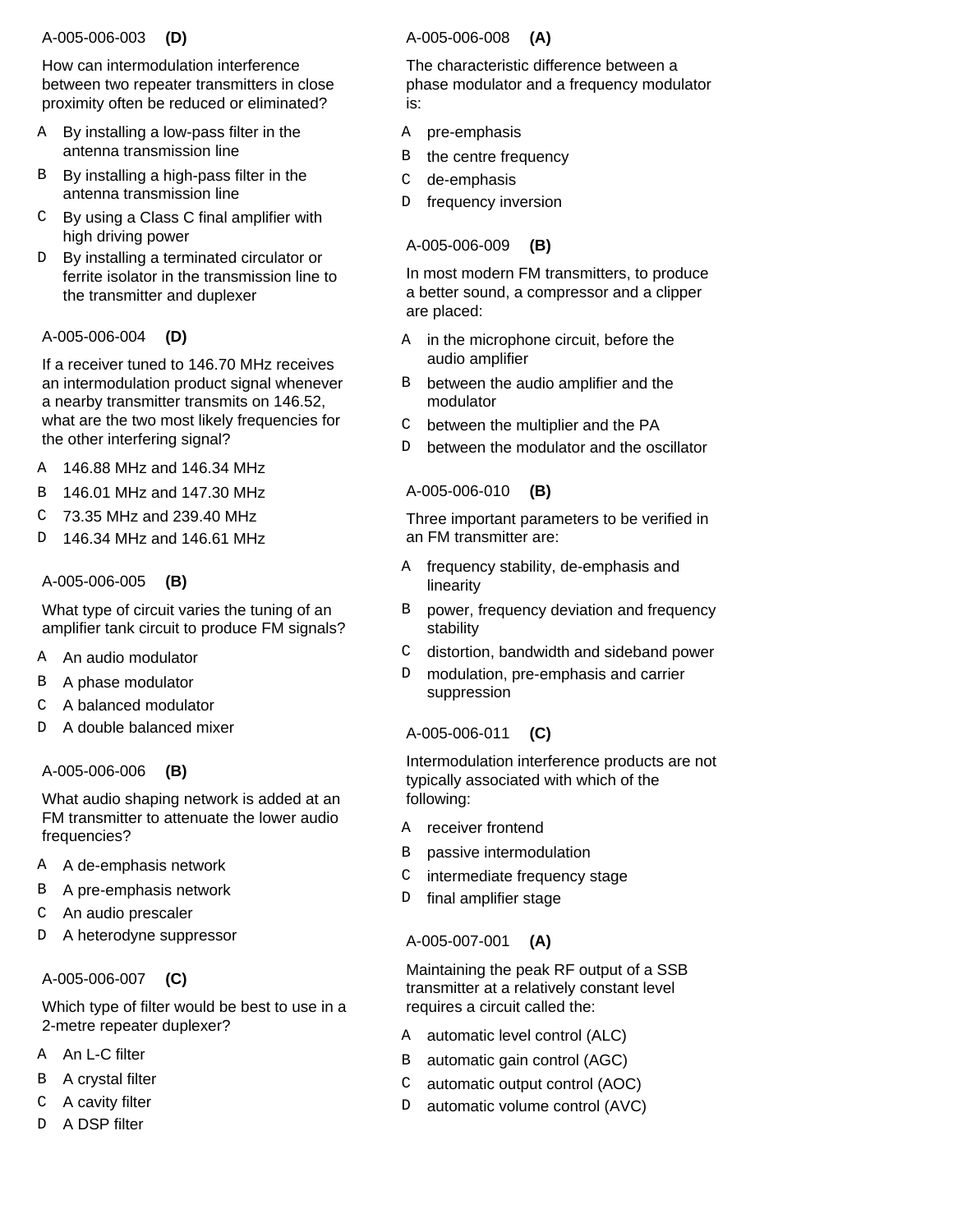A-005-006-003 **(D)**

How can intermodulation interference between two repeater transmitters in close proximity often be reduced or eliminated?

- A By installing a low-pass filter in the antenna transmission line
- B By installing a high-pass filter in the antenna transmission line
- C By using a Class C final amplifier with high driving power
- D By installing a terminated circulator or ferrite isolator in the transmission line to the transmitter and duplexer

A-005-006-004 **(D)**

If a receiver tuned to 146.70 MHz receives an intermodulation product signal whenever a nearby transmitter transmits on 146.52, what are the two most likely frequencies for the other interfering signal?

- A 146.88 MHz and 146.34 MHz
- B 146.01 MHz and 147.30 MHz
- C 73.35 MHz and 239.40 MHz
- D 146.34 MHz and 146.61 MHz

A-005-006-005 **(B)**

What type of circuit varies the tuning of an amplifier tank circuit to produce FM signals?

- A An audio modulator
- B A phase modulator
- C A balanced modulator
- D A double balanced mixer

A-005-006-006 **(B)**

What audio shaping network is added at an FM transmitter to attenuate the lower audio frequencies?

- A A de-emphasis network
- B A pre-emphasis network
- C An audio prescaler
- D A heterodyne suppressor

A-005-006-007 **(C)**

Which type of filter would be best to use in a 2-metre repeater duplexer?

- A An L-C filter
- B A crystal filter
- C A cavity filter
- D A DSP filter

A-005-006-008 **(A)**

The characteristic difference between a phase modulator and a frequency modulator is:

- A pre-emphasis
- B the centre frequency
- C de-emphasis
- D frequency inversion

A-005-006-009 **(B)**

In most modern FM transmitters, to produce a better sound, a compressor and a clipper are placed:

- A in the microphone circuit, before the audio amplifier
- B between the audio amplifier and the modulator
- C between the multiplier and the PA
- D between the modulator and the oscillator

A-005-006-010 **(B)**

Three important parameters to be verified in an FM transmitter are:

- A frequency stability, de-emphasis and linearity
- B power, frequency deviation and frequency stability
- C distortion, bandwidth and sideband power
- D modulation, pre-emphasis and carrier suppression

A-005-006-011 **(C)**

Intermodulation interference products are not typically associated with which of the following:

- A receiver frontend
- B passive intermodulation
- C intermediate frequency stage
- D final amplifier stage

A-005-007-001 **(A)**

Maintaining the peak RF output of a SSB transmitter at a relatively constant level requires a circuit called the:

- A automatic level control (ALC)
- B automatic gain control (AGC)
- C automatic output control (AOC)
- D automatic volume control (AVC)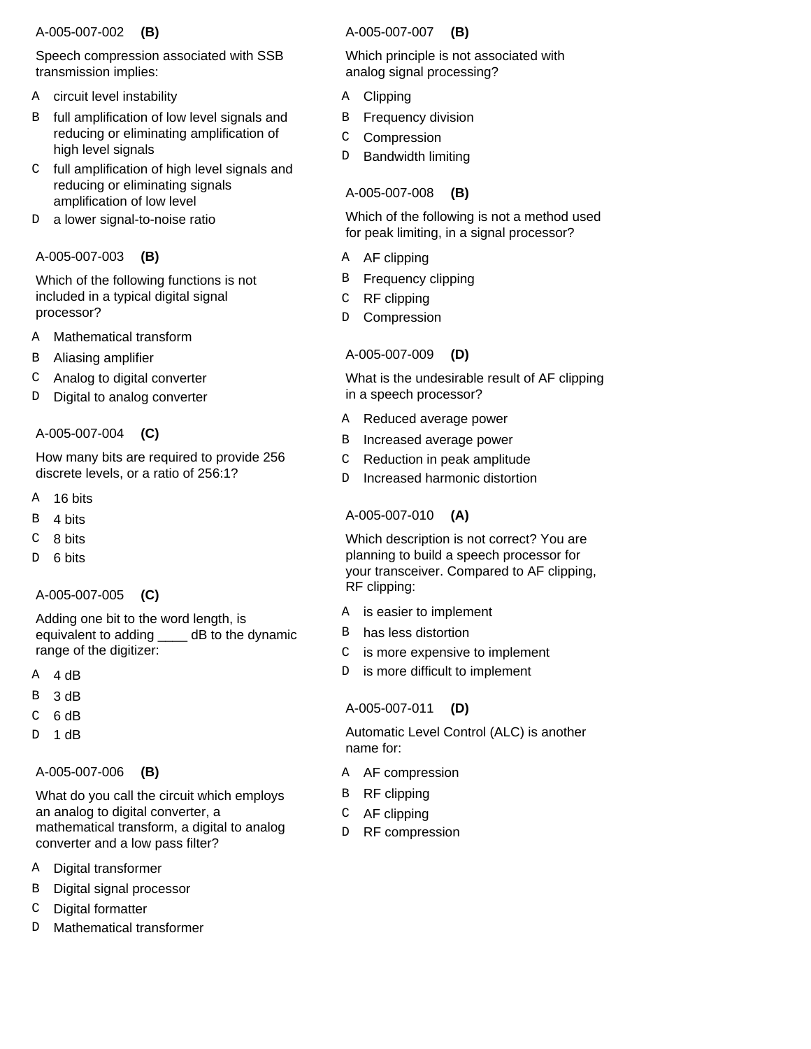A-005-007-002 **(B)**

Speech compression associated with SSB transmission implies:

- A circuit level instability
- B full amplification of low level signals and reducing or eliminating amplification of high level signals
- C full amplification of high level signals and reducing or eliminating signals amplification of low level
- D a lower signal-to-noise ratio

A-005-007-003 **(B)**

Which of the following functions is not included in a typical digital signal processor?

- A Mathematical transform
- B Aliasing amplifier
- C Analog to digital converter
- D Digital to analog converter

A-005-007-004 **(C)**

How many bits are required to provide 256 discrete levels, or a ratio of 256:1?

- A 16 bits
- B 4 bits
- C 8 bits
- D 6 bits

A-005-007-005 **(C)**

Adding one bit to the word length, is equivalent to adding ____ dB to the dynamic range of the digitizer:

- A 4 dB
- B 3 dB
- C 6 dB
- D 1 dB

A-005-007-006 **(B)**

What do you call the circuit which employs an analog to digital converter, a mathematical transform, a digital to analog converter and a low pass filter?

- A Digital transformer
- B Digital signal processor
- C Digital formatter
- D Mathematical transformer

A-005-007-007 **(B)**

Which principle is not associated with analog signal processing?

- A Clipping
- B Frequency division
- C Compression
- D Bandwidth limiting

A-005-007-008 **(B)**

Which of the following is not a method used for peak limiting, in a signal processor?

- A AF clipping
- B Frequency clipping
- C RF clipping
- D Compression

A-005-007-009 **(D)**

What is the undesirable result of AF clipping in a speech processor?

- A Reduced average power
- B Increased average power
- C Reduction in peak amplitude
- D Increased harmonic distortion

A-005-007-010 **(A)**

Which description is not correct? You are planning to build a speech processor for your transceiver. Compared to AF clipping, RF clipping:

- A is easier to implement
- B has less distortion
- C is more expensive to implement
- D is more difficult to implement

A-005-007-011 **(D)**

Automatic Level Control (ALC) is another name for:

- A AF compression
- B RF clipping
- C AF clipping
- D RF compression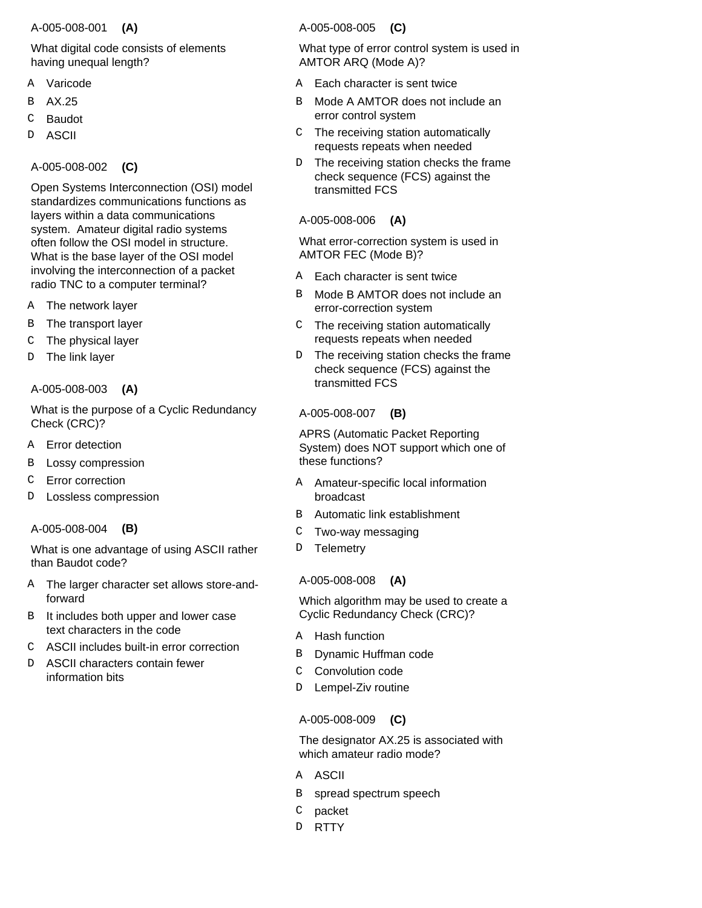A-005-008-001 **(A)**

What digital code consists of elements having unequal length?

- A Varicode
- B AX.25
- C Baudot
- D ASCII

A-005-008-002 **(C)**

Open Systems Interconnection (OSI) model standardizes communications functions as layers within a data communications system. Amateur digital radio systems often follow the OSI model in structure. What is the base layer of the OSI model involving the interconnection of a packet radio TNC to a computer terminal?

- A The network layer
- B The transport layer
- C The physical layer
- D The link layer

A-005-008-003 **(A)**

What is the purpose of a Cyclic Redundancy Check (CRC)?

- A Error detection
- B Lossy compression
- C Error correction
- D Lossless compression

A-005-008-004 **(B)**

What is one advantage of using ASCII rather than Baudot code?

- A The larger character set allows store-and-forward
- B It includes both upper and lower case text characters in the code
- C ASCII includes built-in error correction
- D ASCII characters contain fewer information bits

A-005-008-005 **(C)**

What type of error control system is used in AMTOR ARQ (Mode A)?

- A Each character is sent twice
- B Mode A AMTOR does not include an error control system
- C The receiving station automatically requests repeats when needed
- D The receiving station checks the frame check sequence (FCS) against the transmitted FCS

A-005-008-006 **(A)**

What error-correction system is used in AMTOR FEC (Mode B)?

- A Each character is sent twice
- B Mode B AMTOR does not include an error-correction system
- C The receiving station automatically requests repeats when needed
- D The receiving station checks the frame check sequence (FCS) against the transmitted FCS

A-005-008-007 **(B)**

APRS (Automatic Packet Reporting System) does NOT support which one of these functions?

- A Amateur-specific local information broadcast
- B Automatic link establishment
- C Two-way messaging
- D Telemetry

A-005-008-008 **(A)**

Which algorithm may be used to create a Cyclic Redundancy Check (CRC)?

- A Hash function
- B Dynamic Huffman code
- C Convolution code
- D Lempel-Ziv routine

A-005-008-009 **(C)**

The designator AX.25 is associated with which amateur radio mode?

- A ASCII
- B spread spectrum speech
- C packet
- D RTTY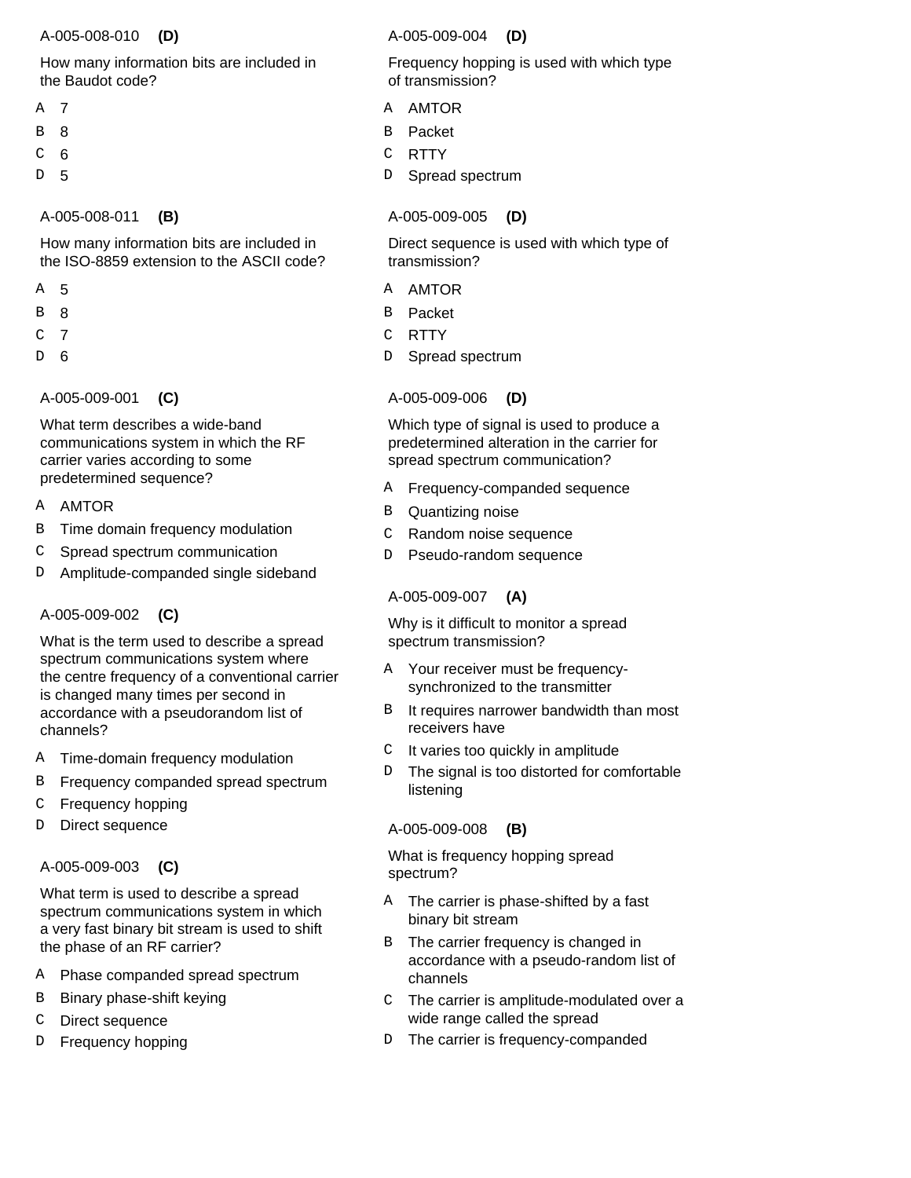A-005-008-010 **(D)**

How many information bits are included in the Baudot code?

- A 7
- B 8
- C 6
- D 5

A-005-008-011 **(B)**

How many information bits are included in the ISO-8859 extension to the ASCII code?

- A 5
- B 8
- C 7
- D 6

A-005-009-001 **(C)**

What term describes a wide-band communications system in which the RF carrier varies according to some predetermined sequence?

- A AMTOR
- B Time domain frequency modulation
- C Spread spectrum communication
- D Amplitude-companded single sideband

A-005-009-002 **(C)**

What is the term used to describe a spread spectrum communications system where the centre frequency of a conventional carrier is changed many times per second in accordance with a pseudorandom list of channels?

- A Time-domain frequency modulation
- B Frequency companded spread spectrum
- C Frequency hopping
- D Direct sequence

A-005-009-003 **(C)**

What term is used to describe a spread spectrum communications system in which a very fast binary bit stream is used to shift the phase of an RF carrier?

- A Phase companded spread spectrum
- B Binary phase-shift keying
- C Direct sequence
- D Frequency hopping

A-005-009-004 **(D)**

Frequency hopping is used with which type of transmission?

- A AMTOR
- B Packet
- C RTTY
- D Spread spectrum

A-005-009-005 **(D)**

Direct sequence is used with which type of transmission?

- A AMTOR
- B Packet
- C RTTY
- D Spread spectrum

A-005-009-006 **(D)**

Which type of signal is used to produce a predetermined alteration in the carrier for spread spectrum communication?

- A Frequency-companded sequence
- B Quantizing noise
- C Random noise sequence
- D Pseudo-random sequence

A-005-009-007 **(A)**

Why is it difficult to monitor a spread spectrum transmission?

- A Your receiver must be frequency-synchronized to the transmitter
- B It requires narrower bandwidth than most receivers have
- C It varies too quickly in amplitude
- D The signal is too distorted for comfortable listening

A-005-009-008 **(B)**

What is frequency hopping spread spectrum?

- A The carrier is phase-shifted by a fast binary bit stream
- B The carrier frequency is changed in accordance with a pseudo-random list of channels
- C The carrier is amplitude-modulated over a wide range called the spread
- D The carrier is frequency-companded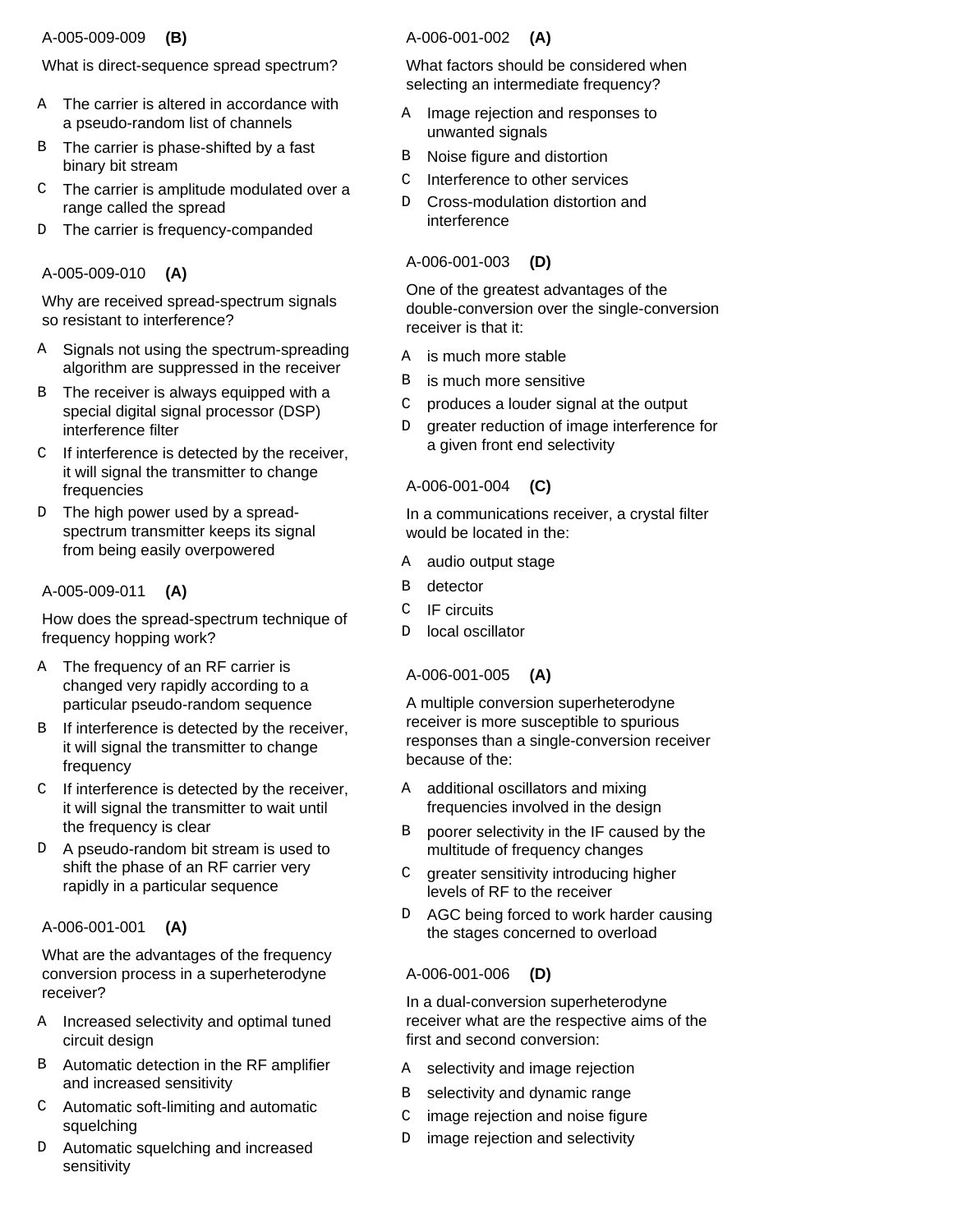A-005-009-009 **(B)**

What is direct-sequence spread spectrum?

- A The carrier is altered in accordance with a pseudo-random list of channels
- B The carrier is phase-shifted by a fast binary bit stream
- C The carrier is amplitude modulated over a range called the spread
- D The carrier is frequency-companded

A-005-009-010 **(A)**

Why are received spread-spectrum signals so resistant to interference?

- A Signals not using the spectrum-spreading algorithm are suppressed in the receiver
- B The receiver is always equipped with a special digital signal processor (DSP) interference filter
- C If interference is detected by the receiver, it will signal the transmitter to change frequencies
- D The high power used by a spread-spectrum transmitter keeps its signal from being easily overpowered

A-005-009-011 **(A)**

How does the spread-spectrum technique of frequency hopping work?

- A The frequency of an RF carrier is changed very rapidly according to a particular pseudo-random sequence
- B If interference is detected by the receiver, it will signal the transmitter to change frequency
- C If interference is detected by the receiver, it will signal the transmitter to wait until the frequency is clear
- D A pseudo-random bit stream is used to shift the phase of an RF carrier very rapidly in a particular sequence

A-006-001-001 **(A)**

What are the advantages of the frequency conversion process in a superheterodyne receiver?

- A Increased selectivity and optimal tuned circuit design
- B Automatic detection in the RF amplifier and increased sensitivity
- C Automatic soft-limiting and automatic squelching
- D Automatic squelching and increased sensitivity

A-006-001-002 **(A)**

What factors should be considered when selecting an intermediate frequency?

- A Image rejection and responses to unwanted signals
- B Noise figure and distortion
- C Interference to other services
- D Cross-modulation distortion and interference

A-006-001-003 **(D)**

One of the greatest advantages of the double-conversion over the single-conversion receiver is that it:

- A is much more stable
- B is much more sensitive
- C produces a louder signal at the output
- D greater reduction of image interference for a given front end selectivity

A-006-001-004 **(C)**

In a communications receiver, a crystal filter would be located in the:

- A audio output stage
- B detector
- C IF circuits
- D local oscillator

A-006-001-005 **(A)**

A multiple conversion superheterodyne receiver is more susceptible to spurious responses than a single-conversion receiver because of the:

- A additional oscillators and mixing frequencies involved in the design
- B poorer selectivity in the IF caused by the multitude of frequency changes
- C greater sensitivity introducing higher levels of RF to the receiver
- D AGC being forced to work harder causing the stages concerned to overload

A-006-001-006 **(D)**

In a dual-conversion superheterodyne receiver what are the respective aims of the first and second conversion:

- A selectivity and image rejection
- B selectivity and dynamic range
- C image rejection and noise figure
- D image rejection and selectivity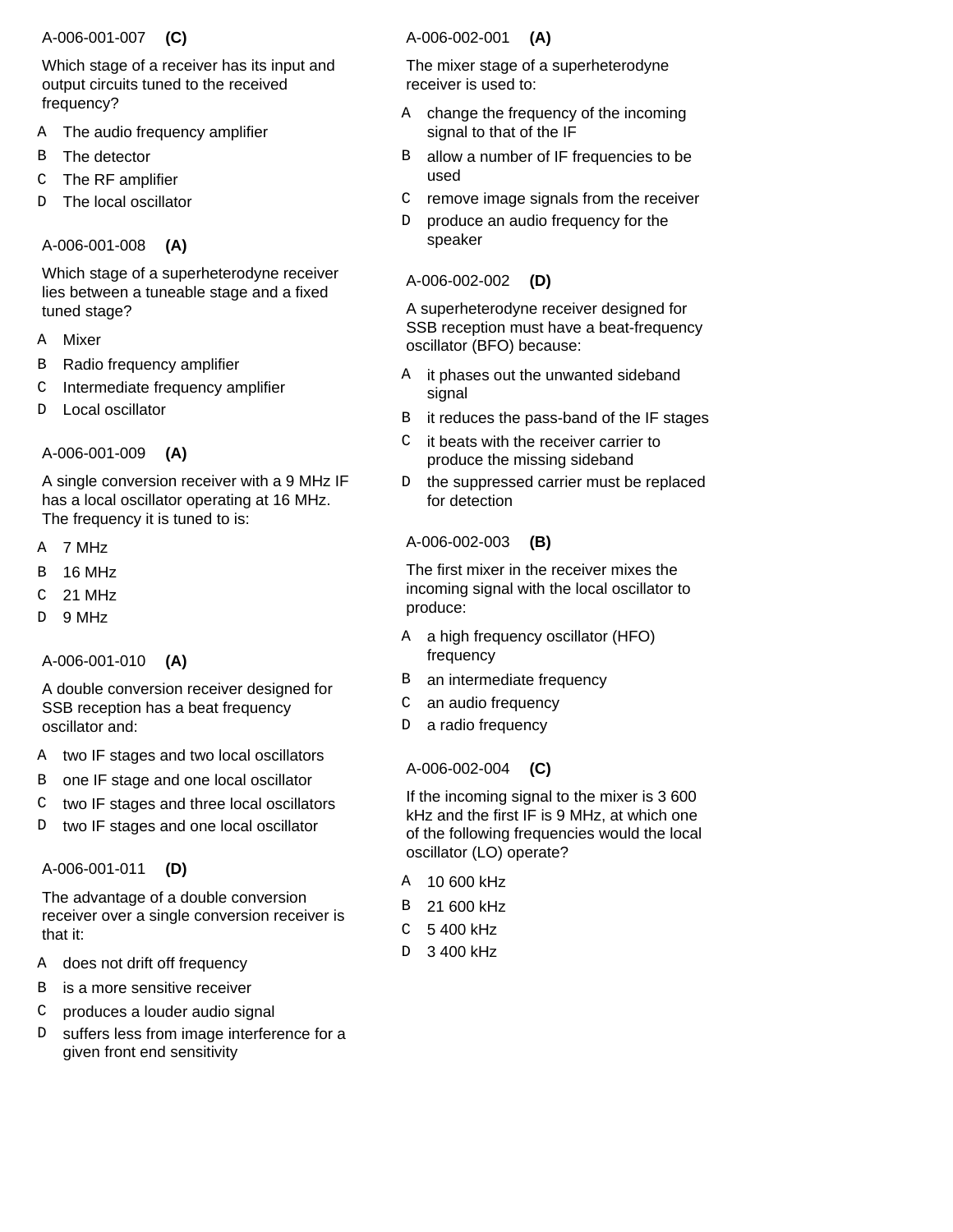A-006-001-007 **(C)**

Which stage of a receiver has its input and output circuits tuned to the received frequency?

- A The audio frequency amplifier
- B The detector
- C The RF amplifier
- D The local oscillator

A-006-001-008 **(A)**

Which stage of a superheterodyne receiver lies between a tuneable stage and a fixed tuned stage?

- A Mixer
- B Radio frequency amplifier
- C Intermediate frequency amplifier
- D Local oscillator

A-006-001-009 **(A)**

A single conversion receiver with a 9 MHz IF has a local oscillator operating at 16 MHz. The frequency it is tuned to is:

- A 7 MHz
- B 16 MHz
- C 21 MHz
- D 9 MHz

A-006-001-010 **(A)**

A double conversion receiver designed for SSB reception has a beat frequency oscillator and:

- A two IF stages and two local oscillators
- B one IF stage and one local oscillator
- C two IF stages and three local oscillators
- D two IF stages and one local oscillator

A-006-001-011 **(D)**

The advantage of a double conversion receiver over a single conversion receiver is that it:

- A does not drift off frequency
- B is a more sensitive receiver
- C produces a louder audio signal
- D suffers less from image interference for a given front end sensitivity

A-006-002-001 **(A)**

The mixer stage of a superheterodyne receiver is used to:

- A change the frequency of the incoming signal to that of the IF
- B allow a number of IF frequencies to be used
- C remove image signals from the receiver
- D produce an audio frequency for the speaker

A-006-002-002 **(D)**

A superheterodyne receiver designed for SSB reception must have a beat-frequency oscillator (BFO) because:

- A it phases out the unwanted sideband signal
- B it reduces the pass-band of the IF stages
- C it beats with the receiver carrier to produce the missing sideband
- D the suppressed carrier must be replaced for detection

A-006-002-003 **(B)**

The first mixer in the receiver mixes the incoming signal with the local oscillator to produce:

- A a high frequency oscillator (HFO) frequency
- B an intermediate frequency
- C an audio frequency
- D a radio frequency

A-006-002-004 **(C)**

If the incoming signal to the mixer is 3 600 kHz and the first IF is 9 MHz, at which one of the following frequencies would the local oscillator (LO) operate?

- A 10 600 kHz
- B 21 600 kHz
- C 5 400 kHz
- D 3 400 kHz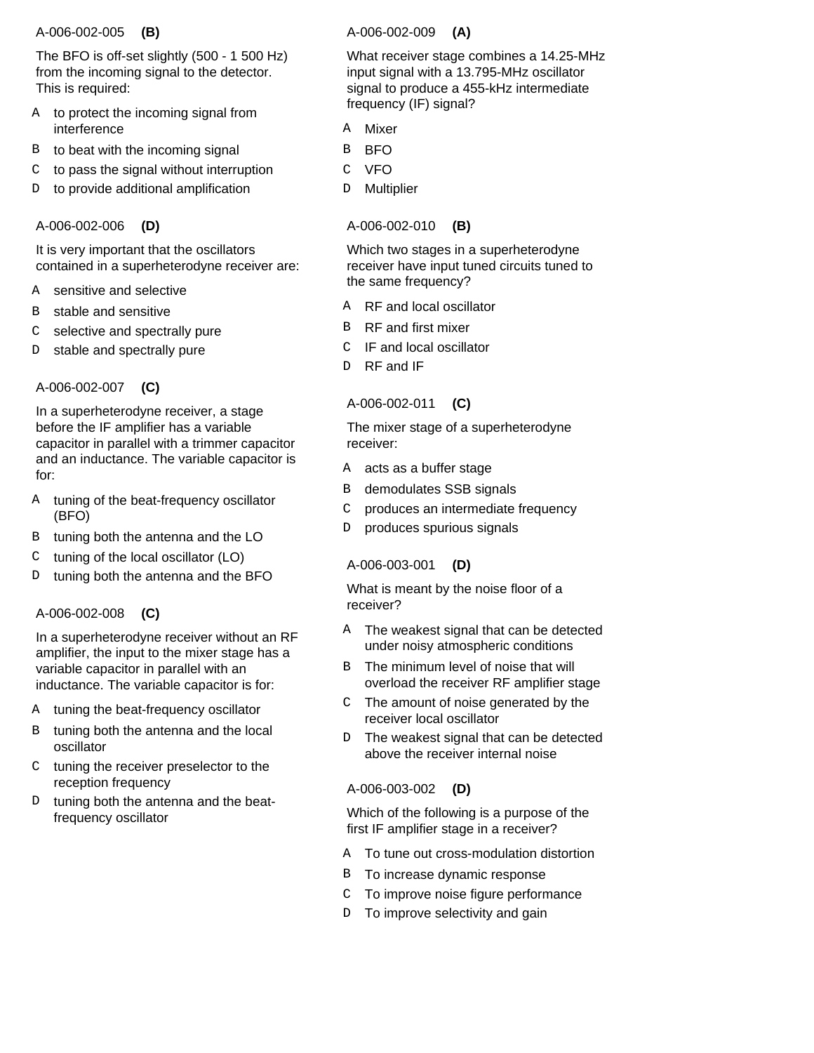A-006-002-005 **(B)**

The BFO is off-set slightly (500 - 1 500 Hz) from the incoming signal to the detector. This is required:

- A to protect the incoming signal from interference
- B to beat with the incoming signal
- C to pass the signal without interruption
- D to provide additional amplification

A-006-002-006 **(D)**

It is very important that the oscillators contained in a superheterodyne receiver are:

- A sensitive and selective
- B stable and sensitive
- C selective and spectrally pure
- D stable and spectrally pure

A-006-002-007 **(C)**

In a superheterodyne receiver, a stage before the IF amplifier has a variable capacitor in parallel with a trimmer capacitor and an inductance. The variable capacitor is for:

- A tuning of the beat-frequency oscillator (BFO)
- B tuning both the antenna and the LO
- C tuning of the local oscillator (LO)
- D tuning both the antenna and the BFO

A-006-002-008 **(C)**

In a superheterodyne receiver without an RF amplifier, the input to the mixer stage has a variable capacitor in parallel with an inductance. The variable capacitor is for:

- A tuning the beat-frequency oscillator
- B tuning both the antenna and the local oscillator
- C tuning the receiver preselector to the reception frequency
- D tuning both the antenna and the beat-frequency oscillator

A-006-002-009 **(A)**

What receiver stage combines a 14.25-MHz input signal with a 13.795-MHz oscillator signal to produce a 455-kHz intermediate frequency (IF) signal?

- A Mixer
- B BFO
- C VFO
- D Multiplier

A-006-002-010 **(B)**

Which two stages in a superheterodyne receiver have input tuned circuits tuned to the same frequency?

- A RF and local oscillator
- B RF and first mixer
- C IF and local oscillator
- D RF and IF

A-006-002-011 **(C)**

The mixer stage of a superheterodyne receiver:

- A acts as a buffer stage
- B demodulates SSB signals
- C produces an intermediate frequency
- D produces spurious signals

A-006-003-001 **(D)**

What is meant by the noise floor of a receiver?

- A The weakest signal that can be detected under noisy atmospheric conditions
- B The minimum level of noise that will overload the receiver RF amplifier stage
- C The amount of noise generated by the receiver local oscillator
- D The weakest signal that can be detected above the receiver internal noise

A-006-003-002 **(D)**

Which of the following is a purpose of the first IF amplifier stage in a receiver?

- A To tune out cross-modulation distortion
- B To increase dynamic response
- C To improve noise figure performance
- D To improve selectivity and gain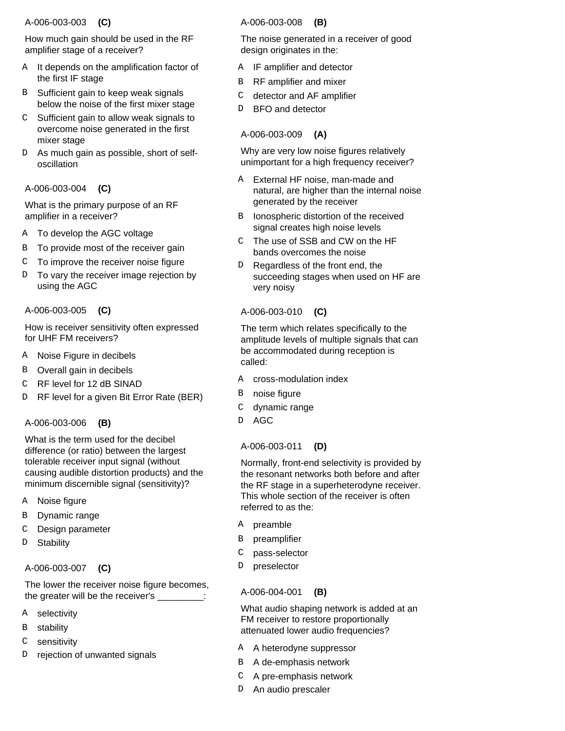A-006-003-003 **(C)**

How much gain should be used in the RF amplifier stage of a receiver?

A It depends on the amplification factor of the first IF stage
B Sufficient gain to keep weak signals below the noise of the first mixer stage
C Sufficient gain to allow weak signals to overcome noise generated in the first mixer stage
D As much gain as possible, short of self-oscillation

A-006-003-004 **(C)**

What is the primary purpose of an RF amplifier in a receiver?

A To develop the AGC voltage
B To provide most of the receiver gain
C To improve the receiver noise figure
D To vary the receiver image rejection by using the AGC

A-006-003-005 **(C)**

How is receiver sensitivity often expressed for UHF FM receivers?

A Noise Figure in decibels
B Overall gain in decibels
C RF level for 12 dB SINAD
D RF level for a given Bit Error Rate (BER)

A-006-003-006 **(B)**

What is the term used for the decibel difference (or ratio) between the largest tolerable receiver input signal (without causing audible distortion products) and the minimum discernible signal (sensitivity)?

A Noise figure
B Dynamic range
C Design parameter
D Stability

A-006-003-007 **(C)**

The lower the receiver noise figure becomes, the greater will be the receiver's _________:

A selectivity
B stability
C sensitivity
D rejection of unwanted signals

A-006-003-008 **(B)**

The noise generated in a receiver of good design originates in the:

A IF amplifier and detector
B RF amplifier and mixer
C detector and AF amplifier
D BFO and detector

A-006-003-009 **(A)**

Why are very low noise figures relatively unimportant for a high frequency receiver?

A External HF noise, man-made and natural, are higher than the internal noise generated by the receiver
B Ionospheric distortion of the received signal creates high noise levels
C The use of SSB and CW on the HF bands overcomes the noise
D Regardless of the front end, the succeeding stages when used on HF are very noisy

A-006-003-010 **(C)**

The term which relates specifically to the amplitude levels of multiple signals that can be accommodated during reception is called:

A cross-modulation index
B noise figure
C dynamic range
D AGC

A-006-003-011 **(D)**

Normally, front-end selectivity is provided by the resonant networks both before and after the RF stage in a superheterodyne receiver. This whole section of the receiver is often referred to as the:

A preamble
B preamplifier
C pass-selector
D preselector

A-006-004-001 **(B)**

What audio shaping network is added at an FM receiver to restore proportionally attenuated lower audio frequencies?

A A heterodyne suppressor
B A de-emphasis network
C A pre-emphasis network
D An audio prescaler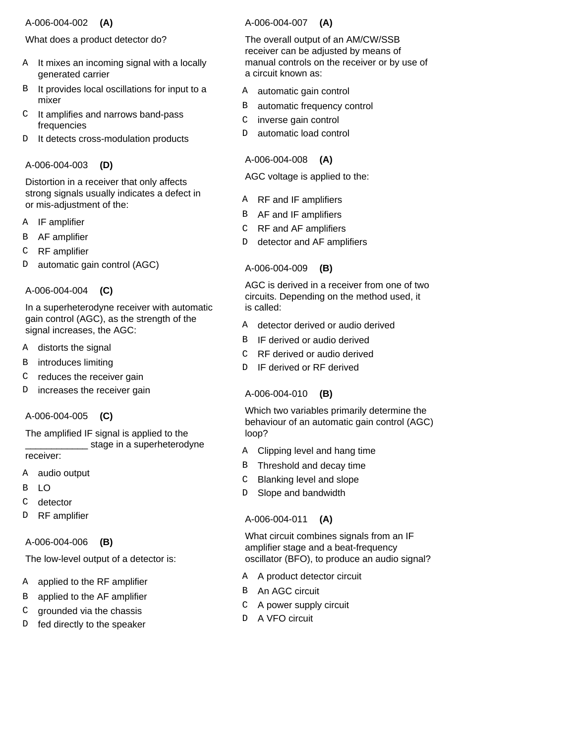A-006-004-002 **(A)**

What does a product detector do?

- A It mixes an incoming signal with a locally generated carrier
- B It provides local oscillations for input to a mixer
- C It amplifies and narrows band-pass frequencies
- D It detects cross-modulation products

A-006-004-003 **(D)**

Distortion in a receiver that only affects strong signals usually indicates a defect in or mis-adjustment of the:

- A IF amplifier
- B AF amplifier
- C RF amplifier
- D automatic gain control (AGC)

A-006-004-004 **(C)**

In a superheterodyne receiver with automatic gain control (AGC), as the strength of the signal increases, the AGC:

- A distorts the signal
- B introduces limiting
- C reduces the receiver gain
- D increases the receiver gain

A-006-004-005 **(C)**

The amplified IF signal is applied to the ____________ stage in a superheterodyne receiver:

- A audio output
- B LO
- C detector
- D RF amplifier

A-006-004-006 **(B)**

The low-level output of a detector is:

- A applied to the RF amplifier
- B applied to the AF amplifier
- C grounded via the chassis
- D fed directly to the speaker

A-006-004-007 **(A)**

The overall output of an AM/CW/SSB receiver can be adjusted by means of manual controls on the receiver or by use of a circuit known as:

- A automatic gain control
- B automatic frequency control
- C inverse gain control
- D automatic load control

A-006-004-008 **(A)**

AGC voltage is applied to the:

- A RF and IF amplifiers
- B AF and IF amplifiers
- C RF and AF amplifiers
- D detector and AF amplifiers

A-006-004-009 **(B)**

AGC is derived in a receiver from one of two circuits. Depending on the method used, it is called:

- A detector derived or audio derived
- B IF derived or audio derived
- C RF derived or audio derived
- D IF derived or RF derived

A-006-004-010 **(B)**

Which two variables primarily determine the behaviour of an automatic gain control (AGC) loop?

- A Clipping level and hang time
- B Threshold and decay time
- C Blanking level and slope
- D Slope and bandwidth

A-006-004-011 **(A)**

What circuit combines signals from an IF amplifier stage and a beat-frequency oscillator (BFO), to produce an audio signal?

- A A product detector circuit
- B An AGC circuit
- C A power supply circuit
- D A VFO circuit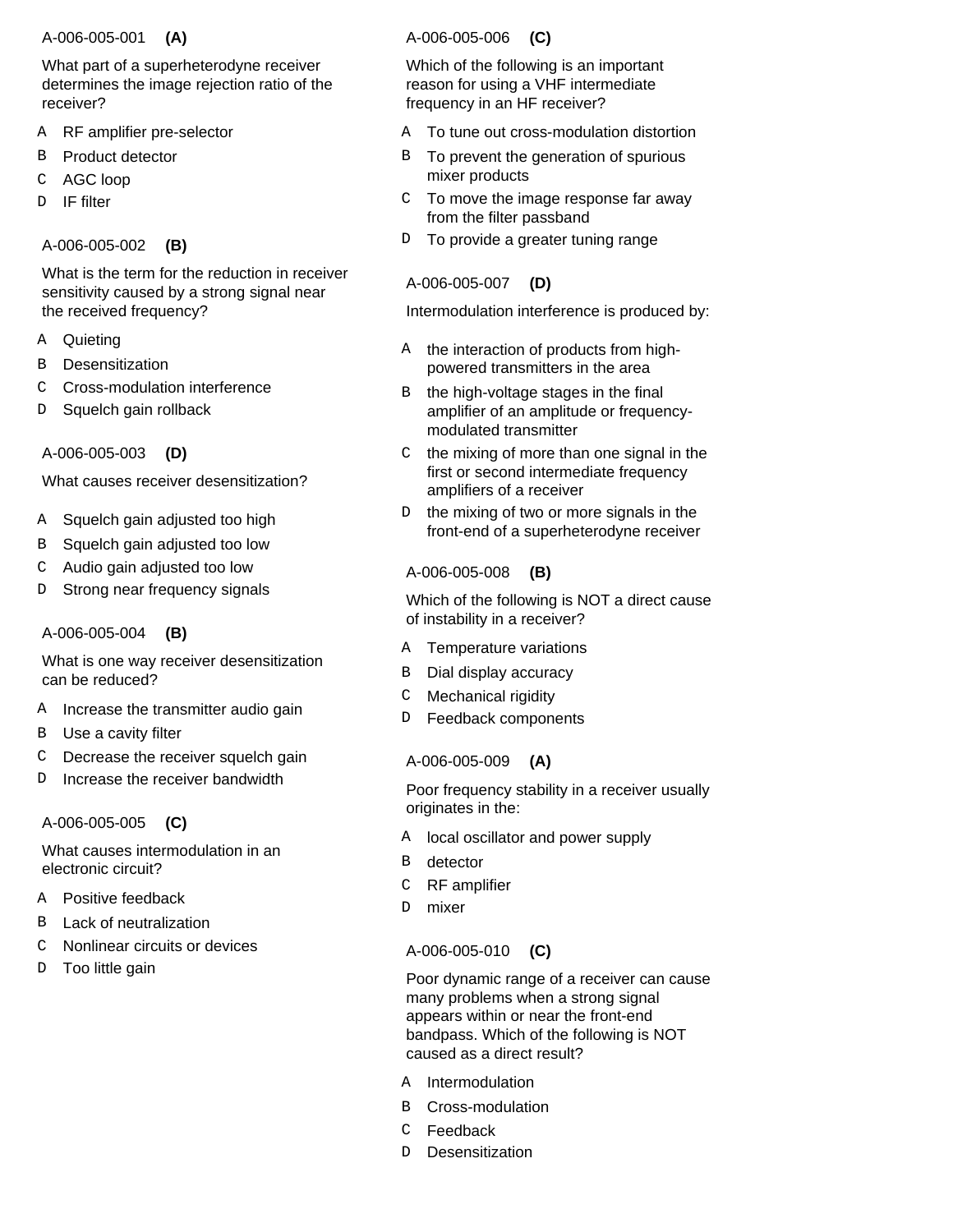A-006-005-001 **(A)**

What part of a superheterodyne receiver determines the image rejection ratio of the receiver?

A RF amplifier pre-selector
B Product detector
C AGC loop
D IF filter

A-006-005-002 **(B)**

What is the term for the reduction in receiver sensitivity caused by a strong signal near the received frequency?

A Quieting
B Desensitization
C Cross-modulation interference
D Squelch gain rollback

A-006-005-003 **(D)**

What causes receiver desensitization?

A Squelch gain adjusted too high
B Squelch gain adjusted too low
C Audio gain adjusted too low
D Strong near frequency signals

A-006-005-004 **(B)**

What is one way receiver desensitization can be reduced?

A Increase the transmitter audio gain
B Use a cavity filter
C Decrease the receiver squelch gain
D Increase the receiver bandwidth

A-006-005-005 **(C)**

What causes intermodulation in an electronic circuit?

A Positive feedback
B Lack of neutralization
C Nonlinear circuits or devices
D Too little gain

A-006-005-006 **(C)**

Which of the following is an important reason for using a VHF intermediate frequency in an HF receiver?

A To tune out cross-modulation distortion
B To prevent the generation of spurious mixer products
C To move the image response far away from the filter passband
D To provide a greater tuning range

A-006-005-007 **(D)**

Intermodulation interference is produced by:

A the interaction of products from high-powered transmitters in the area
B the high-voltage stages in the final amplifier of an amplitude or frequency-modulated transmitter
C the mixing of more than one signal in the first or second intermediate frequency amplifiers of a receiver
D the mixing of two or more signals in the front-end of a superheterodyne receiver

A-006-005-008 **(B)**

Which of the following is NOT a direct cause of instability in a receiver?

A Temperature variations
B Dial display accuracy
C Mechanical rigidity
D Feedback components

A-006-005-009 **(A)**

Poor frequency stability in a receiver usually originates in the:

A local oscillator and power supply
B detector
C RF amplifier
D mixer

A-006-005-010 **(C)**

Poor dynamic range of a receiver can cause many problems when a strong signal appears within or near the front-end bandpass. Which of the following is NOT caused as a direct result?

A Intermodulation
B Cross-modulation
C Feedback
D Desensitization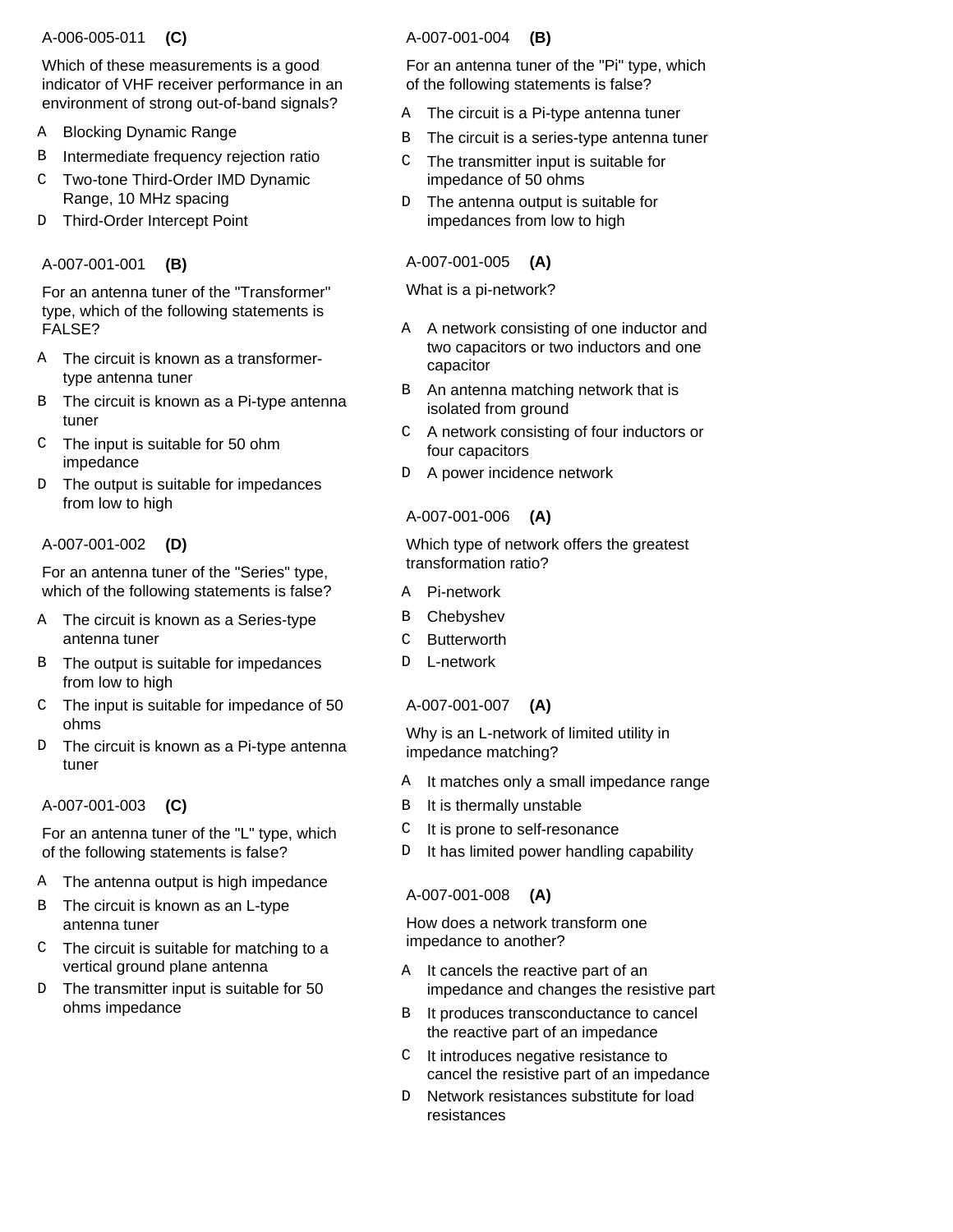A-006-005-011 **(C)**

Which of these measurements is a good indicator of VHF receiver performance in an environment of strong out-of-band signals?

- A Blocking Dynamic Range
- B Intermediate frequency rejection ratio
- C Two-tone Third-Order IMD Dynamic Range, 10 MHz spacing
- D Third-Order Intercept Point

A-007-001-001 **(B)**

For an antenna tuner of the "Transformer" type, which of the following statements is FALSE?

- A The circuit is known as a transformer-type antenna tuner
- B The circuit is known as a Pi-type antenna tuner
- C The input is suitable for 50 ohm impedance
- D The output is suitable for impedances from low to high

A-007-001-002 **(D)**

For an antenna tuner of the "Series" type, which of the following statements is false?

- A The circuit is known as a Series-type antenna tuner
- B The output is suitable for impedances from low to high
- C The input is suitable for impedance of 50 ohms
- D The circuit is known as a Pi-type antenna tuner

A-007-001-003 **(C)**

For an antenna tuner of the "L" type, which of the following statements is false?

- A The antenna output is high impedance
- B The circuit is known as an L-type antenna tuner
- C The circuit is suitable for matching to a vertical ground plane antenna
- D The transmitter input is suitable for 50 ohms impedance

A-007-001-004 **(B)**

For an antenna tuner of the "Pi" type, which of the following statements is false?

- A The circuit is a Pi-type antenna tuner
- B The circuit is a series-type antenna tuner
- C The transmitter input is suitable for impedance of 50 ohms
- D The antenna output is suitable for impedances from low to high

A-007-001-005 **(A)**

What is a pi-network?

- A A network consisting of one inductor and two capacitors or two inductors and one capacitor
- B An antenna matching network that is isolated from ground
- C A network consisting of four inductors or four capacitors
- D A power incidence network

A-007-001-006 **(A)**

Which type of network offers the greatest transformation ratio?

- A Pi-network
- B Chebyshev
- C Butterworth
- D L-network

A-007-001-007 **(A)**

Why is an L-network of limited utility in impedance matching?

- A It matches only a small impedance range
- B It is thermally unstable
- C It is prone to self-resonance
- D It has limited power handling capability

A-007-001-008 **(A)**

How does a network transform one impedance to another?

- A It cancels the reactive part of an impedance and changes the resistive part
- B It produces transconductance to cancel the reactive part of an impedance
- C It introduces negative resistance to cancel the resistive part of an impedance
- D Network resistances substitute for load resistances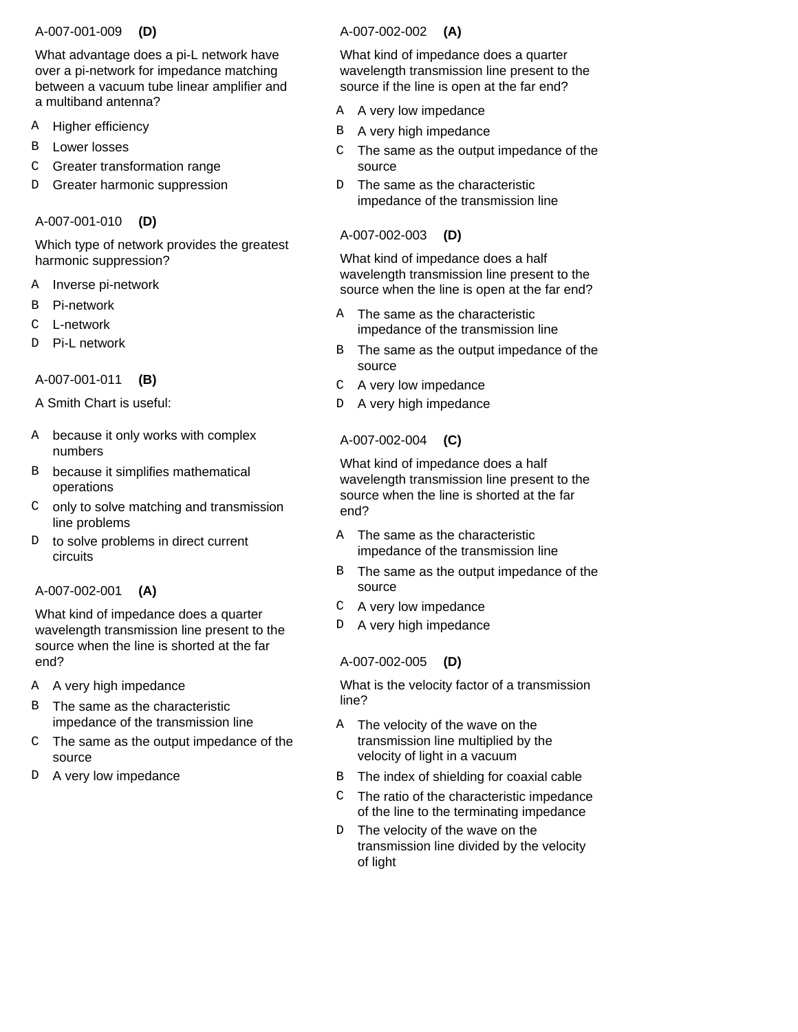A-007-001-009 **(D)**

What advantage does a pi-L network have over a pi-network for impedance matching between a vacuum tube linear amplifier and a multiband antenna?

- A Higher efficiency
- B Lower losses
- C Greater transformation range
- D Greater harmonic suppression

A-007-001-010 **(D)**

Which type of network provides the greatest harmonic suppression?

- A Inverse pi-network
- B Pi-network
- C L-network
- D Pi-L network

A-007-001-011 **(B)**

A Smith Chart is useful:

- A because it only works with complex numbers
- B because it simplifies mathematical operations
- C only to solve matching and transmission line problems
- D to solve problems in direct current circuits

A-007-002-001 **(A)**

What kind of impedance does a quarter wavelength transmission line present to the source when the line is shorted at the far end?

- A A very high impedance
- B The same as the characteristic impedance of the transmission line
- C The same as the output impedance of the source
- D A very low impedance

A-007-002-002 **(A)**

What kind of impedance does a quarter wavelength transmission line present to the source if the line is open at the far end?

- A A very low impedance
- B A very high impedance
- C The same as the output impedance of the source
- D The same as the characteristic impedance of the transmission line

A-007-002-003 **(D)**

What kind of impedance does a half wavelength transmission line present to the source when the line is open at the far end?

- A The same as the characteristic impedance of the transmission line
- B The same as the output impedance of the source
- C A very low impedance
- D A very high impedance

A-007-002-004 **(C)**

What kind of impedance does a half wavelength transmission line present to the source when the line is shorted at the far end?

- A The same as the characteristic impedance of the transmission line
- B The same as the output impedance of the source
- C A very low impedance
- D A very high impedance

A-007-002-005 **(D)**

What is the velocity factor of a transmission line?

- A The velocity of the wave on the transmission line multiplied by the velocity of light in a vacuum
- B The index of shielding for coaxial cable
- C The ratio of the characteristic impedance of the line to the terminating impedance
- D The velocity of the wave on the transmission line divided by the velocity of light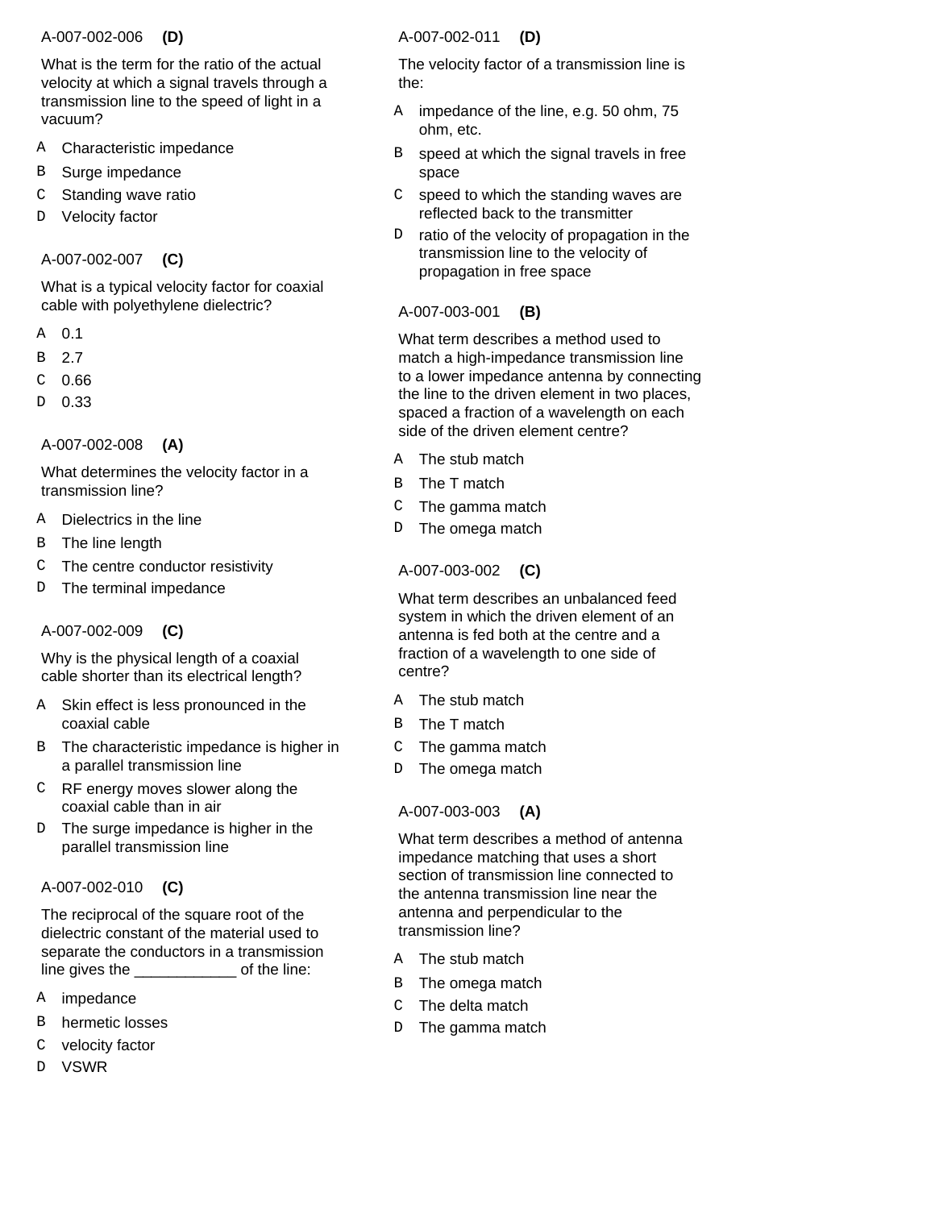A-007-002-006 **(D)**

What is the term for the ratio of the actual velocity at which a signal travels through a transmission line to the speed of light in a vacuum?

A Characteristic impedance
B Surge impedance
C Standing wave ratio
D Velocity factor

A-007-002-007 **(C)**

What is a typical velocity factor for coaxial cable with polyethylene dielectric?

A 0.1
B 2.7
C 0.66
D 0.33

A-007-002-008 **(A)**

What determines the velocity factor in a transmission line?

A Dielectrics in the line
B The line length
C The centre conductor resistivity
D The terminal impedance

A-007-002-009 **(C)**

Why is the physical length of a coaxial cable shorter than its electrical length?

A Skin effect is less pronounced in the coaxial cable
B The characteristic impedance is higher in a parallel transmission line
C RF energy moves slower along the coaxial cable than in air
D The surge impedance is higher in the parallel transmission line

A-007-002-010 **(C)**

The reciprocal of the square root of the dielectric constant of the material used to separate the conductors in a transmission line gives the ____________ of the line:

A impedance
B hermetic losses
C velocity factor
D VSWR

A-007-002-011 **(D)**

The velocity factor of a transmission line is the:

A impedance of the line, e.g. 50 ohm, 75 ohm, etc.
B speed at which the signal travels in free space
C speed to which the standing waves are reflected back to the transmitter
D ratio of the velocity of propagation in the transmission line to the velocity of propagation in free space

A-007-003-001 **(B)**

What term describes a method used to match a high-impedance transmission line to a lower impedance antenna by connecting the line to the driven element in two places, spaced a fraction of a wavelength on each side of the driven element centre?

A The stub match
B The T match
C The gamma match
D The omega match

A-007-003-002 **(C)**

What term describes an unbalanced feed system in which the driven element of an antenna is fed both at the centre and a fraction of a wavelength to one side of centre?

A The stub match
B The T match
C The gamma match
D The omega match

A-007-003-003 **(A)**

What term describes a method of antenna impedance matching that uses a short section of transmission line connected to the antenna transmission line near the antenna and perpendicular to the transmission line?

A The stub match
B The omega match
C The delta match
D The gamma match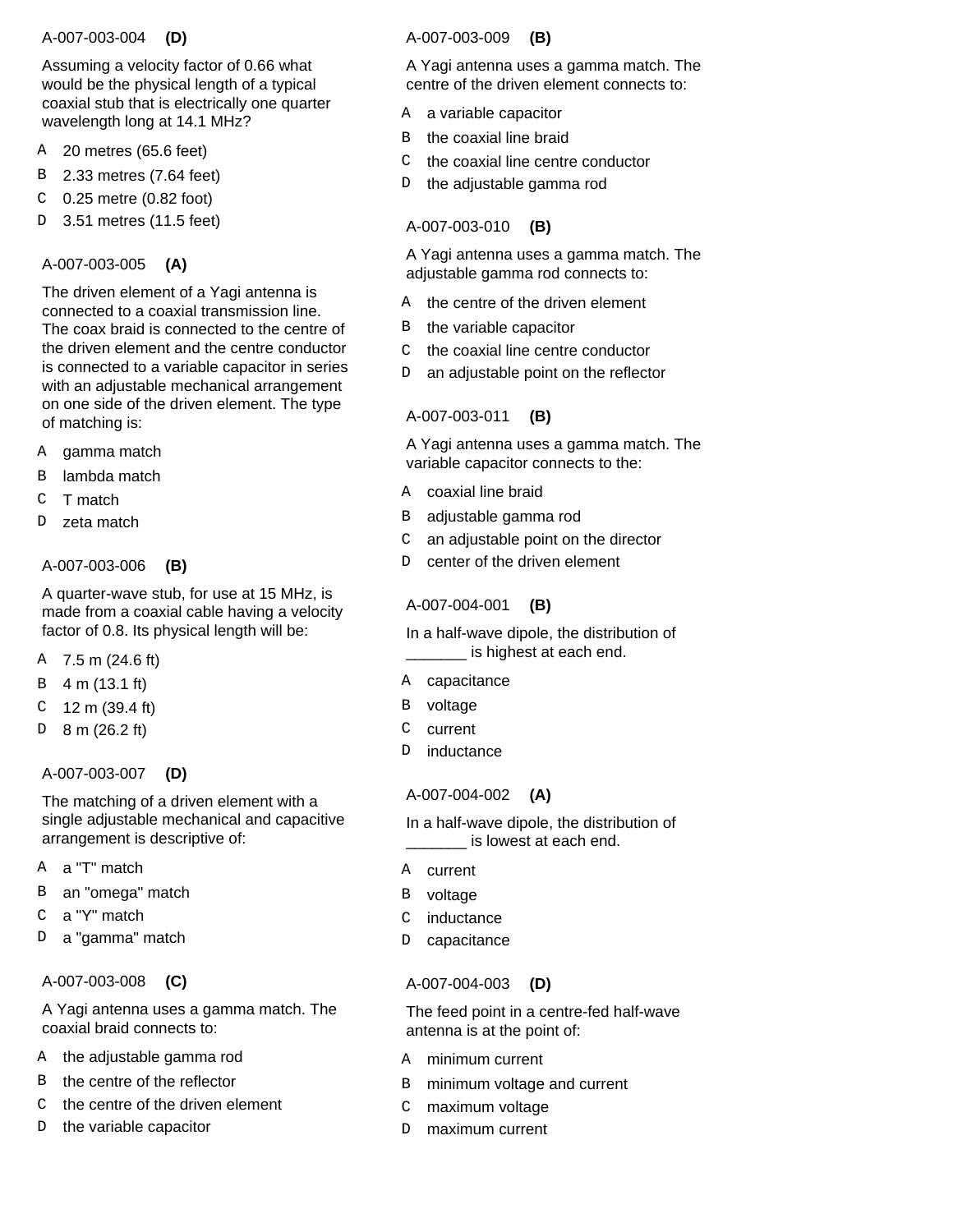A-007-003-004 **(D)**

Assuming a velocity factor of 0.66 what would be the physical length of a typical coaxial stub that is electrically one quarter wavelength long at 14.1 MHz?

- A 20 metres (65.6 feet)
- B 2.33 metres (7.64 feet)
- C 0.25 metre (0.82 foot)
- D 3.51 metres (11.5 feet)

A-007-003-005 **(A)**

The driven element of a Yagi antenna is connected to a coaxial transmission line. The coax braid is connected to the centre of the driven element and the centre conductor is connected to a variable capacitor in series with an adjustable mechanical arrangement on one side of the driven element. The type of matching is:

- A gamma match
- B lambda match
- C T match
- D zeta match

A-007-003-006 **(B)**

A quarter-wave stub, for use at 15 MHz, is made from a coaxial cable having a velocity factor of 0.8. Its physical length will be:

- A 7.5 m (24.6 ft)
- B 4 m (13.1 ft)
- C 12 m (39.4 ft)
- D 8 m (26.2 ft)

A-007-003-007 **(D)**

The matching of a driven element with a single adjustable mechanical and capacitive arrangement is descriptive of:

- A a "T" match
- B an "omega" match
- C a "Y" match
- D a "gamma" match

A-007-003-008 **(C)**

A Yagi antenna uses a gamma match. The coaxial braid connects to:

- A the adjustable gamma rod
- B the centre of the reflector
- C the centre of the driven element
- D the variable capacitor

A-007-003-009 **(B)**

A Yagi antenna uses a gamma match. The centre of the driven element connects to:

- A a variable capacitor
- B the coaxial line braid
- C the coaxial line centre conductor
- D the adjustable gamma rod

A-007-003-010 **(B)**

A Yagi antenna uses a gamma match. The adjustable gamma rod connects to:

- A the centre of the driven element
- B the variable capacitor
- C the coaxial line centre conductor
- D an adjustable point on the reflector

A-007-003-011 **(B)**

A Yagi antenna uses a gamma match. The variable capacitor connects to the:

- A coaxial line braid
- B adjustable gamma rod
- C an adjustable point on the director
- D center of the driven element

A-007-004-001 **(B)**

In a half-wave dipole, the distribution of _______ is highest at each end.

- A capacitance
- B voltage
- C current
- D inductance

A-007-004-002 **(A)**

In a half-wave dipole, the distribution of _______ is lowest at each end.

- A current
- B voltage
- C inductance
- D capacitance

A-007-004-003 **(D)**

The feed point in a centre-fed half-wave antenna is at the point of:

- A minimum current
- B minimum voltage and current
- C maximum voltage
- D maximum current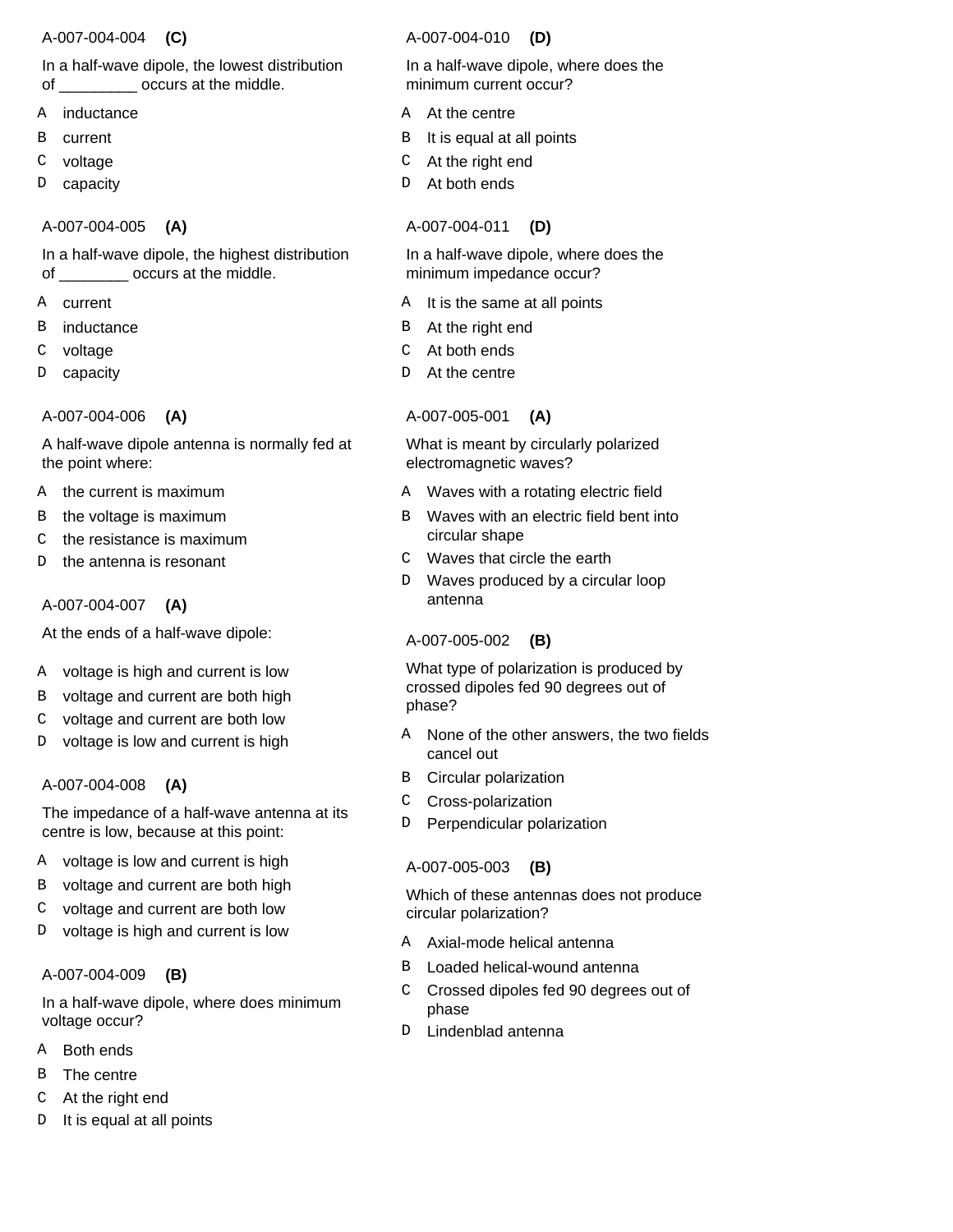A-007-004-004 **(C)**

In a half-wave dipole, the lowest distribution of _________ occurs at the middle.

- A inductance
- B current
- C voltage
- D capacity

A-007-004-005 **(A)**

In a half-wave dipole, the highest distribution of ________ occurs at the middle.

- A current
- B inductance
- C voltage
- D capacity

A-007-004-006 **(A)**

A half-wave dipole antenna is normally fed at the point where:

- A the current is maximum
- B the voltage is maximum
- C the resistance is maximum
- D the antenna is resonant

A-007-004-007 **(A)**

At the ends of a half-wave dipole:

- A voltage is high and current is low
- B voltage and current are both high
- C voltage and current are both low
- D voltage is low and current is high

A-007-004-008 **(A)**

The impedance of a half-wave antenna at its centre is low, because at this point:

- A voltage is low and current is high
- B voltage and current are both high
- C voltage and current are both low
- D voltage is high and current is low

A-007-004-009 **(B)**

In a half-wave dipole, where does minimum voltage occur?

- A Both ends
- B The centre
- C At the right end
- D It is equal at all points

A-007-004-010 **(D)**

In a half-wave dipole, where does the minimum current occur?

- A At the centre
- B It is equal at all points
- C At the right end
- D At both ends

A-007-004-011 **(D)**

In a half-wave dipole, where does the minimum impedance occur?

- A It is the same at all points
- B At the right end
- C At both ends
- D At the centre

A-007-005-001 **(A)**

What is meant by circularly polarized electromagnetic waves?

- A Waves with a rotating electric field
- B Waves with an electric field bent into circular shape
- C Waves that circle the earth
- D Waves produced by a circular loop antenna

A-007-005-002 **(B)**

What type of polarization is produced by crossed dipoles fed 90 degrees out of phase?

- A None of the other answers, the two fields cancel out
- B Circular polarization
- C Cross-polarization
- D Perpendicular polarization

A-007-005-003 **(B)**

Which of these antennas does not produce circular polarization?

- A Axial-mode helical antenna
- B Loaded helical-wound antenna
- C Crossed dipoles fed 90 degrees out of phase
- D Lindenblad antenna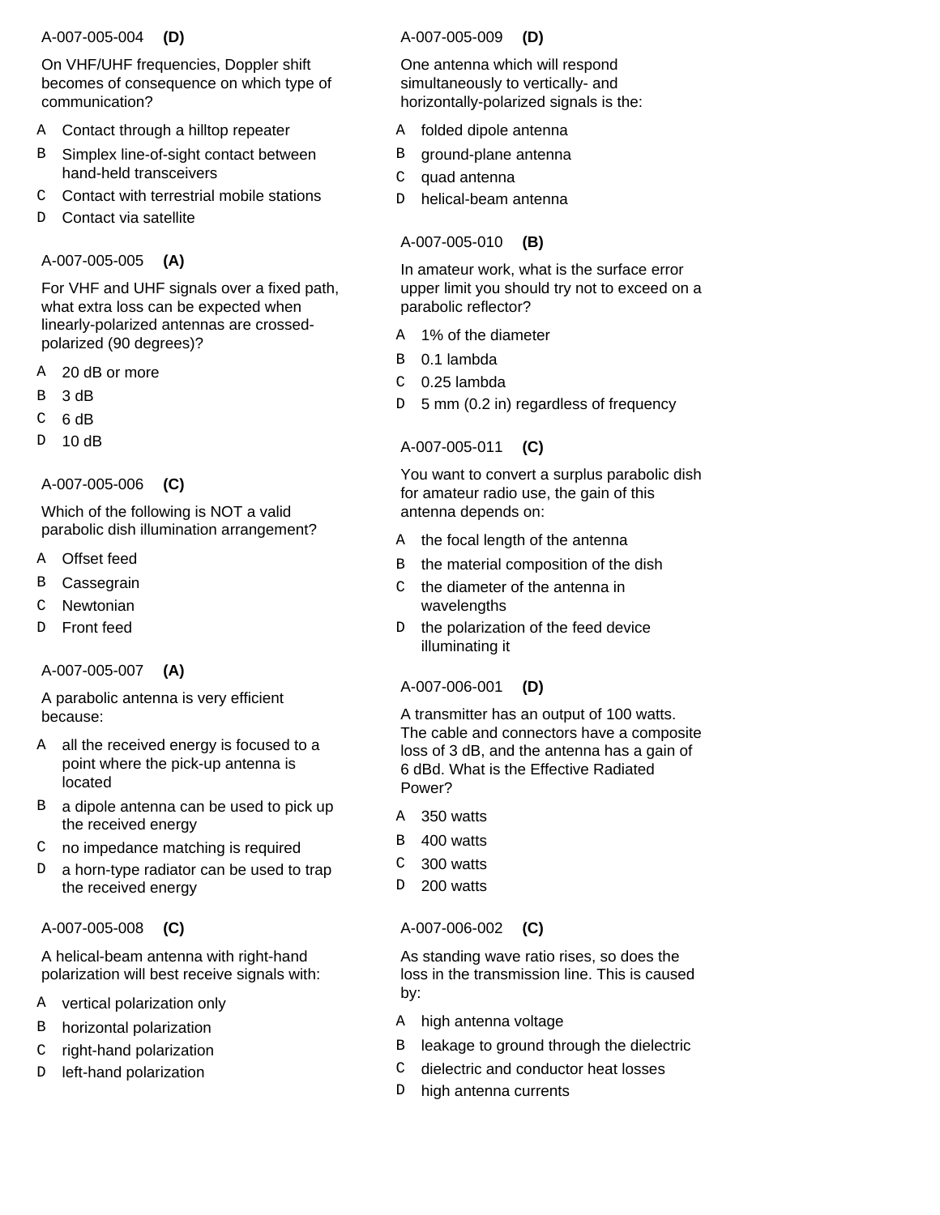A-007-005-004 **(D)**

On VHF/UHF frequencies, Doppler shift becomes of consequence on which type of communication?

- A Contact through a hilltop repeater
- B Simplex line-of-sight contact between hand-held transceivers
- C Contact with terrestrial mobile stations
- D Contact via satellite

A-007-005-005 **(A)**

For VHF and UHF signals over a fixed path, what extra loss can be expected when linearly-polarized antennas are crossed-polarized (90 degrees)?

- A 20 dB or more
- B 3 dB
- C 6 dB
- D 10 dB

A-007-005-006 **(C)**

Which of the following is NOT a valid parabolic dish illumination arrangement?

- A Offset feed
- B Cassegrain
- C Newtonian
- D Front feed

A-007-005-007 **(A)**

A parabolic antenna is very efficient because:

- A all the received energy is focused to a point where the pick-up antenna is located
- B a dipole antenna can be used to pick up the received energy
- C no impedance matching is required
- D a horn-type radiator can be used to trap the received energy

A-007-005-008 **(C)**

A helical-beam antenna with right-hand polarization will best receive signals with:

- A vertical polarization only
- B horizontal polarization
- C right-hand polarization
- D left-hand polarization

A-007-005-009 **(D)**

One antenna which will respond simultaneously to vertically- and horizontally-polarized signals is the:

- A folded dipole antenna
- B ground-plane antenna
- C quad antenna
- D helical-beam antenna

A-007-005-010 **(B)**

In amateur work, what is the surface error upper limit you should try not to exceed on a parabolic reflector?

- A 1% of the diameter
- B 0.1 lambda
- C 0.25 lambda
- D 5 mm (0.2 in) regardless of frequency

A-007-005-011 **(C)**

You want to convert a surplus parabolic dish for amateur radio use, the gain of this antenna depends on:

- A the focal length of the antenna
- B the material composition of the dish
- C the diameter of the antenna in wavelengths
- D the polarization of the feed device illuminating it

A-007-006-001 **(D)**

A transmitter has an output of 100 watts. The cable and connectors have a composite loss of 3 dB, and the antenna has a gain of 6 dBd. What is the Effective Radiated Power?

- A 350 watts
- B 400 watts
- C 300 watts
- D 200 watts

A-007-006-002 **(C)**

As standing wave ratio rises, so does the loss in the transmission line. This is caused by:

- A high antenna voltage
- B leakage to ground through the dielectric
- C dielectric and conductor heat losses
- D high antenna currents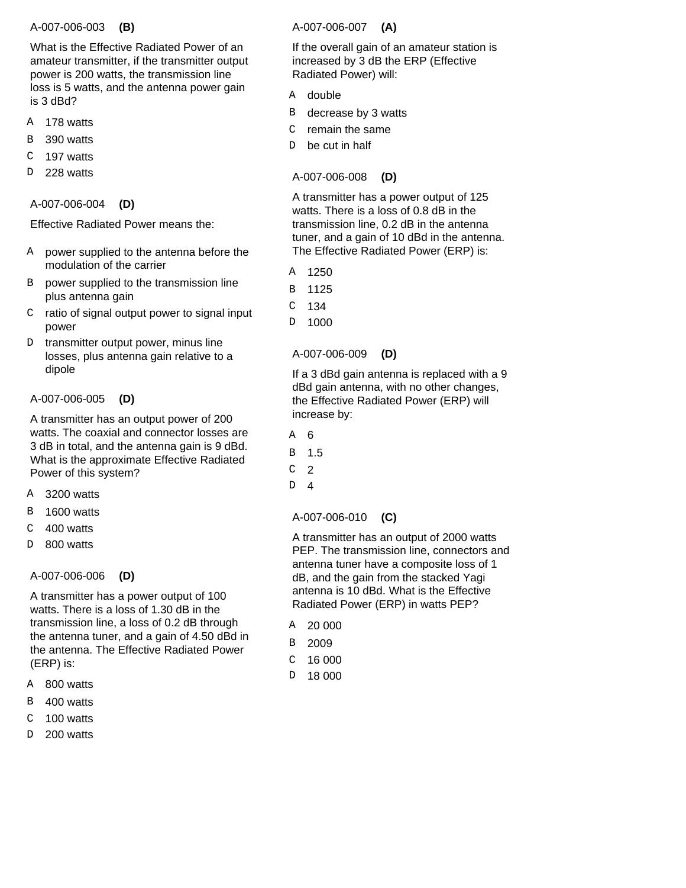A-007-006-003 **(B)**

What is the Effective Radiated Power of an amateur transmitter, if the transmitter output power is 200 watts, the transmission line loss is 5 watts, and the antenna power gain is 3 dBd?

- A 178 watts
- B 390 watts
- C 197 watts
- D 228 watts

A-007-006-004 **(D)**

Effective Radiated Power means the:

- A power supplied to the antenna before the modulation of the carrier
- B power supplied to the transmission line plus antenna gain
- C ratio of signal output power to signal input power
- D transmitter output power, minus line losses, plus antenna gain relative to a dipole

A-007-006-005 **(D)**

A transmitter has an output power of 200 watts. The coaxial and connector losses are 3 dB in total, and the antenna gain is 9 dBd. What is the approximate Effective Radiated Power of this system?

- A 3200 watts
- B 1600 watts
- C 400 watts
- D 800 watts

A-007-006-006 **(D)**

A transmitter has a power output of 100 watts. There is a loss of 1.30 dB in the transmission line, a loss of 0.2 dB through the antenna tuner, and a gain of 4.50 dBd in the antenna. The Effective Radiated Power (ERP) is:

- A 800 watts
- B 400 watts
- C 100 watts
- D 200 watts

A-007-006-007 **(A)**

If the overall gain of an amateur station is increased by 3 dB the ERP (Effective Radiated Power) will:

- A double
- B decrease by 3 watts
- C remain the same
- D be cut in half

A-007-006-008 **(D)**

A transmitter has a power output of 125 watts. There is a loss of 0.8 dB in the transmission line, 0.2 dB in the antenna tuner, and a gain of 10 dBd in the antenna. The Effective Radiated Power (ERP) is:

- A 1250
- B 1125
- C 134
- D 1000

A-007-006-009 **(D)**

If a 3 dBd gain antenna is replaced with a 9 dBd gain antenna, with no other changes, the Effective Radiated Power (ERP) will increase by:

- A 6
- B 1.5
- C 2
- D 4

A-007-006-010 **(C)**

A transmitter has an output of 2000 watts PEP. The transmission line, connectors and antenna tuner have a composite loss of 1 dB, and the gain from the stacked Yagi antenna is 10 dBd. What is the Effective Radiated Power (ERP) in watts PEP?

- A 20 000
- B 2009
- C 16 000
- D 18 000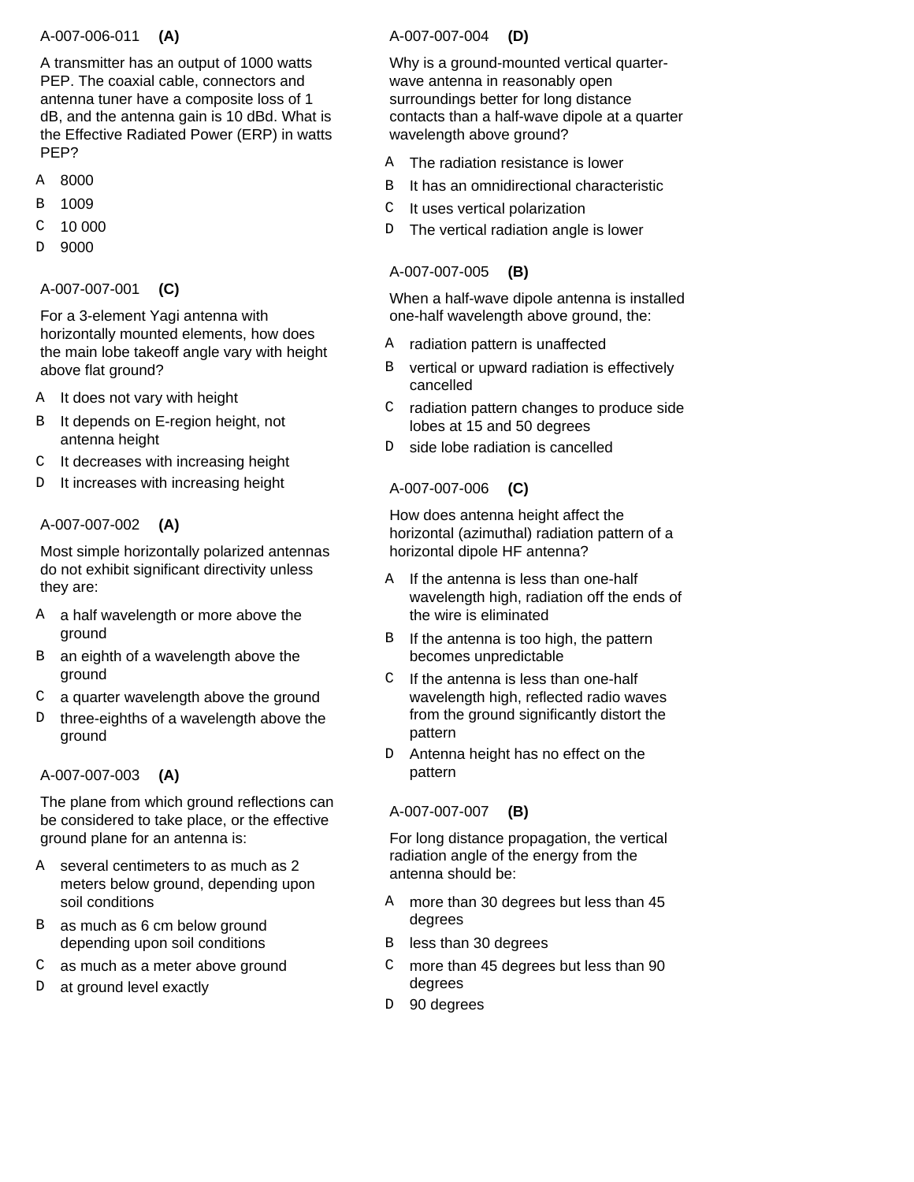A-007-006-011 **(A)**

A transmitter has an output of 1000 watts PEP. The coaxial cable, connectors and antenna tuner have a composite loss of 1 dB, and the antenna gain is 10 dBd. What is the Effective Radiated Power (ERP) in watts PEP?

- A 8000
- B 1009
- C 10 000
- D 9000

A-007-007-001 **(C)**

For a 3-element Yagi antenna with horizontally mounted elements, how does the main lobe takeoff angle vary with height above flat ground?

- A It does not vary with height
- B It depends on E-region height, not antenna height
- C It decreases with increasing height
- D It increases with increasing height

A-007-007-002 **(A)**

Most simple horizontally polarized antennas do not exhibit significant directivity unless they are:

- A a half wavelength or more above the ground
- B an eighth of a wavelength above the ground
- C a quarter wavelength above the ground
- D three-eighths of a wavelength above the ground

A-007-007-003 **(A)**

The plane from which ground reflections can be considered to take place, or the effective ground plane for an antenna is:

- A several centimeters to as much as 2 meters below ground, depending upon soil conditions
- B as much as 6 cm below ground depending upon soil conditions
- C as much as a meter above ground
- D at ground level exactly

A-007-007-004 **(D)**

Why is a ground-mounted vertical quarter-wave antenna in reasonably open surroundings better for long distance contacts than a half-wave dipole at a quarter wavelength above ground?

- A The radiation resistance is lower
- B It has an omnidirectional characteristic
- C It uses vertical polarization
- D The vertical radiation angle is lower

A-007-007-005 **(B)**

When a half-wave dipole antenna is installed one-half wavelength above ground, the:

- A radiation pattern is unaffected
- B vertical or upward radiation is effectively cancelled
- C radiation pattern changes to produce side lobes at 15 and 50 degrees
- D side lobe radiation is cancelled

A-007-007-006 **(C)**

How does antenna height affect the horizontal (azimuthal) radiation pattern of a horizontal dipole HF antenna?

- A If the antenna is less than one-half wavelength high, radiation off the ends of the wire is eliminated
- B If the antenna is too high, the pattern becomes unpredictable
- C If the antenna is less than one-half wavelength high, reflected radio waves from the ground significantly distort the pattern
- D Antenna height has no effect on the pattern

A-007-007-007 **(B)**

For long distance propagation, the vertical radiation angle of the energy from the antenna should be:

- A more than 30 degrees but less than 45 degrees
- B less than 30 degrees
- C more than 45 degrees but less than 90 degrees
- D 90 degrees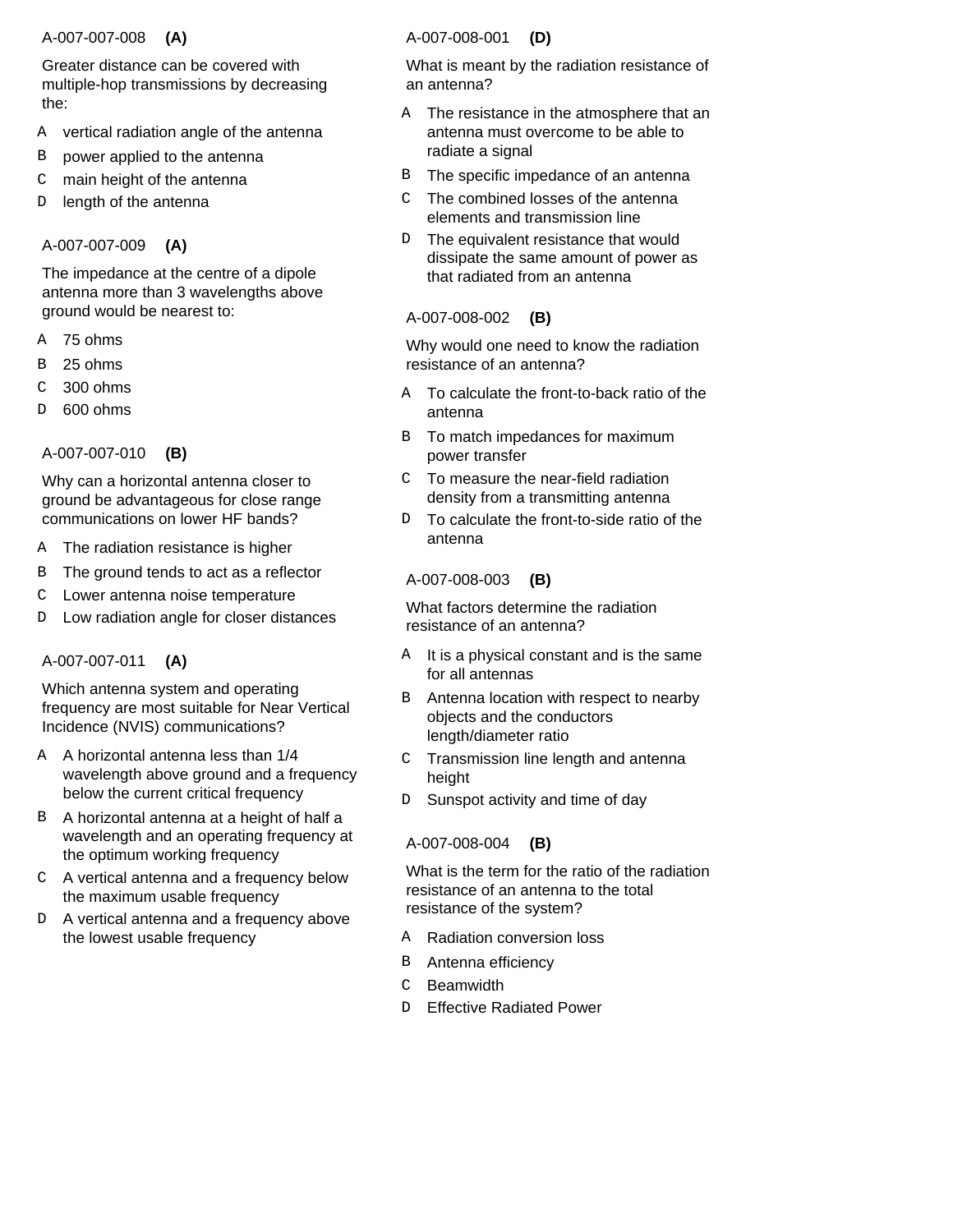A-007-007-008 **(A)**

Greater distance can be covered with multiple-hop transmissions by decreasing the:

- A vertical radiation angle of the antenna
- B power applied to the antenna
- C main height of the antenna
- D length of the antenna

A-007-007-009 **(A)**

The impedance at the centre of a dipole antenna more than 3 wavelengths above ground would be nearest to:

- A 75 ohms
- B 25 ohms
- C 300 ohms
- D 600 ohms

A-007-007-010 **(B)**

Why can a horizontal antenna closer to ground be advantageous for close range communications on lower HF bands?

- A The radiation resistance is higher
- B The ground tends to act as a reflector
- C Lower antenna noise temperature
- D Low radiation angle for closer distances

A-007-007-011 **(A)**

Which antenna system and operating frequency are most suitable for Near Vertical Incidence (NVIS) communications?

- A A horizontal antenna less than 1/4 wavelength above ground and a frequency below the current critical frequency
- B A horizontal antenna at a height of half a wavelength and an operating frequency at the optimum working frequency
- C A vertical antenna and a frequency below the maximum usable frequency
- D A vertical antenna and a frequency above the lowest usable frequency

A-007-008-001 **(D)**

What is meant by the radiation resistance of an antenna?

- A The resistance in the atmosphere that an antenna must overcome to be able to radiate a signal
- B The specific impedance of an antenna
- C The combined losses of the antenna elements and transmission line
- D The equivalent resistance that would dissipate the same amount of power as that radiated from an antenna

A-007-008-002 **(B)**

Why would one need to know the radiation resistance of an antenna?

- A To calculate the front-to-back ratio of the antenna
- B To match impedances for maximum power transfer
- C To measure the near-field radiation density from a transmitting antenna
- D To calculate the front-to-side ratio of the antenna

A-007-008-003 **(B)**

What factors determine the radiation resistance of an antenna?

- A It is a physical constant and is the same for all antennas
- B Antenna location with respect to nearby objects and the conductors length/diameter ratio
- C Transmission line length and antenna height
- D Sunspot activity and time of day

A-007-008-004 **(B)**

What is the term for the ratio of the radiation resistance of an antenna to the total resistance of the system?

- A Radiation conversion loss
- B Antenna efficiency
- C Beamwidth
- D Effective Radiated Power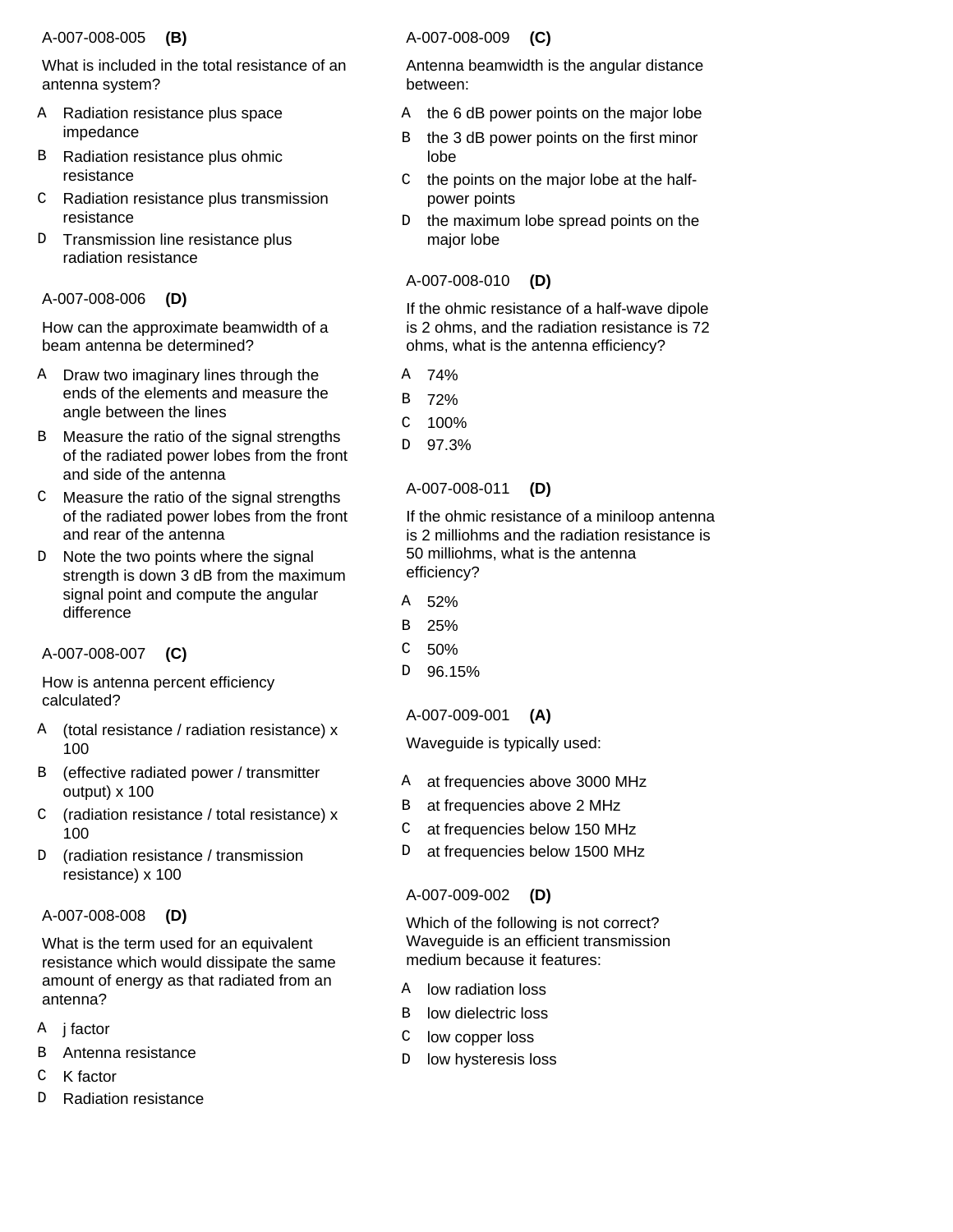A-007-008-005 **(B)**

What is included in the total resistance of an antenna system?

- A Radiation resistance plus space impedance
- B Radiation resistance plus ohmic resistance
- C Radiation resistance plus transmission resistance
- D Transmission line resistance plus radiation resistance

A-007-008-006 **(D)**

How can the approximate beamwidth of a beam antenna be determined?

- A Draw two imaginary lines through the ends of the elements and measure the angle between the lines
- B Measure the ratio of the signal strengths of the radiated power lobes from the front and side of the antenna
- C Measure the ratio of the signal strengths of the radiated power lobes from the front and rear of the antenna
- D Note the two points where the signal strength is down 3 dB from the maximum signal point and compute the angular difference

A-007-008-007 **(C)**

How is antenna percent efficiency calculated?

- A (total resistance / radiation resistance) x 100
- B (effective radiated power / transmitter output) x 100
- C (radiation resistance / total resistance) x 100
- D (radiation resistance / transmission resistance) x 100

A-007-008-008 **(D)**

What is the term used for an equivalent resistance which would dissipate the same amount of energy as that radiated from an antenna?

- A j factor
- B Antenna resistance
- C K factor
- D Radiation resistance

A-007-008-009 **(C)**

Antenna beamwidth is the angular distance between:

- A the 6 dB power points on the major lobe
- B the 3 dB power points on the first minor lobe
- C the points on the major lobe at the half-power points
- D the maximum lobe spread points on the major lobe

A-007-008-010 **(D)**

If the ohmic resistance of a half-wave dipole is 2 ohms, and the radiation resistance is 72 ohms, what is the antenna efficiency?

- A 74%
- B 72%
- C 100%
- D 97.3%

A-007-008-011 **(D)**

If the ohmic resistance of a miniloop antenna is 2 milliohms and the radiation resistance is 50 milliohms, what is the antenna efficiency?

- A 52%
- B 25%
- C 50%
- D 96.15%

A-007-009-001 **(A)**

Waveguide is typically used:

- A at frequencies above 3000 MHz
- B at frequencies above 2 MHz
- C at frequencies below 150 MHz
- D at frequencies below 1500 MHz

A-007-009-002 **(D)**

Which of the following is not correct? Waveguide is an efficient transmission medium because it features:

- A low radiation loss
- B low dielectric loss
- C low copper loss
- D low hysteresis loss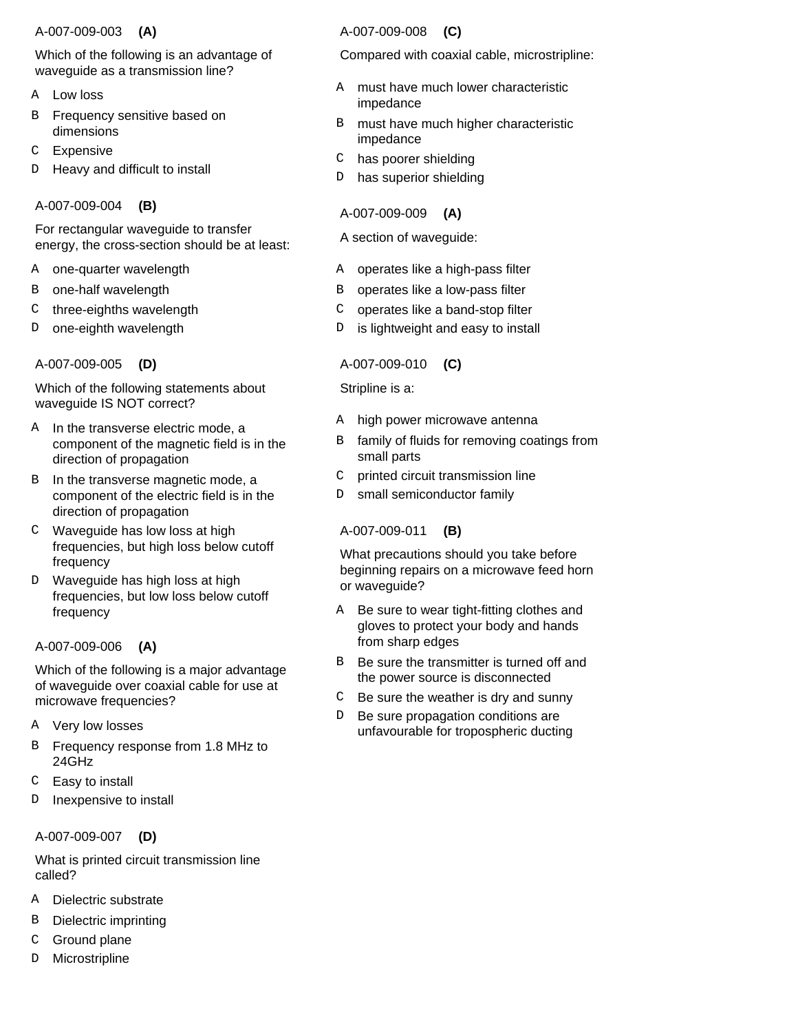A-007-009-003 **(A)**

Which of the following is an advantage of waveguide as a transmission line?

- A Low loss
- B Frequency sensitive based on dimensions
- C Expensive
- D Heavy and difficult to install

A-007-009-004 **(B)**

For rectangular waveguide to transfer energy, the cross-section should be at least:

- A one-quarter wavelength
- B one-half wavelength
- C three-eighths wavelength
- D one-eighth wavelength

A-007-009-005 **(D)**

Which of the following statements about waveguide IS NOT correct?

- A In the transverse electric mode, a component of the magnetic field is in the direction of propagation
- B In the transverse magnetic mode, a component of the electric field is in the direction of propagation
- C Waveguide has low loss at high frequencies, but high loss below cutoff frequency
- D Waveguide has high loss at high frequencies, but low loss below cutoff frequency

A-007-009-006 **(A)**

Which of the following is a major advantage of waveguide over coaxial cable for use at microwave frequencies?

- A Very low losses
- B Frequency response from 1.8 MHz to 24GHz
- C Easy to install
- D Inexpensive to install

A-007-009-007 **(D)**

What is printed circuit transmission line called?

- A Dielectric substrate
- B Dielectric imprinting
- C Ground plane
- D Microstripline

A-007-009-008 **(C)**

Compared with coaxial cable, microstripline:

- A must have much lower characteristic impedance
- B must have much higher characteristic impedance
- C has poorer shielding
- D has superior shielding

A-007-009-009 **(A)**

A section of waveguide:

- A operates like a high-pass filter
- B operates like a low-pass filter
- C operates like a band-stop filter
- D is lightweight and easy to install

A-007-009-010 **(C)**

Stripline is a:

- A high power microwave antenna
- B family of fluids for removing coatings from small parts
- C printed circuit transmission line
- D small semiconductor family

A-007-009-011 **(B)**

What precautions should you take before beginning repairs on a microwave feed horn or waveguide?

- A Be sure to wear tight-fitting clothes and gloves to protect your body and hands from sharp edges
- B Be sure the transmitter is turned off and the power source is disconnected
- C Be sure the weather is dry and sunny
- D Be sure propagation conditions are unfavourable for tropospheric ducting